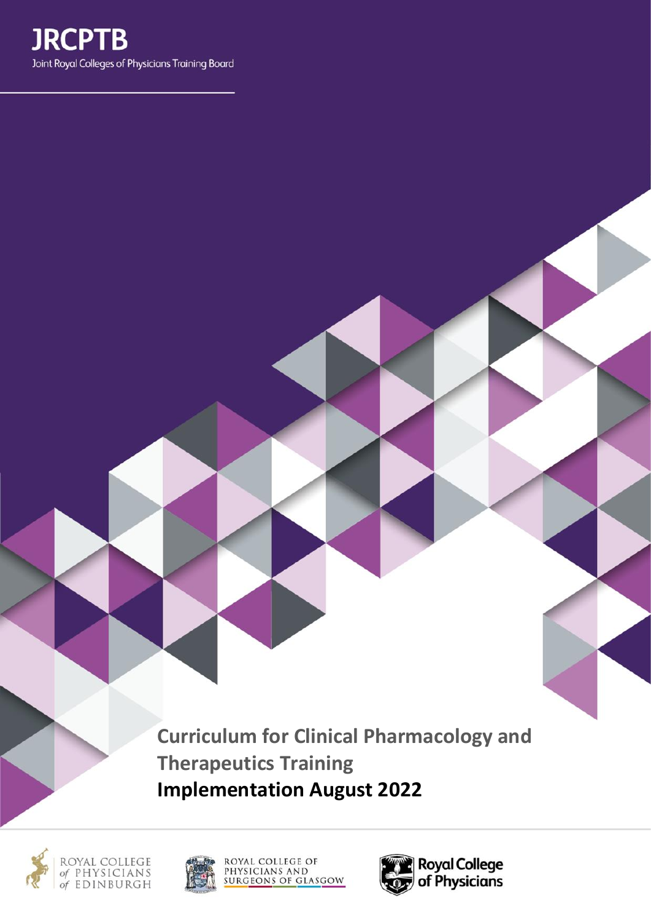# JRCPTB

Joint Royal Colleges of Physicians Training Board

# Curriculum for Clinical Pharmacology and Therapeutics Training

**Implementation August 2022**

ROYAL COLLEGE of PHYSICIANS of EDINBURGH

ROYAL COLLEGE OF PHYSICIANS AND SURGEONS OF GLASGOW

Royal College of Physicians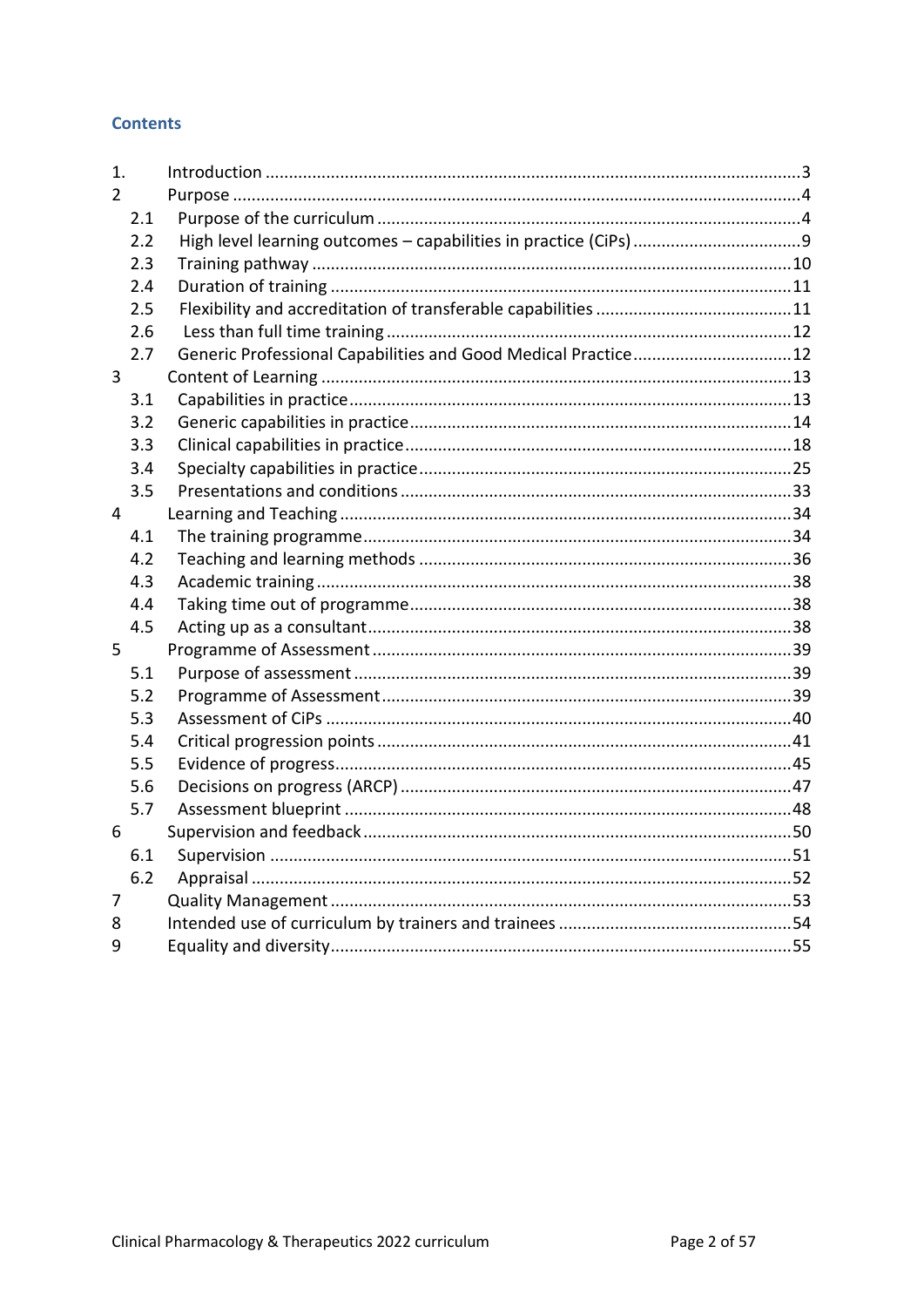## Contents

- 1. Introduction ... 3
- 2 Purpose ... 4
  - 2.1 Purpose of the curriculum ... 4
  - 2.2 High level learning outcomes – capabilities in practice (CiPs) ... 9
  - 2.3 Training pathway ... 10
  - 2.4 Duration of training ... 11
  - 2.5 Flexibility and accreditation of transferable capabilities ... 11
  - 2.6 Less than full time training ... 12
  - 2.7 Generic Professional Capabilities and Good Medical Practice ... 12
- 3 Content of Learning ... 13
  - 3.1 Capabilities in practice ... 13
  - 3.2 Generic capabilities in practice ... 14
  - 3.3 Clinical capabilities in practice ... 18
  - 3.4 Specialty capabilities in practice ... 25
  - 3.5 Presentations and conditions ... 33
- 4 Learning and Teaching ... 34
  - 4.1 The training programme ... 34
  - 4.2 Teaching and learning methods ... 36
  - 4.3 Academic training ... 38
  - 4.4 Taking time out of programme ... 38
  - 4.5 Acting up as a consultant ... 38
- 5 Programme of Assessment ... 39
  - 5.1 Purpose of assessment ... 39
  - 5.2 Programme of Assessment ... 39
  - 5.3 Assessment of CiPs ... 40
  - 5.4 Critical progression points ... 41
  - 5.5 Evidence of progress ... 45
  - 5.6 Decisions on progress (ARCP) ... 47
  - 5.7 Assessment blueprint ... 48
- 6 Supervision and feedback ... 50
  - 6.1 Supervision ... 51
  - 6.2 Appraisal ... 52
- 7 Quality Management ... 53
- 8 Intended use of curriculum by trainers and trainees ... 54
- 9 Equality and diversity ... 55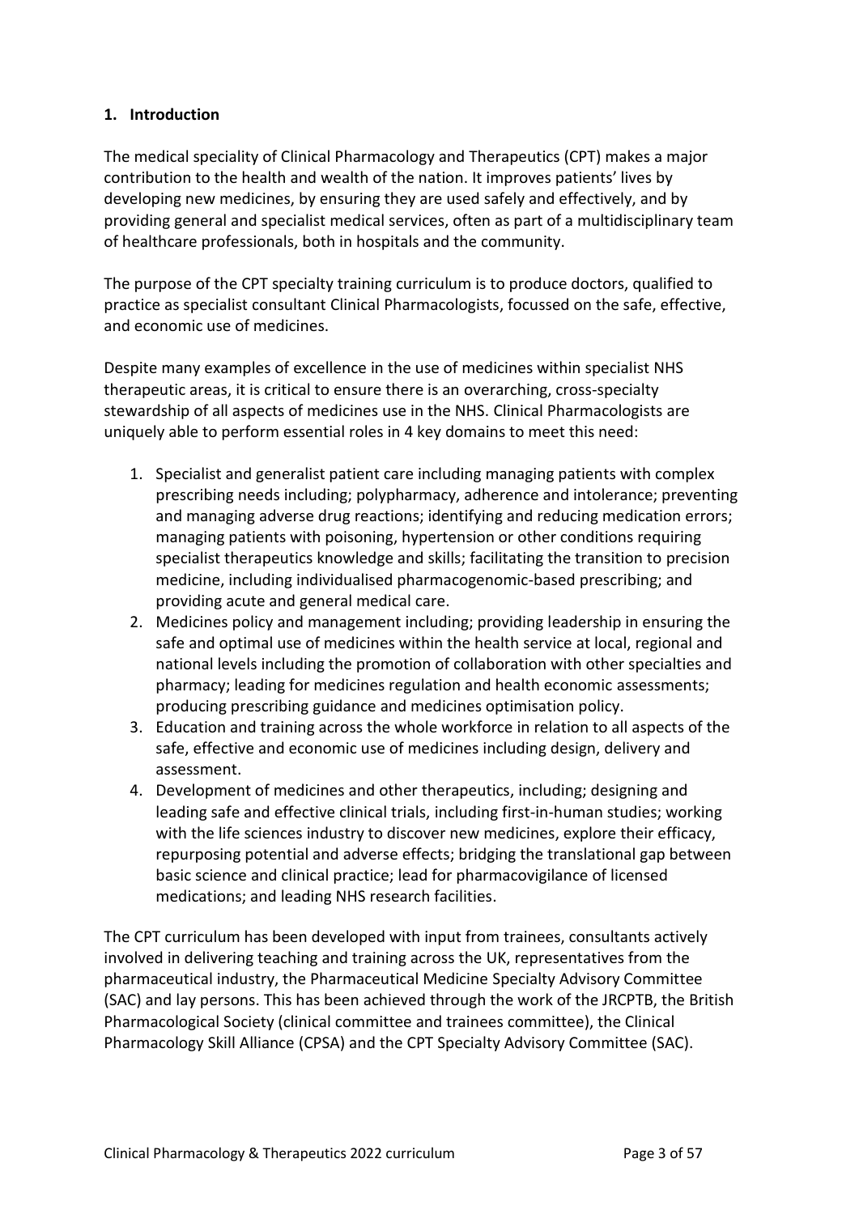## 1. Introduction

The medical speciality of Clinical Pharmacology and Therapeutics (CPT) makes a major contribution to the health and wealth of the nation. It improves patients' lives by developing new medicines, by ensuring they are used safely and effectively, and by providing general and specialist medical services, often as part of a multidisciplinary team of healthcare professionals, both in hospitals and the community.

The purpose of the CPT specialty training curriculum is to produce doctors, qualified to practice as specialist consultant Clinical Pharmacologists, focussed on the safe, effective, and economic use of medicines.

Despite many examples of excellence in the use of medicines within specialist NHS therapeutic areas, it is critical to ensure there is an overarching, cross-specialty stewardship of all aspects of medicines use in the NHS. Clinical Pharmacologists are uniquely able to perform essential roles in 4 key domains to meet this need:

1. Specialist and generalist patient care including managing patients with complex prescribing needs including; polypharmacy, adherence and intolerance; preventing and managing adverse drug reactions; identifying and reducing medication errors; managing patients with poisoning, hypertension or other conditions requiring specialist therapeutics knowledge and skills; facilitating the transition to precision medicine, including individualised pharmacogenomic-based prescribing; and providing acute and general medical care.
2. Medicines policy and management including; providing leadership in ensuring the safe and optimal use of medicines within the health service at local, regional and national levels including the promotion of collaboration with other specialties and pharmacy; leading for medicines regulation and health economic assessments; producing prescribing guidance and medicines optimisation policy.
3. Education and training across the whole workforce in relation to all aspects of the safe, effective and economic use of medicines including design, delivery and assessment.
4. Development of medicines and other therapeutics, including; designing and leading safe and effective clinical trials, including first-in-human studies; working with the life sciences industry to discover new medicines, explore their efficacy, repurposing potential and adverse effects; bridging the translational gap between basic science and clinical practice; lead for pharmacovigilance of licensed medications; and leading NHS research facilities.

The CPT curriculum has been developed with input from trainees, consultants actively involved in delivering teaching and training across the UK, representatives from the pharmaceutical industry, the Pharmaceutical Medicine Specialty Advisory Committee (SAC) and lay persons. This has been achieved through the work of the JRCPTB, the British Pharmacological Society (clinical committee and trainees committee), the Clinical Pharmacology Skill Alliance (CPSA) and the CPT Specialty Advisory Committee (SAC).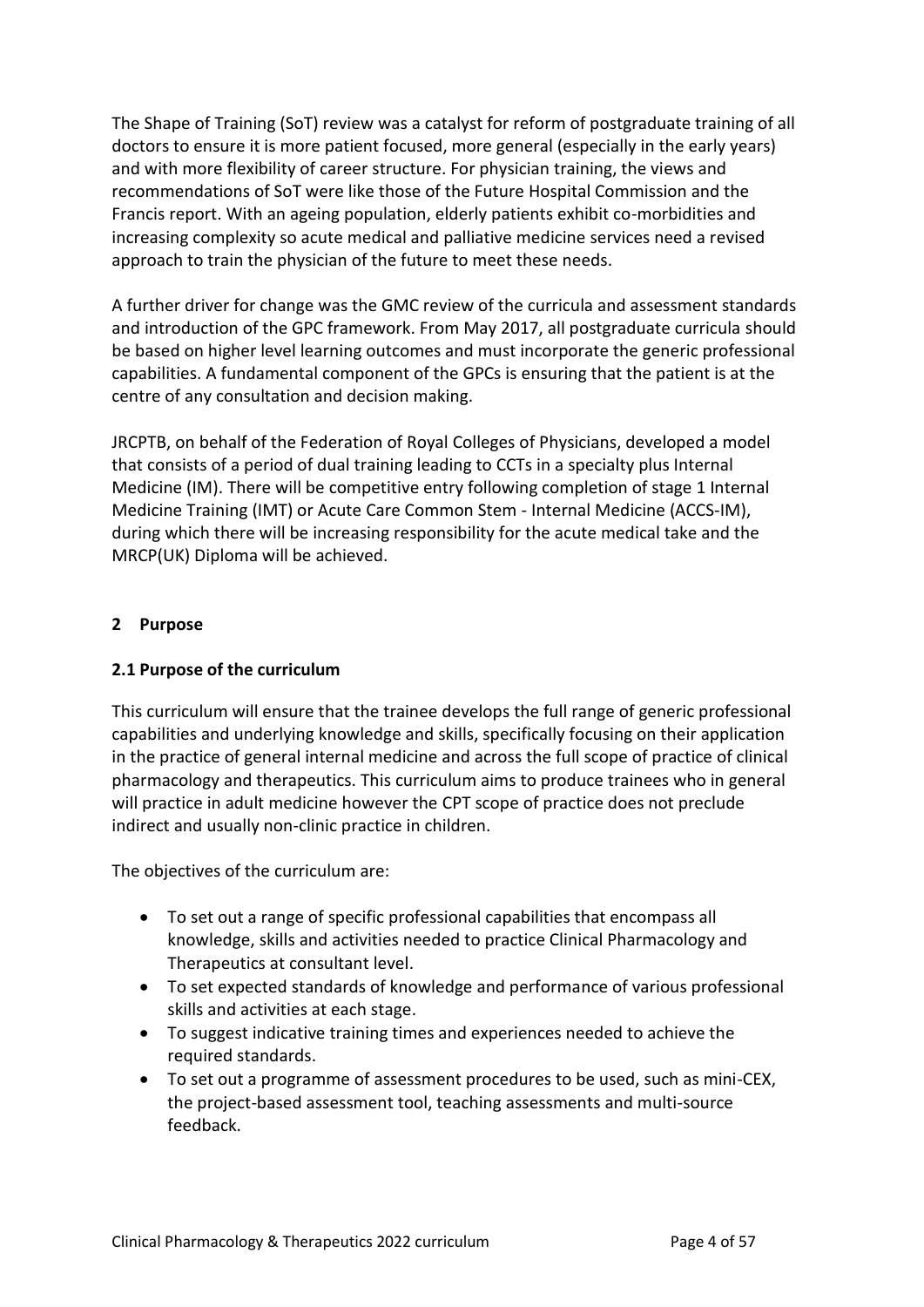The Shape of Training (SoT) review was a catalyst for reform of postgraduate training of all doctors to ensure it is more patient focused, more general (especially in the early years) and with more flexibility of career structure. For physician training, the views and recommendations of SoT were like those of the Future Hospital Commission and the Francis report. With an ageing population, elderly patients exhibit co-morbidities and increasing complexity so acute medical and palliative medicine services need a revised approach to train the physician of the future to meet these needs.

A further driver for change was the GMC review of the curricula and assessment standards and introduction of the GPC framework. From May 2017, all postgraduate curricula should be based on higher level learning outcomes and must incorporate the generic professional capabilities. A fundamental component of the GPCs is ensuring that the patient is at the centre of any consultation and decision making.

JRCPTB, on behalf of the Federation of Royal Colleges of Physicians, developed a model that consists of a period of dual training leading to CCTs in a specialty plus Internal Medicine (IM). There will be competitive entry following completion of stage 1 Internal Medicine Training (IMT) or Acute Care Common Stem - Internal Medicine (ACCS-IM), during which there will be increasing responsibility for the acute medical take and the MRCP(UK) Diploma will be achieved.

## 2 Purpose

### 2.1 Purpose of the curriculum

This curriculum will ensure that the trainee develops the full range of generic professional capabilities and underlying knowledge and skills, specifically focusing on their application in the practice of general internal medicine and across the full scope of practice of clinical pharmacology and therapeutics. This curriculum aims to produce trainees who in general will practice in adult medicine however the CPT scope of practice does not preclude indirect and usually non-clinic practice in children.

The objectives of the curriculum are:

- To set out a range of specific professional capabilities that encompass all knowledge, skills and activities needed to practice Clinical Pharmacology and Therapeutics at consultant level.
- To set expected standards of knowledge and performance of various professional skills and activities at each stage.
- To suggest indicative training times and experiences needed to achieve the required standards.
- To set out a programme of assessment procedures to be used, such as mini-CEX, the project-based assessment tool, teaching assessments and multi-source feedback.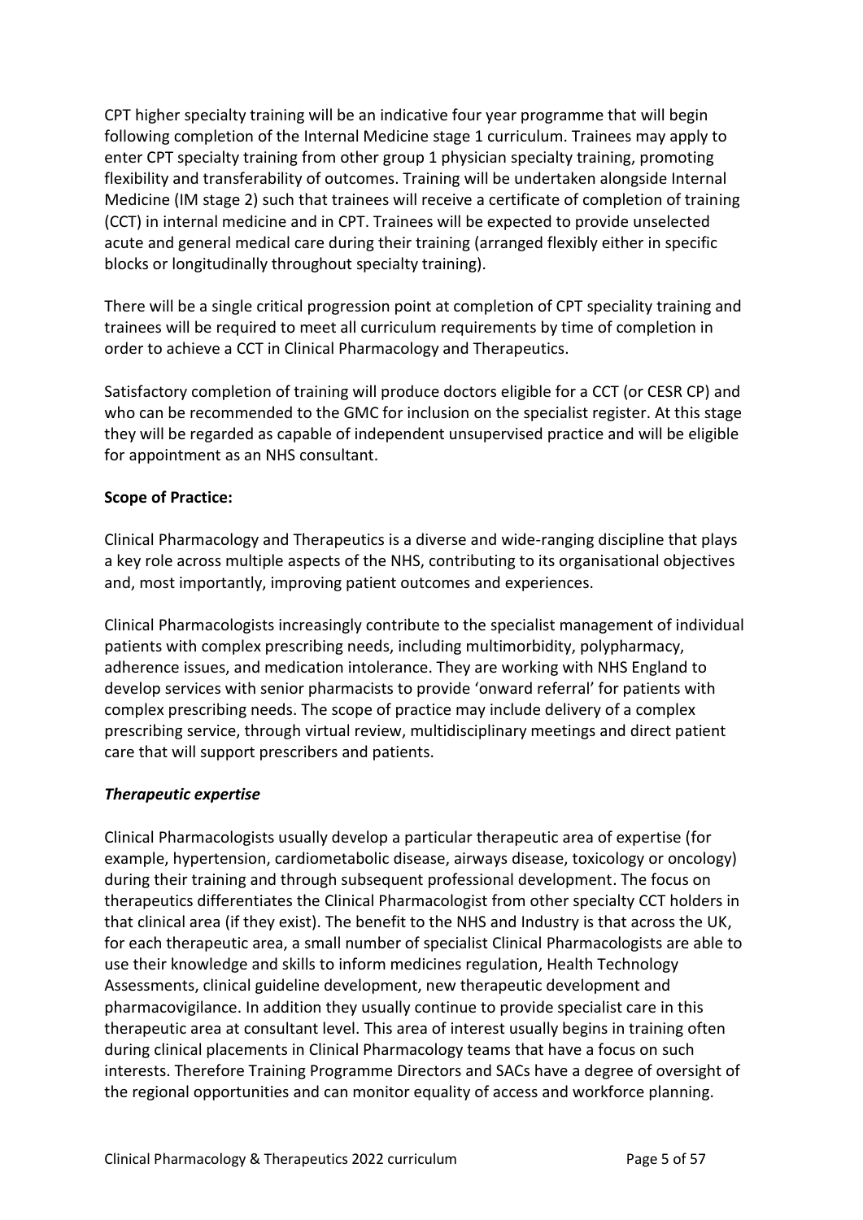CPT higher specialty training will be an indicative four year programme that will begin following completion of the Internal Medicine stage 1 curriculum. Trainees may apply to enter CPT specialty training from other group 1 physician specialty training, promoting flexibility and transferability of outcomes. Training will be undertaken alongside Internal Medicine (IM stage 2) such that trainees will receive a certificate of completion of training (CCT) in internal medicine and in CPT. Trainees will be expected to provide unselected acute and general medical care during their training (arranged flexibly either in specific blocks or longitudinally throughout specialty training).

There will be a single critical progression point at completion of CPT speciality training and trainees will be required to meet all curriculum requirements by time of completion in order to achieve a CCT in Clinical Pharmacology and Therapeutics.

Satisfactory completion of training will produce doctors eligible for a CCT (or CESR CP) and who can be recommended to the GMC for inclusion on the specialist register. At this stage they will be regarded as capable of independent unsupervised practice and will be eligible for appointment as an NHS consultant.

**Scope of Practice:**

Clinical Pharmacology and Therapeutics is a diverse and wide-ranging discipline that plays a key role across multiple aspects of the NHS, contributing to its organisational objectives and, most importantly, improving patient outcomes and experiences.

Clinical Pharmacologists increasingly contribute to the specialist management of individual patients with complex prescribing needs, including multimorbidity, polypharmacy, adherence issues, and medication intolerance. They are working with NHS England to develop services with senior pharmacists to provide 'onward referral' for patients with complex prescribing needs. The scope of practice may include delivery of a complex prescribing service, through virtual review, multidisciplinary meetings and direct patient care that will support prescribers and patients.

***Therapeutic expertise***

Clinical Pharmacologists usually develop a particular therapeutic area of expertise (for example, hypertension, cardiometabolic disease, airways disease, toxicology or oncology) during their training and through subsequent professional development. The focus on therapeutics differentiates the Clinical Pharmacologist from other specialty CCT holders in that clinical area (if they exist). The benefit to the NHS and Industry is that across the UK, for each therapeutic area, a small number of specialist Clinical Pharmacologists are able to use their knowledge and skills to inform medicines regulation, Health Technology Assessments, clinical guideline development, new therapeutic development and pharmacovigilance. In addition they usually continue to provide specialist care in this therapeutic area at consultant level. This area of interest usually begins in training often during clinical placements in Clinical Pharmacology teams that have a focus on such interests. Therefore Training Programme Directors and SACs have a degree of oversight of the regional opportunities and can monitor equality of access and workforce planning.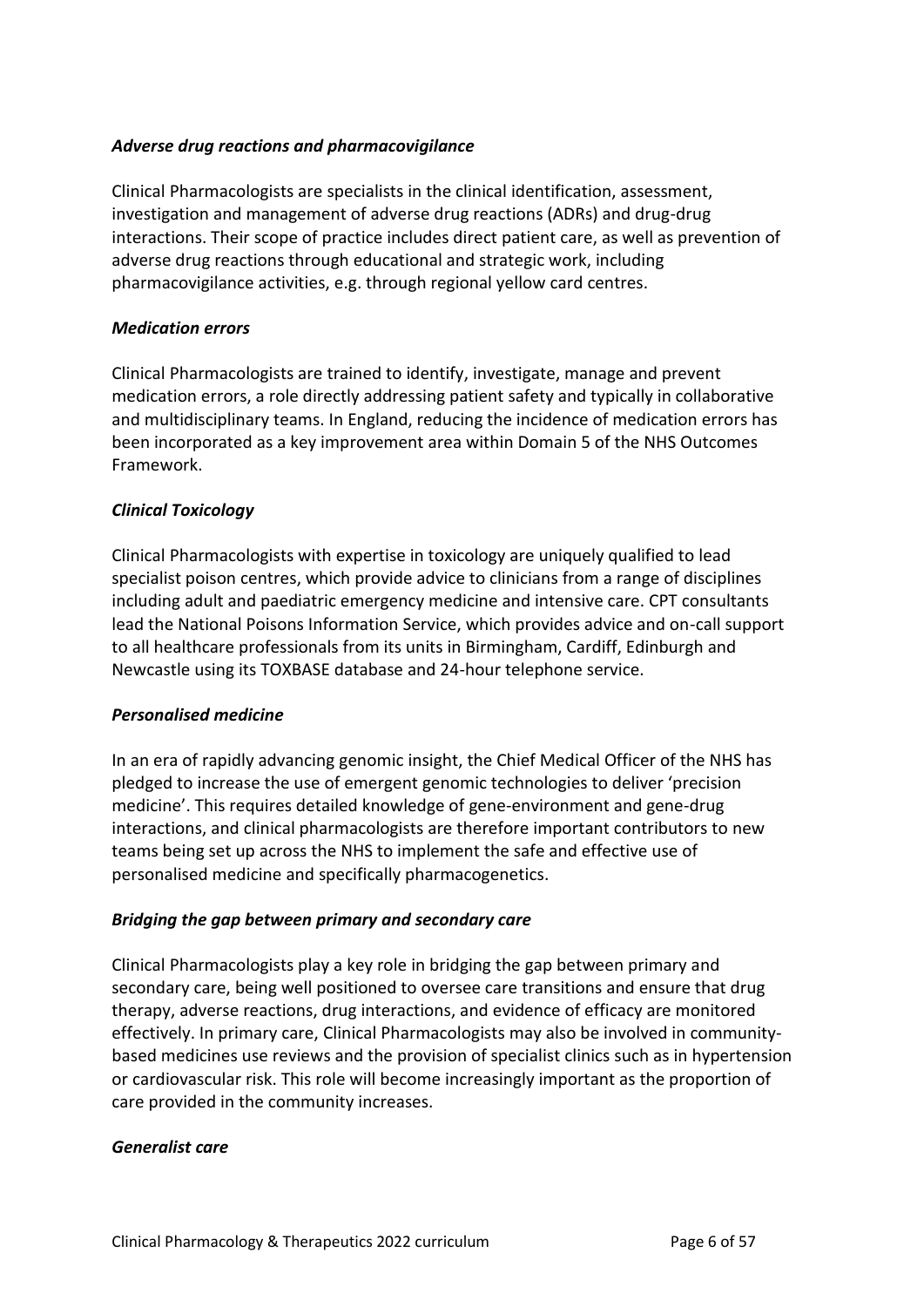***Adverse drug reactions and pharmacovigilance***

Clinical Pharmacologists are specialists in the clinical identification, assessment, investigation and management of adverse drug reactions (ADRs) and drug-drug interactions. Their scope of practice includes direct patient care, as well as prevention of adverse drug reactions through educational and strategic work, including pharmacovigilance activities, e.g. through regional yellow card centres.

***Medication errors***

Clinical Pharmacologists are trained to identify, investigate, manage and prevent medication errors, a role directly addressing patient safety and typically in collaborative and multidisciplinary teams. In England, reducing the incidence of medication errors has been incorporated as a key improvement area within Domain 5 of the NHS Outcomes Framework.

***Clinical Toxicology***

Clinical Pharmacologists with expertise in toxicology are uniquely qualified to lead specialist poison centres, which provide advice to clinicians from a range of disciplines including adult and paediatric emergency medicine and intensive care. CPT consultants lead the National Poisons Information Service, which provides advice and on-call support to all healthcare professionals from its units in Birmingham, Cardiff, Edinburgh and Newcastle using its TOXBASE database and 24-hour telephone service.

***Personalised medicine***

In an era of rapidly advancing genomic insight, the Chief Medical Officer of the NHS has pledged to increase the use of emergent genomic technologies to deliver 'precision medicine'. This requires detailed knowledge of gene-environment and gene-drug interactions, and clinical pharmacologists are therefore important contributors to new teams being set up across the NHS to implement the safe and effective use of personalised medicine and specifically pharmacogenetics.

***Bridging the gap between primary and secondary care***

Clinical Pharmacologists play a key role in bridging the gap between primary and secondary care, being well positioned to oversee care transitions and ensure that drug therapy, adverse reactions, drug interactions, and evidence of efficacy are monitored effectively. In primary care, Clinical Pharmacologists may also be involved in community-based medicines use reviews and the provision of specialist clinics such as in hypertension or cardiovascular risk. This role will become increasingly important as the proportion of care provided in the community increases.

***Generalist care***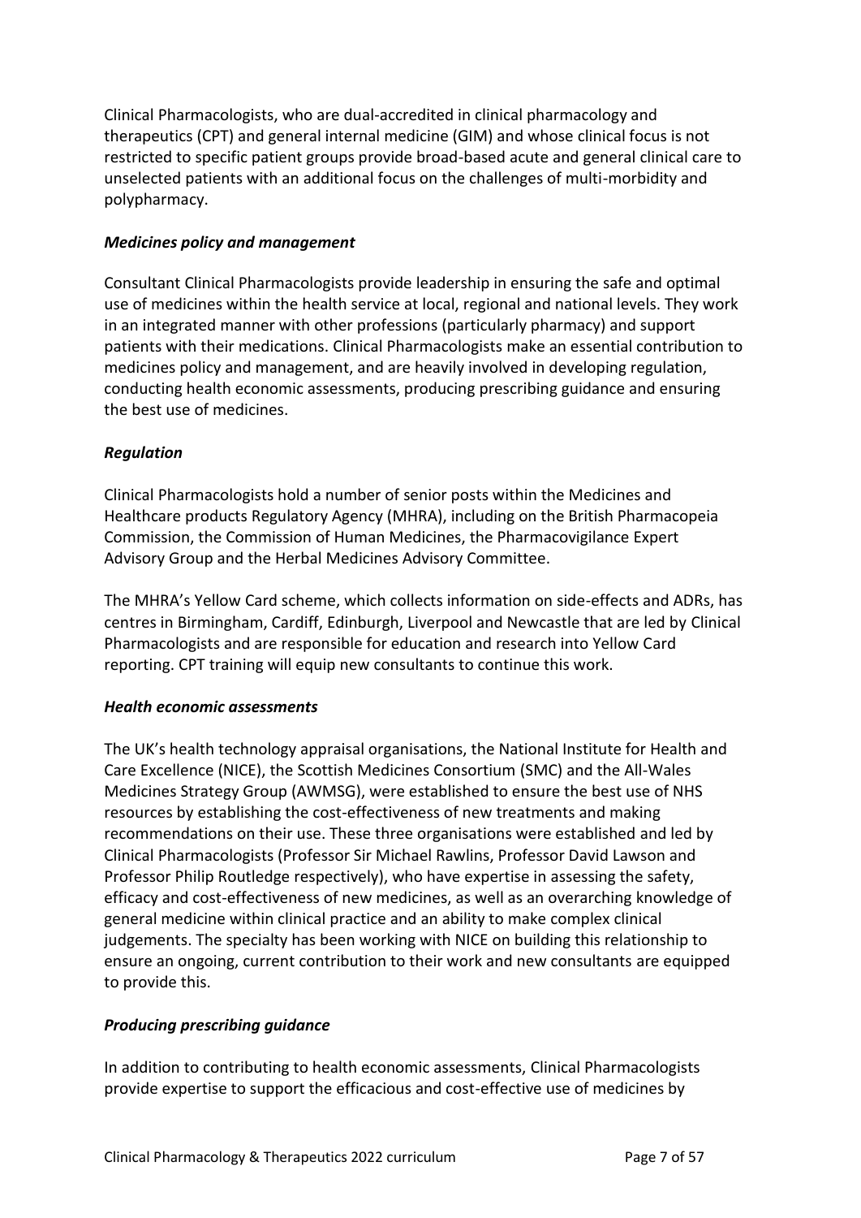Clinical Pharmacologists, who are dual-accredited in clinical pharmacology and therapeutics (CPT) and general internal medicine (GIM) and whose clinical focus is not restricted to specific patient groups provide broad-based acute and general clinical care to unselected patients with an additional focus on the challenges of multi-morbidity and polypharmacy.

***Medicines policy and management***

Consultant Clinical Pharmacologists provide leadership in ensuring the safe and optimal use of medicines within the health service at local, regional and national levels. They work in an integrated manner with other professions (particularly pharmacy) and support patients with their medications. Clinical Pharmacologists make an essential contribution to medicines policy and management, and are heavily involved in developing regulation, conducting health economic assessments, producing prescribing guidance and ensuring the best use of medicines.

***Regulation***

Clinical Pharmacologists hold a number of senior posts within the Medicines and Healthcare products Regulatory Agency (MHRA), including on the British Pharmacopeia Commission, the Commission of Human Medicines, the Pharmacovigilance Expert Advisory Group and the Herbal Medicines Advisory Committee.

The MHRA's Yellow Card scheme, which collects information on side-effects and ADRs, has centres in Birmingham, Cardiff, Edinburgh, Liverpool and Newcastle that are led by Clinical Pharmacologists and are responsible for education and research into Yellow Card reporting. CPT training will equip new consultants to continue this work.

***Health economic assessments***

The UK's health technology appraisal organisations, the National Institute for Health and Care Excellence (NICE), the Scottish Medicines Consortium (SMC) and the All-Wales Medicines Strategy Group (AWMSG), were established to ensure the best use of NHS resources by establishing the cost-effectiveness of new treatments and making recommendations on their use. These three organisations were established and led by Clinical Pharmacologists (Professor Sir Michael Rawlins, Professor David Lawson and Professor Philip Routledge respectively), who have expertise in assessing the safety, efficacy and cost-effectiveness of new medicines, as well as an overarching knowledge of general medicine within clinical practice and an ability to make complex clinical judgements. The specialty has been working with NICE on building this relationship to ensure an ongoing, current contribution to their work and new consultants are equipped to provide this.

***Producing prescribing guidance***

In addition to contributing to health economic assessments, Clinical Pharmacologists provide expertise to support the efficacious and cost-effective use of medicines by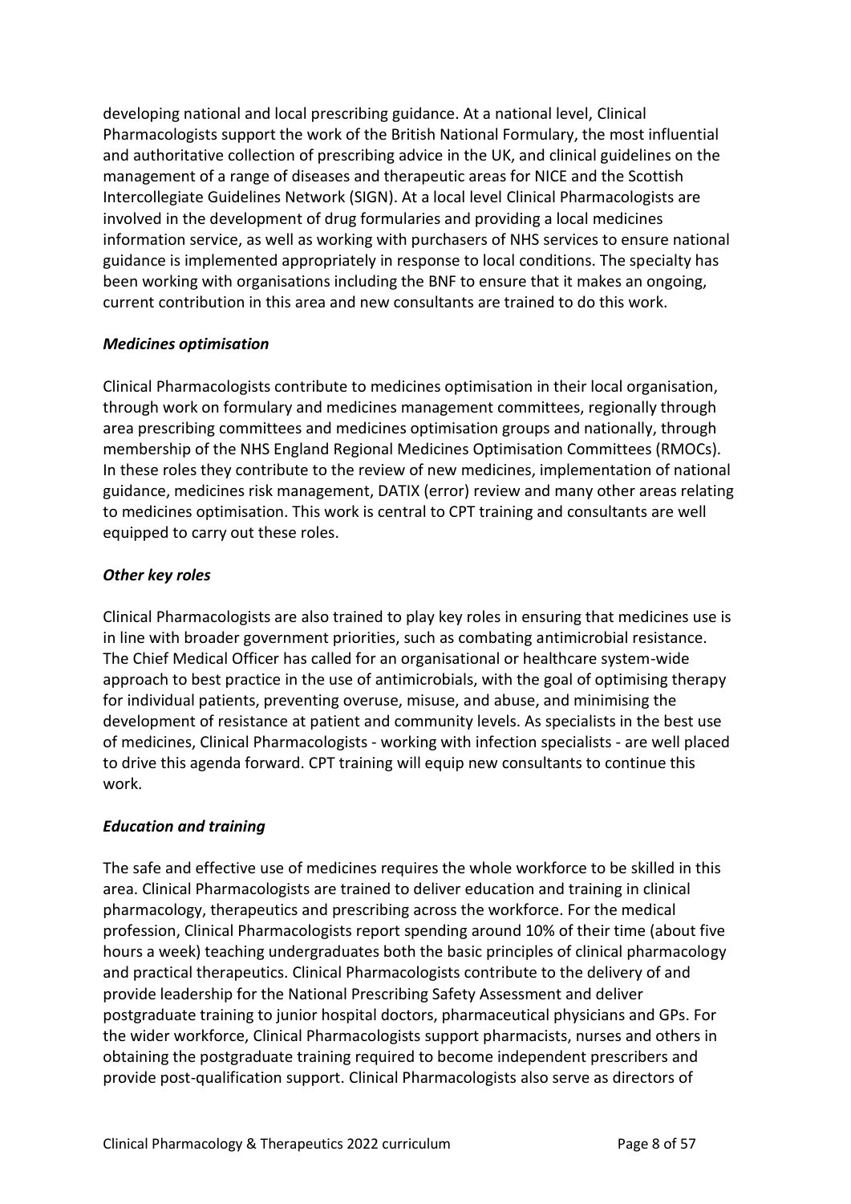developing national and local prescribing guidance. At a national level, Clinical Pharmacologists support the work of the British National Formulary, the most influential and authoritative collection of prescribing advice in the UK, and clinical guidelines on the management of a range of diseases and therapeutic areas for NICE and the Scottish Intercollegiate Guidelines Network (SIGN). At a local level Clinical Pharmacologists are involved in the development of drug formularies and providing a local medicines information service, as well as working with purchasers of NHS services to ensure national guidance is implemented appropriately in response to local conditions. The specialty has been working with organisations including the BNF to ensure that it makes an ongoing, current contribution in this area and new consultants are trained to do this work.

***Medicines optimisation***

Clinical Pharmacologists contribute to medicines optimisation in their local organisation, through work on formulary and medicines management committees, regionally through area prescribing committees and medicines optimisation groups and nationally, through membership of the NHS England Regional Medicines Optimisation Committees (RMOCs). In these roles they contribute to the review of new medicines, implementation of national guidance, medicines risk management, DATIX (error) review and many other areas relating to medicines optimisation. This work is central to CPT training and consultants are well equipped to carry out these roles.

***Other key roles***

Clinical Pharmacologists are also trained to play key roles in ensuring that medicines use is in line with broader government priorities, such as combating antimicrobial resistance. The Chief Medical Officer has called for an organisational or healthcare system-wide approach to best practice in the use of antimicrobials, with the goal of optimising therapy for individual patients, preventing overuse, misuse, and abuse, and minimising the development of resistance at patient and community levels. As specialists in the best use of medicines, Clinical Pharmacologists - working with infection specialists - are well placed to drive this agenda forward. CPT training will equip new consultants to continue this work.

***Education and training***

The safe and effective use of medicines requires the whole workforce to be skilled in this area. Clinical Pharmacologists are trained to deliver education and training in clinical pharmacology, therapeutics and prescribing across the workforce. For the medical profession, Clinical Pharmacologists report spending around 10% of their time (about five hours a week) teaching undergraduates both the basic principles of clinical pharmacology and practical therapeutics. Clinical Pharmacologists contribute to the delivery of and provide leadership for the National Prescribing Safety Assessment and deliver postgraduate training to junior hospital doctors, pharmaceutical physicians and GPs. For the wider workforce, Clinical Pharmacologists support pharmacists, nurses and others in obtaining the postgraduate training required to become independent prescribers and provide post-qualification support. Clinical Pharmacologists also serve as directors of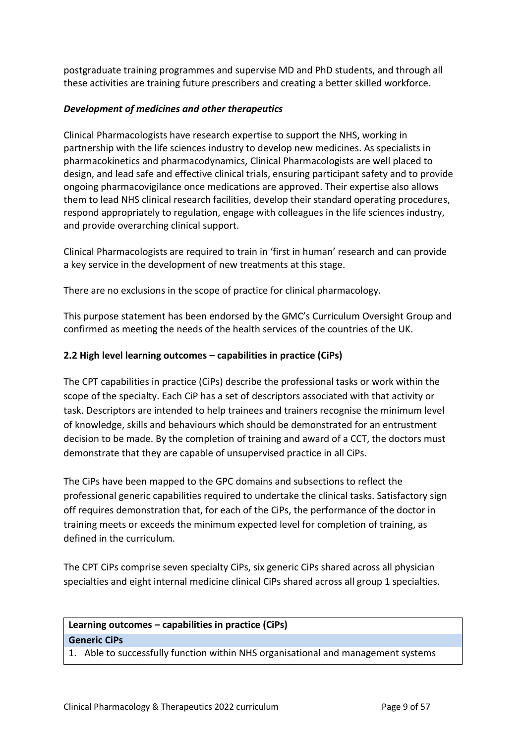postgraduate training programmes and supervise MD and PhD students, and through all these activities are training future prescribers and creating a better skilled workforce.

***Development of medicines and other therapeutics***

Clinical Pharmacologists have research expertise to support the NHS, working in partnership with the life sciences industry to develop new medicines. As specialists in pharmacokinetics and pharmacodynamics, Clinical Pharmacologists are well placed to design, and lead safe and effective clinical trials, ensuring participant safety and to provide ongoing pharmacovigilance once medications are approved. Their expertise also allows them to lead NHS clinical research facilities, develop their standard operating procedures, respond appropriately to regulation, engage with colleagues in the life sciences industry, and provide overarching clinical support.

Clinical Pharmacologists are required to train in 'first in human' research and can provide a key service in the development of new treatments at this stage.

There are no exclusions in the scope of practice for clinical pharmacology.

This purpose statement has been endorsed by the GMC's Curriculum Oversight Group and confirmed as meeting the needs of the health services of the countries of the UK.

### 2.2 High level learning outcomes – capabilities in practice (CiPs)

The CPT capabilities in practice (CiPs) describe the professional tasks or work within the scope of the specialty. Each CiP has a set of descriptors associated with that activity or task. Descriptors are intended to help trainees and trainers recognise the minimum level of knowledge, skills and behaviours which should be demonstrated for an entrustment decision to be made. By the completion of training and award of a CCT, the doctors must demonstrate that they are capable of unsupervised practice in all CiPs.

The CiPs have been mapped to the GPC domains and subsections to reflect the professional generic capabilities required to undertake the clinical tasks. Satisfactory sign off requires demonstration that, for each of the CiPs, the performance of the doctor in training meets or exceeds the minimum expected level for completion of training, as defined in the curriculum.

The CPT CiPs comprise seven specialty CiPs, six generic CiPs shared across all physician specialties and eight internal medicine clinical CiPs shared across all group 1 specialties.

| **Learning outcomes – capabilities in practice (CiPs)** |
|---|
| **Generic CiPs** |
| 1. Able to successfully function within NHS organisational and management systems |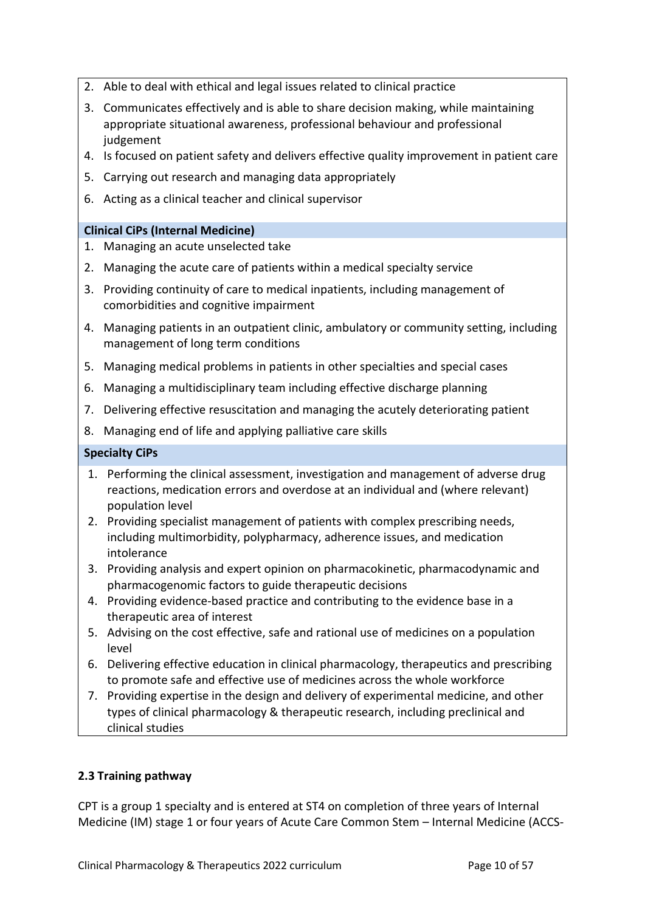2. Able to deal with ethical and legal issues related to clinical practice
3. Communicates effectively and is able to share decision making, while maintaining appropriate situational awareness, professional behaviour and professional judgement
4. Is focused on patient safety and delivers effective quality improvement in patient care
5. Carrying out research and managing data appropriately
6. Acting as a clinical teacher and clinical supervisor

**Clinical CiPs (Internal Medicine)**

1. Managing an acute unselected take
2. Managing the acute care of patients within a medical specialty service
3. Providing continuity of care to medical inpatients, including management of comorbidities and cognitive impairment
4. Managing patients in an outpatient clinic, ambulatory or community setting, including management of long term conditions
5. Managing medical problems in patients in other specialties and special cases
6. Managing a multidisciplinary team including effective discharge planning
7. Delivering effective resuscitation and managing the acutely deteriorating patient
8. Managing end of life and applying palliative care skills

**Specialty CiPs**

1. Performing the clinical assessment, investigation and management of adverse drug reactions, medication errors and overdose at an individual and (where relevant) population level
2. Providing specialist management of patients with complex prescribing needs, including multimorbidity, polypharmacy, adherence issues, and medication intolerance
3. Providing analysis and expert opinion on pharmacokinetic, pharmacodynamic and pharmacogenomic factors to guide therapeutic decisions
4. Providing evidence-based practice and contributing to the evidence base in a therapeutic area of interest
5. Advising on the cost effective, safe and rational use of medicines on a population level
6. Delivering effective education in clinical pharmacology, therapeutics and prescribing to promote safe and effective use of medicines across the whole workforce
7. Providing expertise in the design and delivery of experimental medicine, and other types of clinical pharmacology & therapeutic research, including preclinical and clinical studies

### 2.3 Training pathway

CPT is a group 1 specialty and is entered at ST4 on completion of three years of Internal Medicine (IM) stage 1 or four years of Acute Care Common Stem – Internal Medicine (ACCS-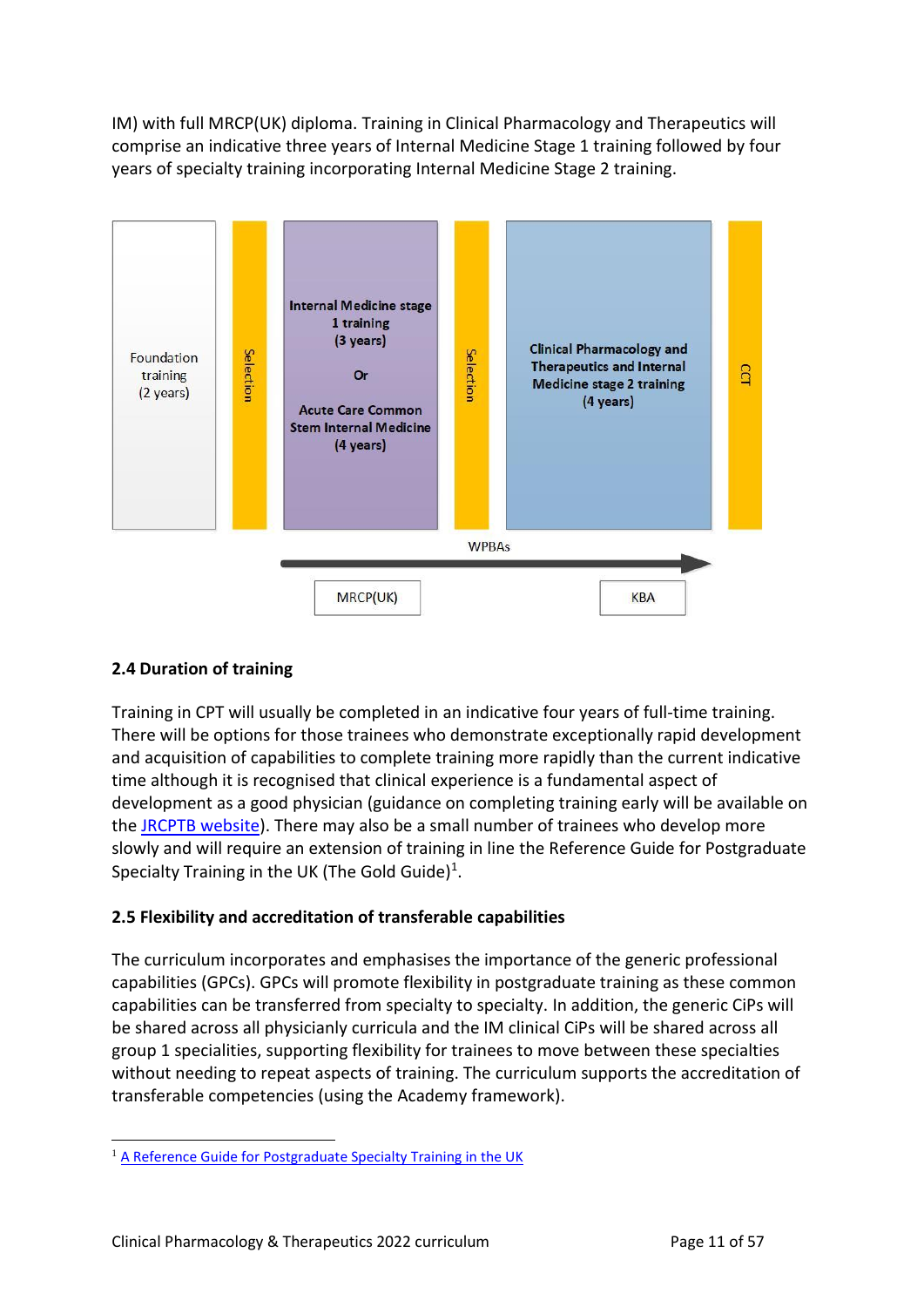IM) with full MRCP(UK) diploma. Training in Clinical Pharmacology and Therapeutics will comprise an indicative three years of Internal Medicine Stage 1 training followed by four years of specialty training incorporating Internal Medicine Stage 2 training.

Foundation training (2 years)

Selection

Internal Medicine stage 1 training (3 years)

Or

Acute Care Common Stem Internal Medicine (4 years)

Selection

Clinical Pharmacology and Therapeutics and Internal Medicine stage 2 training (4 years)

CCT

WPBAs

MRCP(UK)

KBA

### 2.4 Duration of training

Training in CPT will usually be completed in an indicative four years of full-time training. There will be options for those trainees who demonstrate exceptionally rapid development and acquisition of capabilities to complete training more rapidly than the current indicative time although it is recognised that clinical experience is a fundamental aspect of development as a good physician (guidance on completing training early will be available on the JRCPTB website). There may also be a small number of trainees who develop more slowly and will require an extension of training in line the Reference Guide for Postgraduate Specialty Training in the UK (The Gold Guide)[1].

### 2.5 Flexibility and accreditation of transferable capabilities

The curriculum incorporates and emphasises the importance of the generic professional capabilities (GPCs). GPCs will promote flexibility in postgraduate training as these common capabilities can be transferred from specialty to specialty. In addition, the generic CiPs will be shared across all physicianly curricula and the IM clinical CiPs will be shared across all group 1 specialities, supporting flexibility for trainees to move between these specialties without needing to repeat aspects of training. The curriculum supports the accreditation of transferable competencies (using the Academy framework).

---

[1] A Reference Guide for Postgraduate Specialty Training in the UK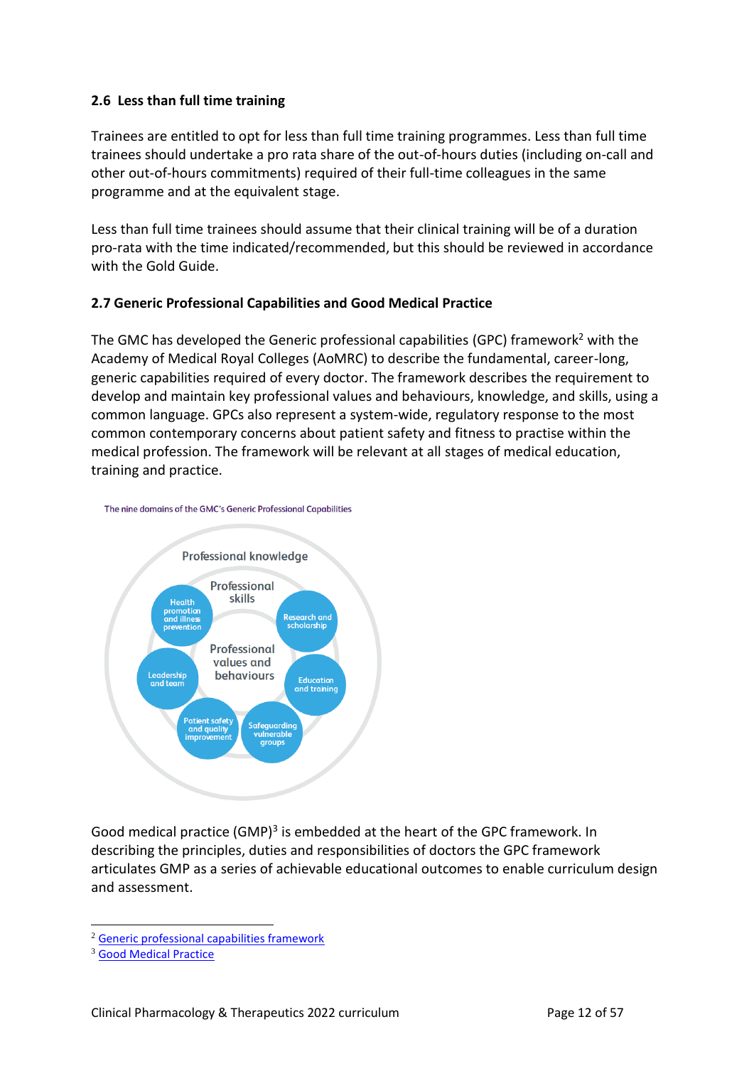### 2.6 Less than full time training

Trainees are entitled to opt for less than full time training programmes. Less than full time trainees should undertake a pro rata share of the out-of-hours duties (including on-call and other out-of-hours commitments) required of their full-time colleagues in the same programme and at the equivalent stage.

Less than full time trainees should assume that their clinical training will be of a duration pro-rata with the time indicated/recommended, but this should be reviewed in accordance with the Gold Guide.

### 2.7 Generic Professional Capabilities and Good Medical Practice

The GMC has developed the Generic professional capabilities (GPC) framework[2] with the Academy of Medical Royal Colleges (AoMRC) to describe the fundamental, career-long, generic capabilities required of every doctor. The framework describes the requirement to develop and maintain key professional values and behaviours, knowledge, and skills, using a common language. GPCs also represent a system-wide, regulatory response to the most common contemporary concerns about patient safety and fitness to practise within the medical profession. The framework will be relevant at all stages of medical education, training and practice.

The nine domains of the GMC's Generic Professional Capabilities

Good medical practice (GMP)[3] is embedded at the heart of the GPC framework. In describing the principles, duties and responsibilities of doctors the GPC framework articulates GMP as a series of achievable educational outcomes to enable curriculum design and assessment.

---

[2] Generic professional capabilities framework
[3] Good Medical Practice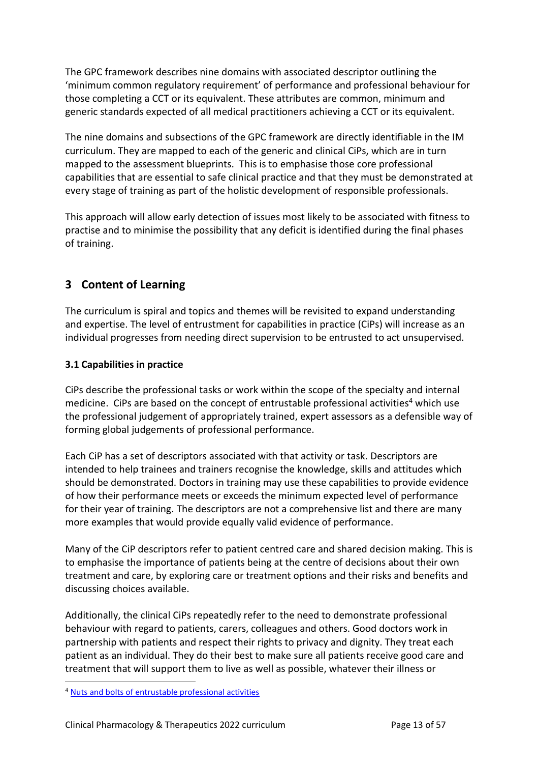The GPC framework describes nine domains with associated descriptor outlining the 'minimum common regulatory requirement' of performance and professional behaviour for those completing a CCT or its equivalent. These attributes are common, minimum and generic standards expected of all medical practitioners achieving a CCT or its equivalent.

The nine domains and subsections of the GPC framework are directly identifiable in the IM curriculum. They are mapped to each of the generic and clinical CiPs, which are in turn mapped to the assessment blueprints. This is to emphasise those core professional capabilities that are essential to safe clinical practice and that they must be demonstrated at every stage of training as part of the holistic development of responsible professionals.

This approach will allow early detection of issues most likely to be associated with fitness to practise and to minimise the possibility that any deficit is identified during the final phases of training.

## 3 Content of Learning

The curriculum is spiral and topics and themes will be revisited to expand understanding and expertise. The level of entrustment for capabilities in practice (CiPs) will increase as an individual progresses from needing direct supervision to be entrusted to act unsupervised.

### 3.1 Capabilities in practice

CiPs describe the professional tasks or work within the scope of the specialty and internal medicine. CiPs are based on the concept of entrustable professional activities[4] which use the professional judgement of appropriately trained, expert assessors as a defensible way of forming global judgements of professional performance.

Each CiP has a set of descriptors associated with that activity or task. Descriptors are intended to help trainees and trainers recognise the knowledge, skills and attitudes which should be demonstrated. Doctors in training may use these capabilities to provide evidence of how their performance meets or exceeds the minimum expected level of performance for their year of training. The descriptors are not a comprehensive list and there are many more examples that would provide equally valid evidence of performance.

Many of the CiP descriptors refer to patient centred care and shared decision making. This is to emphasise the importance of patients being at the centre of decisions about their own treatment and care, by exploring care or treatment options and their risks and benefits and discussing choices available.

Additionally, the clinical CiPs repeatedly refer to the need to demonstrate professional behaviour with regard to patients, carers, colleagues and others. Good doctors work in partnership with patients and respect their rights to privacy and dignity. They treat each patient as an individual. They do their best to make sure all patients receive good care and treatment that will support them to live as well as possible, whatever their illness or

[4] Nuts and bolts of entrustable professional activities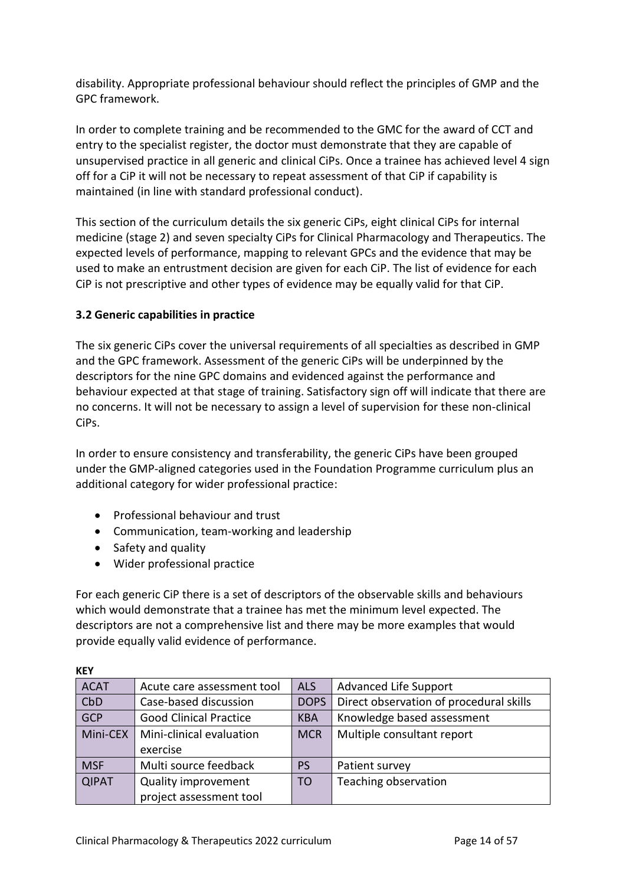disability. Appropriate professional behaviour should reflect the principles of GMP and the GPC framework.

In order to complete training and be recommended to the GMC for the award of CCT and entry to the specialist register, the doctor must demonstrate that they are capable of unsupervised practice in all generic and clinical CiPs. Once a trainee has achieved level 4 sign off for a CiP it will not be necessary to repeat assessment of that CiP if capability is maintained (in line with standard professional conduct).

This section of the curriculum details the six generic CiPs, eight clinical CiPs for internal medicine (stage 2) and seven specialty CiPs for Clinical Pharmacology and Therapeutics. The expected levels of performance, mapping to relevant GPCs and the evidence that may be used to make an entrustment decision are given for each CiP. The list of evidence for each CiP is not prescriptive and other types of evidence may be equally valid for that CiP.

### 3.2 Generic capabilities in practice

The six generic CiPs cover the universal requirements of all specialties as described in GMP and the GPC framework. Assessment of the generic CiPs will be underpinned by the descriptors for the nine GPC domains and evidenced against the performance and behaviour expected at that stage of training. Satisfactory sign off will indicate that there are no concerns. It will not be necessary to assign a level of supervision for these non-clinical CiPs.

In order to ensure consistency and transferability, the generic CiPs have been grouped under the GMP-aligned categories used in the Foundation Programme curriculum plus an additional category for wider professional practice:

- Professional behaviour and trust
- Communication, team-working and leadership
- Safety and quality
- Wider professional practice

For each generic CiP there is a set of descriptors of the observable skills and behaviours which would demonstrate that a trainee has met the minimum level expected. The descriptors are not a comprehensive list and there may be more examples that would provide equally valid evidence of performance.

**KEY**

| | | | |
|---|---|---|---|
| ACAT | Acute care assessment tool | ALS | Advanced Life Support |
| CbD | Case-based discussion | DOPS | Direct observation of procedural skills |
| GCP | Good Clinical Practice | KBA | Knowledge based assessment |
| Mini-CEX | Mini-clinical evaluation exercise | MCR | Multiple consultant report |
| MSF | Multi source feedback | PS | Patient survey |
| QIPAT | Quality improvement project assessment tool | TO | Teaching observation |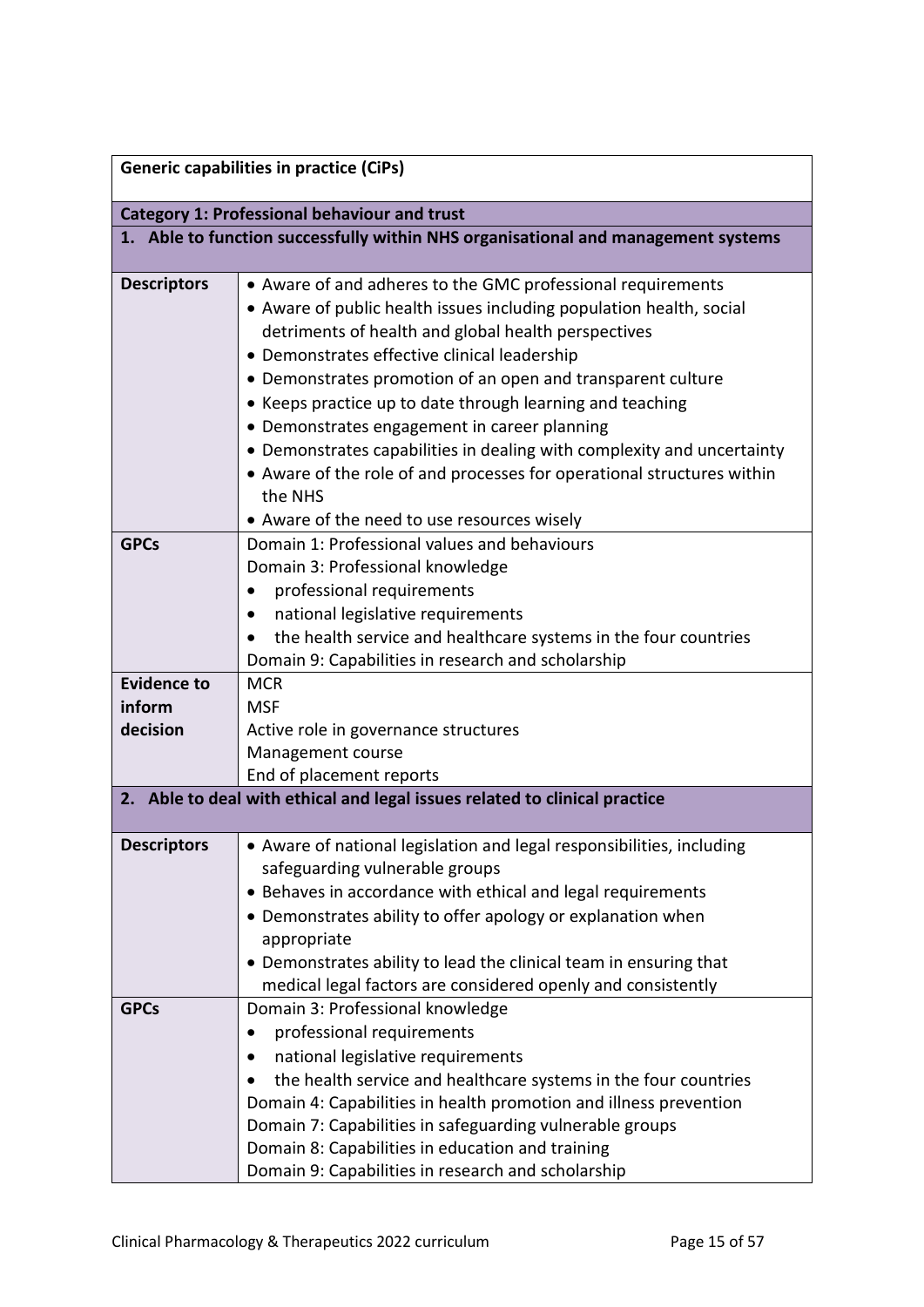| **Generic capabilities in practice (CiPs)** | |
|---|---|
| **Category 1: Professional behaviour and trust** | |
| **1. Able to function successfully within NHS organisational and management systems** | |
| **Descriptors** | • Aware of and adheres to the GMC professional requirements<br>• Aware of public health issues including population health, social detriments of health and global health perspectives<br>• Demonstrates effective clinical leadership<br>• Demonstrates promotion of an open and transparent culture<br>• Keeps practice up to date through learning and teaching<br>• Demonstrates engagement in career planning<br>• Demonstrates capabilities in dealing with complexity and uncertainty<br>• Aware of the role of and processes for operational structures within the NHS<br>• Aware of the need to use resources wisely |
| **GPCs** | Domain 1: Professional values and behaviours<br>Domain 3: Professional knowledge<br>• professional requirements<br>• national legislative requirements<br>• the health service and healthcare systems in the four countries<br>Domain 9: Capabilities in research and scholarship |
| **Evidence to inform decision** | MCR<br>MSF<br>Active role in governance structures<br>Management course<br>End of placement reports |
| **2. Able to deal with ethical and legal issues related to clinical practice** | |
| **Descriptors** | • Aware of national legislation and legal responsibilities, including safeguarding vulnerable groups<br>• Behaves in accordance with ethical and legal requirements<br>• Demonstrates ability to offer apology or explanation when appropriate<br>• Demonstrates ability to lead the clinical team in ensuring that medical legal factors are considered openly and consistently |
| **GPCs** | Domain 3: Professional knowledge<br>• professional requirements<br>• national legislative requirements<br>• the health service and healthcare systems in the four countries<br>Domain 4: Capabilities in health promotion and illness prevention<br>Domain 7: Capabilities in safeguarding vulnerable groups<br>Domain 8: Capabilities in education and training<br>Domain 9: Capabilities in research and scholarship |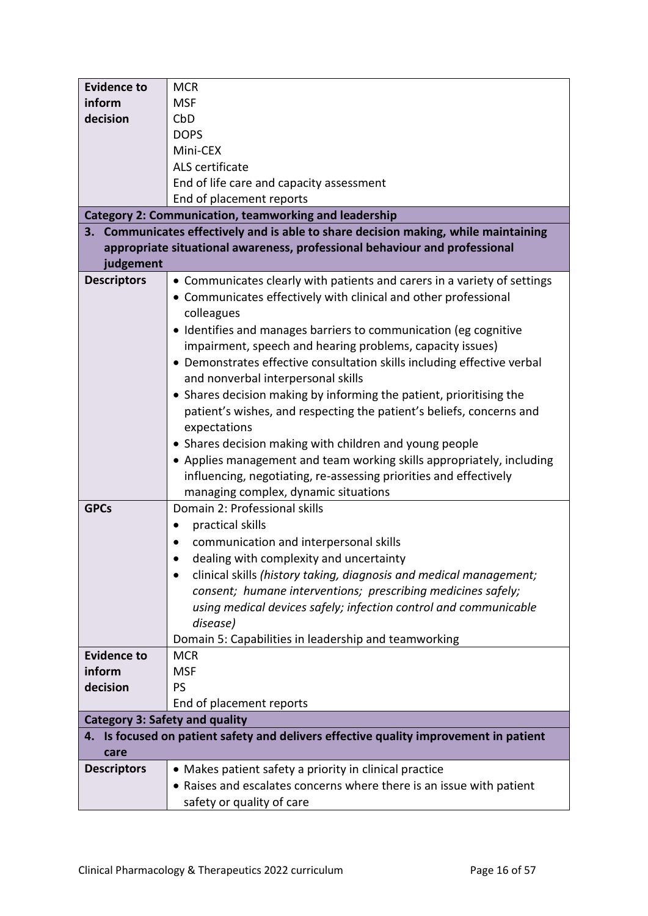| | |
|---|---|
| **Evidence to inform decision** | MCR<br>MSF<br>CbD<br>DOPS<br>Mini-CEX<br>ALS certificate<br>End of life care and capacity assessment<br>End of placement reports |
| **Category 2: Communication, teamworking and leadership** | |
| **3. Communicates effectively and is able to share decision making, while maintaining appropriate situational awareness, professional behaviour and professional judgement** | |
| **Descriptors** | • Communicates clearly with patients and carers in a variety of settings<br>• Communicates effectively with clinical and other professional colleagues<br>• Identifies and manages barriers to communication (eg cognitive impairment, speech and hearing problems, capacity issues)<br>• Demonstrates effective consultation skills including effective verbal and nonverbal interpersonal skills<br>• Shares decision making by informing the patient, prioritising the patient's wishes, and respecting the patient's beliefs, concerns and expectations<br>• Shares decision making with children and young people<br>• Applies management and team working skills appropriately, including influencing, negotiating, re-assessing priorities and effectively managing complex, dynamic situations |
| **GPCs** | Domain 2: Professional skills<br>• practical skills<br>• communication and interpersonal skills<br>• dealing with complexity and uncertainty<br>• clinical skills *(history taking, diagnosis and medical management; consent; humane interventions; prescribing medicines safely; using medical devices safely; infection control and communicable disease)*<br>Domain 5: Capabilities in leadership and teamworking |
| **Evidence to inform decision** | MCR<br>MSF<br>PS<br>End of placement reports |
| **Category 3: Safety and quality** | |
| **4. Is focused on patient safety and delivers effective quality improvement in patient care** | |
| **Descriptors** | • Makes patient safety a priority in clinical practice<br>• Raises and escalates concerns where there is an issue with patient safety or quality of care |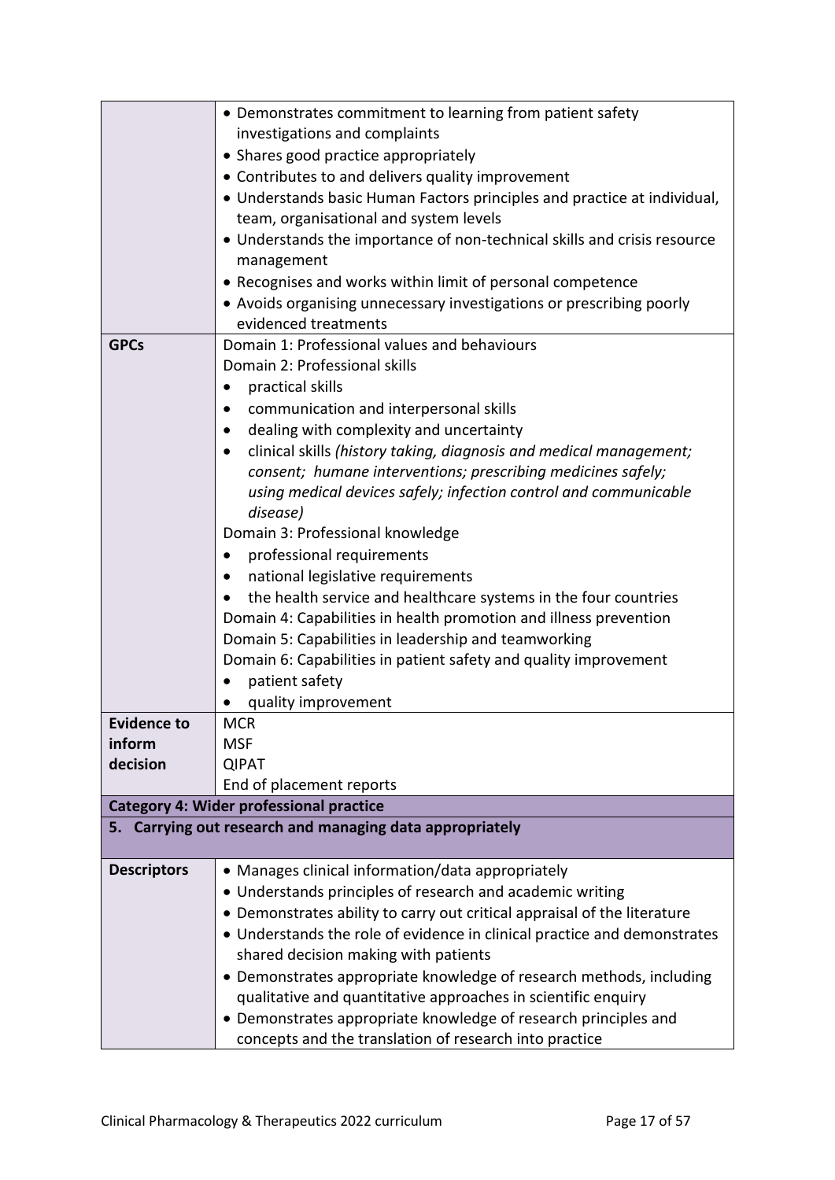| | |
|---|---|
| | • Demonstrates commitment to learning from patient safety investigations and complaints<br>• Shares good practice appropriately<br>• Contributes to and delivers quality improvement<br>• Understands basic Human Factors principles and practice at individual, team, organisational and system levels<br>• Understands the importance of non-technical skills and crisis resource management<br>• Recognises and works within limit of personal competence<br>• Avoids organising unnecessary investigations or prescribing poorly evidenced treatments |
| **GPCs** | Domain 1: Professional values and behaviours<br>Domain 2: Professional skills<br>• practical skills<br>• communication and interpersonal skills<br>• dealing with complexity and uncertainty<br>• clinical skills *(history taking, diagnosis and medical management; consent; humane interventions; prescribing medicines safely; using medical devices safely; infection control and communicable disease)*<br>Domain 3: Professional knowledge<br>• professional requirements<br>• national legislative requirements<br>• the health service and healthcare systems in the four countries<br>Domain 4: Capabilities in health promotion and illness prevention<br>Domain 5: Capabilities in leadership and teamworking<br>Domain 6: Capabilities in patient safety and quality improvement<br>• patient safety<br>• quality improvement |
| **Evidence to inform decision** | MCR<br>MSF<br>QIPAT<br>End of placement reports |
| **Category 4: Wider professional practice** | |
| **5. Carrying out research and managing data appropriately** | |
| **Descriptors** | • Manages clinical information/data appropriately<br>• Understands principles of research and academic writing<br>• Demonstrates ability to carry out critical appraisal of the literature<br>• Understands the role of evidence in clinical practice and demonstrates shared decision making with patients<br>• Demonstrates appropriate knowledge of research methods, including qualitative and quantitative approaches in scientific enquiry<br>• Demonstrates appropriate knowledge of research principles and concepts and the translation of research into practice |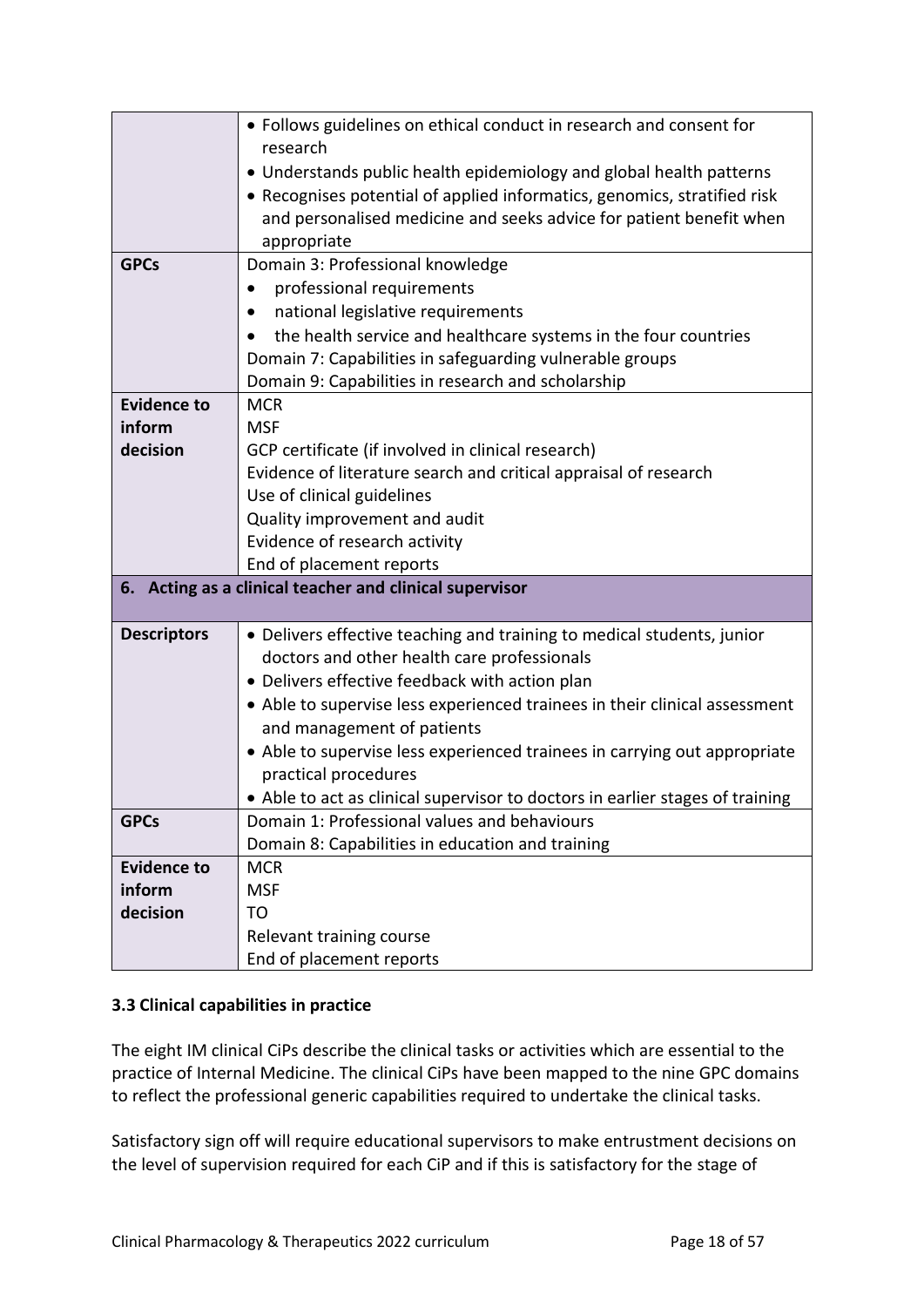|  |  |
| --- | --- |
|  | • Follows guidelines on ethical conduct in research and consent for research<br>• Understands public health epidemiology and global health patterns<br>• Recognises potential of applied informatics, genomics, stratified risk and personalised medicine and seeks advice for patient benefit when appropriate |
| **GPCs** | Domain 3: Professional knowledge<br>• professional requirements<br>• national legislative requirements<br>• the health service and healthcare systems in the four countries<br>Domain 7: Capabilities in safeguarding vulnerable groups<br>Domain 9: Capabilities in research and scholarship |
| **Evidence to inform decision** | MCR<br>MSF<br>GCP certificate (if involved in clinical research)<br>Evidence of literature search and critical appraisal of research<br>Use of clinical guidelines<br>Quality improvement and audit<br>Evidence of research activity<br>End of placement reports |
| **6. Acting as a clinical teacher and clinical supervisor** | |
| **Descriptors** | • Delivers effective teaching and training to medical students, junior doctors and other health care professionals<br>• Delivers effective feedback with action plan<br>• Able to supervise less experienced trainees in their clinical assessment and management of patients<br>• Able to supervise less experienced trainees in carrying out appropriate practical procedures<br>• Able to act as clinical supervisor to doctors in earlier stages of training |
| **GPCs** | Domain 1: Professional values and behaviours<br>Domain 8: Capabilities in education and training |
| **Evidence to inform decision** | MCR<br>MSF<br>TO<br>Relevant training course<br>End of placement reports |

### 3.3 Clinical capabilities in practice

The eight IM clinical CiPs describe the clinical tasks or activities which are essential to the practice of Internal Medicine. The clinical CiPs have been mapped to the nine GPC domains to reflect the professional generic capabilities required to undertake the clinical tasks.

Satisfactory sign off will require educational supervisors to make entrustment decisions on the level of supervision required for each CiP and if this is satisfactory for the stage of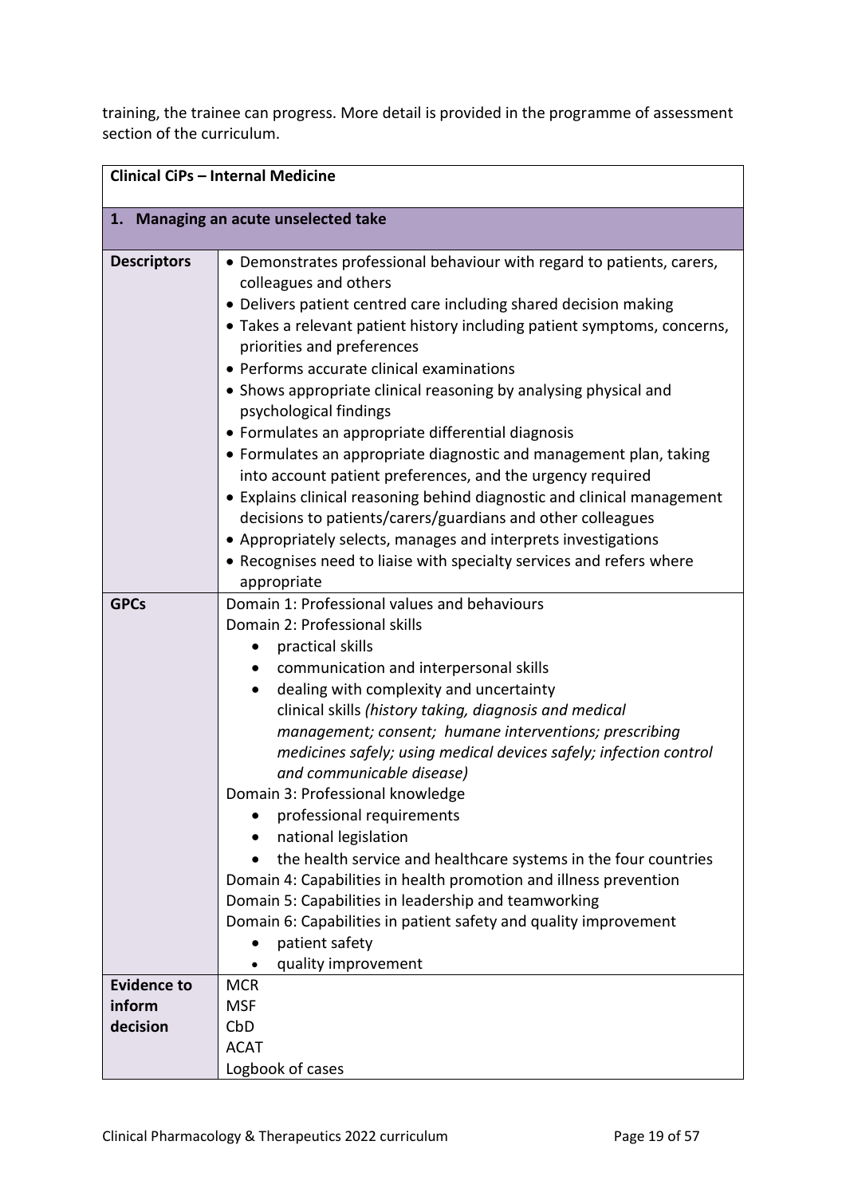training, the trainee can progress. More detail is provided in the programme of assessment section of the curriculum.

| **Clinical CiPs – Internal Medicine** | |
|---|---|
| **1. Managing an acute unselected take** | |
| **Descriptors** | • Demonstrates professional behaviour with regard to patients, carers, colleagues and others<br>• Delivers patient centred care including shared decision making<br>• Takes a relevant patient history including patient symptoms, concerns, priorities and preferences<br>• Performs accurate clinical examinations<br>• Shows appropriate clinical reasoning by analysing physical and psychological findings<br>• Formulates an appropriate differential diagnosis<br>• Formulates an appropriate diagnostic and management plan, taking into account patient preferences, and the urgency required<br>• Explains clinical reasoning behind diagnostic and clinical management decisions to patients/carers/guardians and other colleagues<br>• Appropriately selects, manages and interprets investigations<br>• Recognises need to liaise with specialty services and refers where appropriate |
| **GPCs** | Domain 1: Professional values and behaviours<br>Domain 2: Professional skills<br>• practical skills<br>• communication and interpersonal skills<br>• dealing with complexity and uncertainty<br>clinical skills *(history taking, diagnosis and medical management; consent; humane interventions; prescribing medicines safely; using medical devices safely; infection control and communicable disease)*<br>Domain 3: Professional knowledge<br>• professional requirements<br>• national legislation<br>• the health service and healthcare systems in the four countries<br>Domain 4: Capabilities in health promotion and illness prevention<br>Domain 5: Capabilities in leadership and teamworking<br>Domain 6: Capabilities in patient safety and quality improvement<br>• patient safety<br>• quality improvement |
| **Evidence to inform decision** | MCR<br>MSF<br>CbD<br>ACAT<br>Logbook of cases |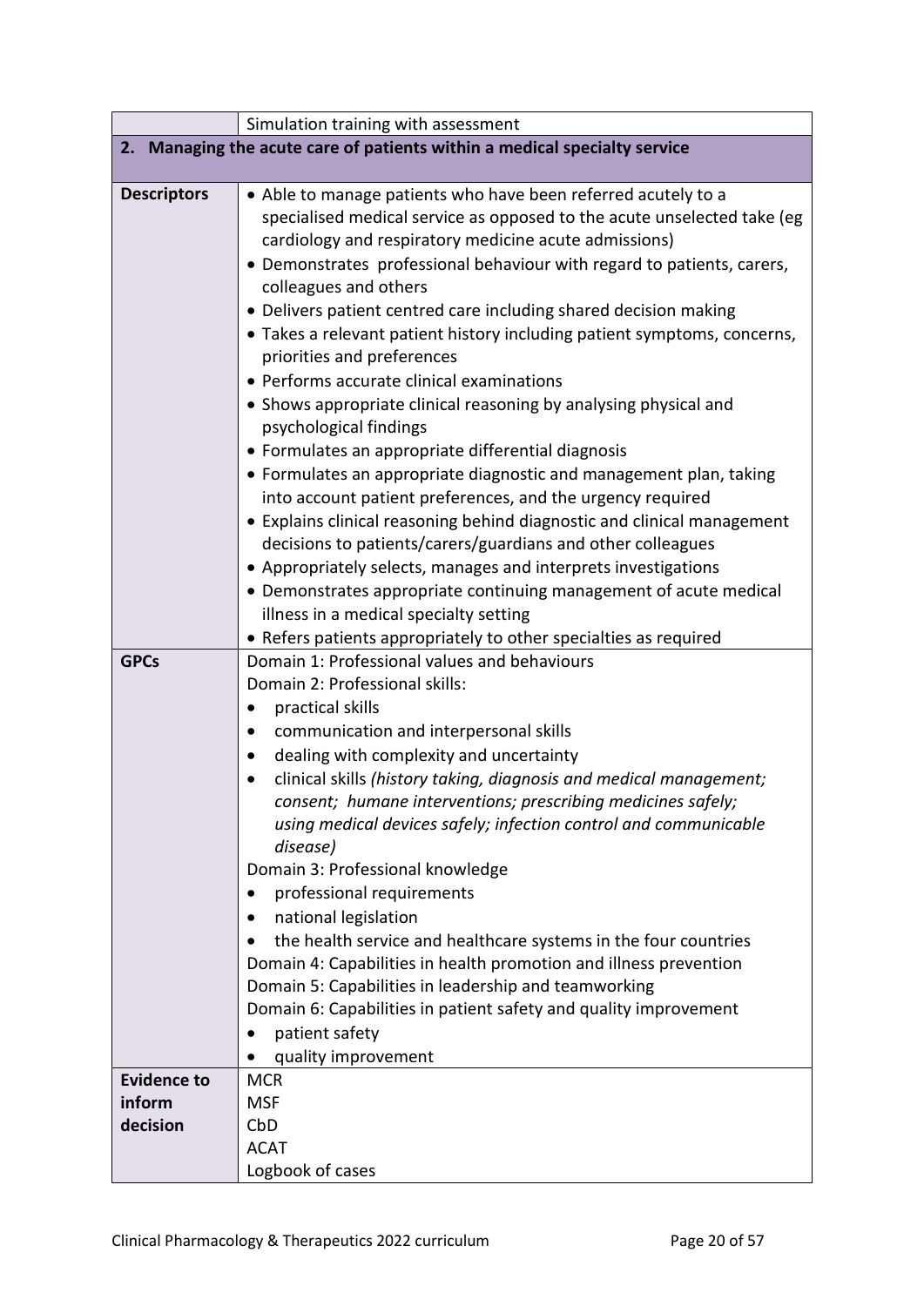| | Simulation training with assessment |
|---|---|
| **2. Managing the acute care of patients within a medical specialty service** | |
| **Descriptors** | • Able to manage patients who have been referred acutely to a specialised medical service as opposed to the acute unselected take (eg cardiology and respiratory medicine acute admissions)<br>• Demonstrates professional behaviour with regard to patients, carers, colleagues and others<br>• Delivers patient centred care including shared decision making<br>• Takes a relevant patient history including patient symptoms, concerns, priorities and preferences<br>• Performs accurate clinical examinations<br>• Shows appropriate clinical reasoning by analysing physical and psychological findings<br>• Formulates an appropriate differential diagnosis<br>• Formulates an appropriate diagnostic and management plan, taking into account patient preferences, and the urgency required<br>• Explains clinical reasoning behind diagnostic and clinical management decisions to patients/carers/guardians and other colleagues<br>• Appropriately selects, manages and interprets investigations<br>• Demonstrates appropriate continuing management of acute medical illness in a medical specialty setting<br>• Refers patients appropriately to other specialties as required |
| **GPCs** | Domain 1: Professional values and behaviours<br>Domain 2: Professional skills:<br>• practical skills<br>• communication and interpersonal skills<br>• dealing with complexity and uncertainty<br>• clinical skills *(history taking, diagnosis and medical management; consent; humane interventions; prescribing medicines safely; using medical devices safely; infection control and communicable disease)*<br>Domain 3: Professional knowledge<br>• professional requirements<br>• national legislation<br>• the health service and healthcare systems in the four countries<br>Domain 4: Capabilities in health promotion and illness prevention<br>Domain 5: Capabilities in leadership and teamworking<br>Domain 6: Capabilities in patient safety and quality improvement<br>• patient safety<br>• quality improvement |
| **Evidence to inform decision** | MCR<br>MSF<br>CbD<br>ACAT<br>Logbook of cases |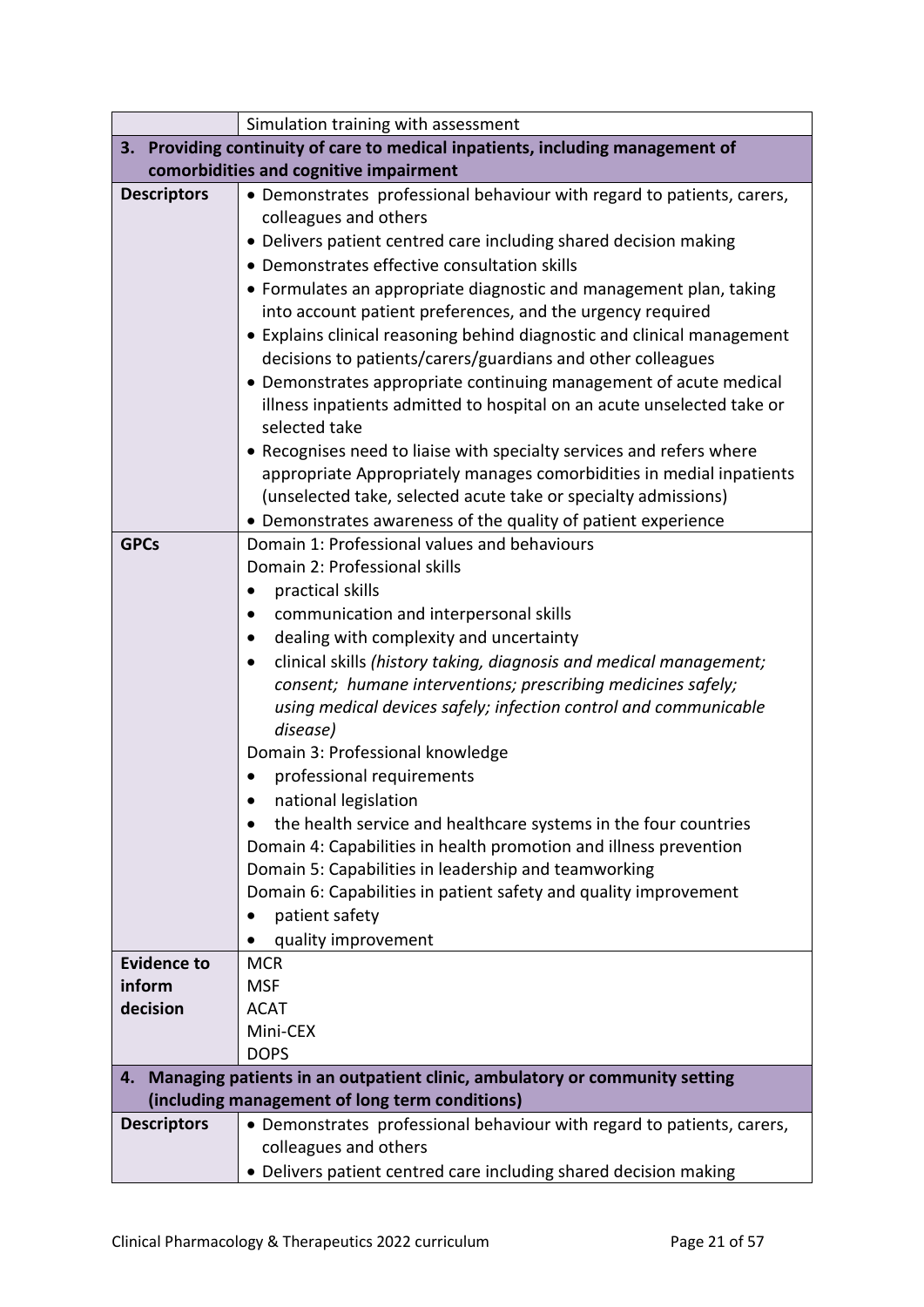| | Simulation training with assessment |
|---|---|
| **3. Providing continuity of care to medical inpatients, including management of comorbidities and cognitive impairment** | |
| **Descriptors** | • Demonstrates professional behaviour with regard to patients, carers, colleagues and others<br>• Delivers patient centred care including shared decision making<br>• Demonstrates effective consultation skills<br>• Formulates an appropriate diagnostic and management plan, taking into account patient preferences, and the urgency required<br>• Explains clinical reasoning behind diagnostic and clinical management decisions to patients/carers/guardians and other colleagues<br>• Demonstrates appropriate continuing management of acute medical illness inpatients admitted to hospital on an acute unselected take or selected take<br>• Recognises need to liaise with specialty services and refers where appropriate Appropriately manages comorbidities in medial inpatients (unselected take, selected acute take or specialty admissions)<br>• Demonstrates awareness of the quality of patient experience |
| **GPCs** | Domain 1: Professional values and behaviours<br>Domain 2: Professional skills<br>• practical skills<br>• communication and interpersonal skills<br>• dealing with complexity and uncertainty<br>• clinical skills *(history taking, diagnosis and medical management; consent; humane interventions; prescribing medicines safely; using medical devices safely; infection control and communicable disease)*<br>Domain 3: Professional knowledge<br>• professional requirements<br>• national legislation<br>• the health service and healthcare systems in the four countries<br>Domain 4: Capabilities in health promotion and illness prevention<br>Domain 5: Capabilities in leadership and teamworking<br>Domain 6: Capabilities in patient safety and quality improvement<br>• patient safety<br>• quality improvement |
| **Evidence to inform decision** | MCR<br>MSF<br>ACAT<br>Mini-CEX<br>DOPS |
| **4. Managing patients in an outpatient clinic, ambulatory or community setting (including management of long term conditions)** | |
| **Descriptors** | • Demonstrates professional behaviour with regard to patients, carers, colleagues and others<br>• Delivers patient centred care including shared decision making |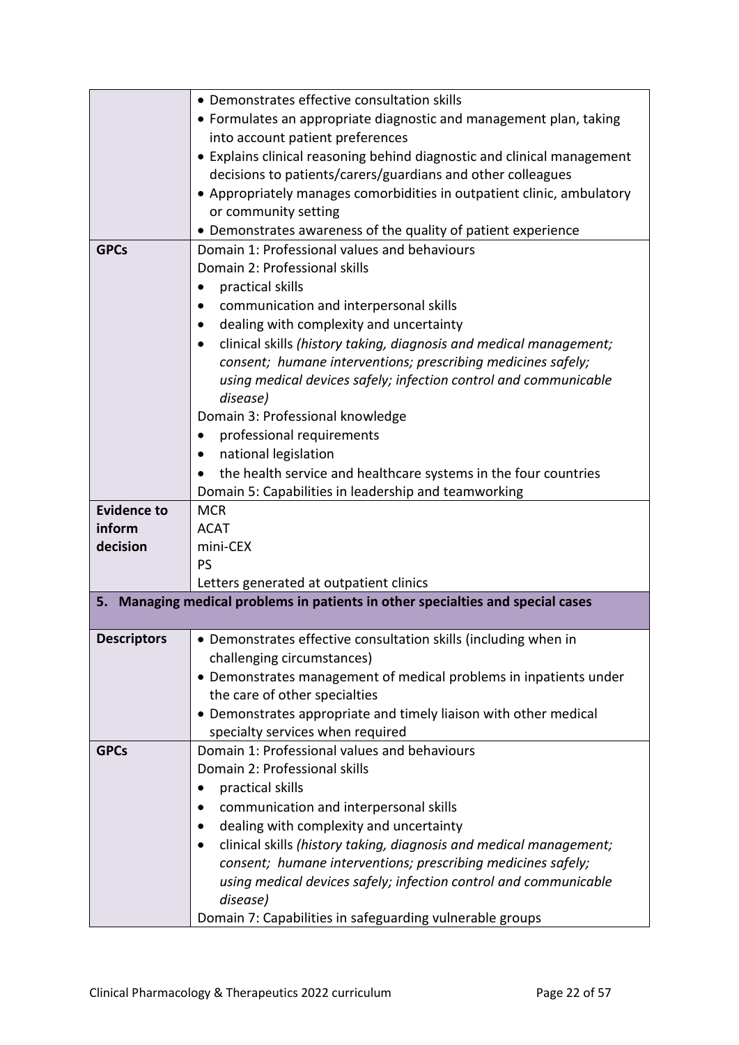| | |
|---|---|
| | • Demonstrates effective consultation skills<br>• Formulates an appropriate diagnostic and management plan, taking into account patient preferences<br>• Explains clinical reasoning behind diagnostic and clinical management decisions to patients/carers/guardians and other colleagues<br>• Appropriately manages comorbidities in outpatient clinic, ambulatory or community setting<br>• Demonstrates awareness of the quality of patient experience |
| **GPCs** | Domain 1: Professional values and behaviours<br>Domain 2: Professional skills<br>• practical skills<br>• communication and interpersonal skills<br>• dealing with complexity and uncertainty<br>• clinical skills *(history taking, diagnosis and medical management; consent; humane interventions; prescribing medicines safely; using medical devices safely; infection control and communicable disease)*<br>Domain 3: Professional knowledge<br>• professional requirements<br>• national legislation<br>• the health service and healthcare systems in the four countries<br>Domain 5: Capabilities in leadership and teamworking |
| **Evidence to inform decision** | MCR<br>ACAT<br>mini-CEX<br>PS<br>Letters generated at outpatient clinics |
| **5. Managing medical problems in patients in other specialties and special cases** | |
| **Descriptors** | • Demonstrates effective consultation skills (including when in challenging circumstances)<br>• Demonstrates management of medical problems in inpatients under the care of other specialties<br>• Demonstrates appropriate and timely liaison with other medical specialty services when required |
| **GPCs** | Domain 1: Professional values and behaviours<br>Domain 2: Professional skills<br>• practical skills<br>• communication and interpersonal skills<br>• dealing with complexity and uncertainty<br>• clinical skills *(history taking, diagnosis and medical management; consent; humane interventions; prescribing medicines safely; using medical devices safely; infection control and communicable disease)*<br>Domain 7: Capabilities in safeguarding vulnerable groups |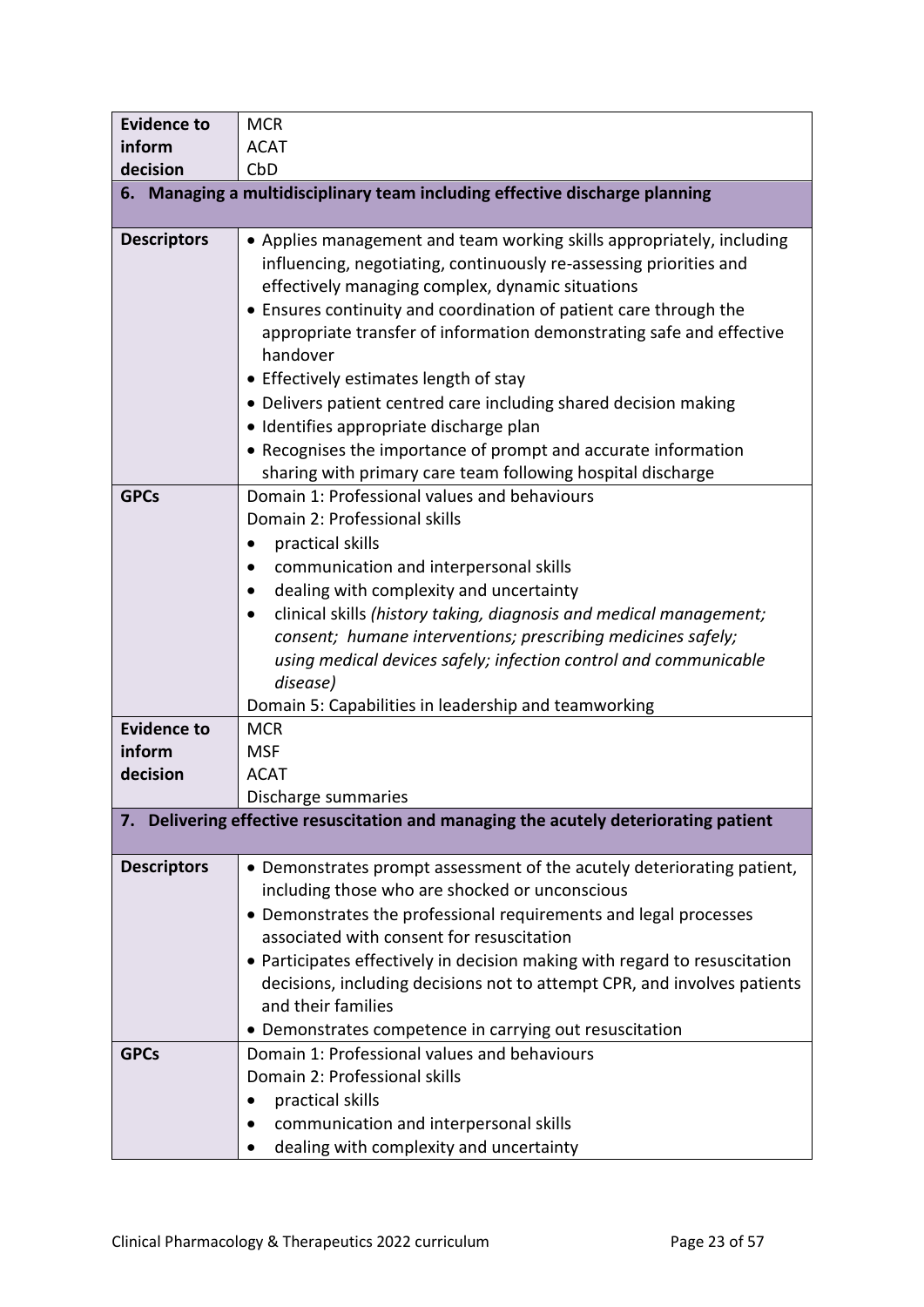| | |
|---|---|
| **Evidence to inform decision** | MCR<br>ACAT<br>CbD |
| **6. Managing a multidisciplinary team including effective discharge planning** | |
| **Descriptors** | • Applies management and team working skills appropriately, including influencing, negotiating, continuously re-assessing priorities and effectively managing complex, dynamic situations<br>• Ensures continuity and coordination of patient care through the appropriate transfer of information demonstrating safe and effective handover<br>• Effectively estimates length of stay<br>• Delivers patient centred care including shared decision making<br>• Identifies appropriate discharge plan<br>• Recognises the importance of prompt and accurate information sharing with primary care team following hospital discharge |
| **GPCs** | Domain 1: Professional values and behaviours<br>Domain 2: Professional skills<br>• practical skills<br>• communication and interpersonal skills<br>• dealing with complexity and uncertainty<br>• clinical skills *(history taking, diagnosis and medical management; consent; humane interventions; prescribing medicines safely; using medical devices safely; infection control and communicable disease)*<br>Domain 5: Capabilities in leadership and teamworking |
| **Evidence to inform decision** | MCR<br>MSF<br>ACAT<br>Discharge summaries |
| **7. Delivering effective resuscitation and managing the acutely deteriorating patient** | |
| **Descriptors** | • Demonstrates prompt assessment of the acutely deteriorating patient, including those who are shocked or unconscious<br>• Demonstrates the professional requirements and legal processes associated with consent for resuscitation<br>• Participates effectively in decision making with regard to resuscitation decisions, including decisions not to attempt CPR, and involves patients and their families<br>• Demonstrates competence in carrying out resuscitation |
| **GPCs** | Domain 1: Professional values and behaviours<br>Domain 2: Professional skills<br>• practical skills<br>• communication and interpersonal skills<br>• dealing with complexity and uncertainty |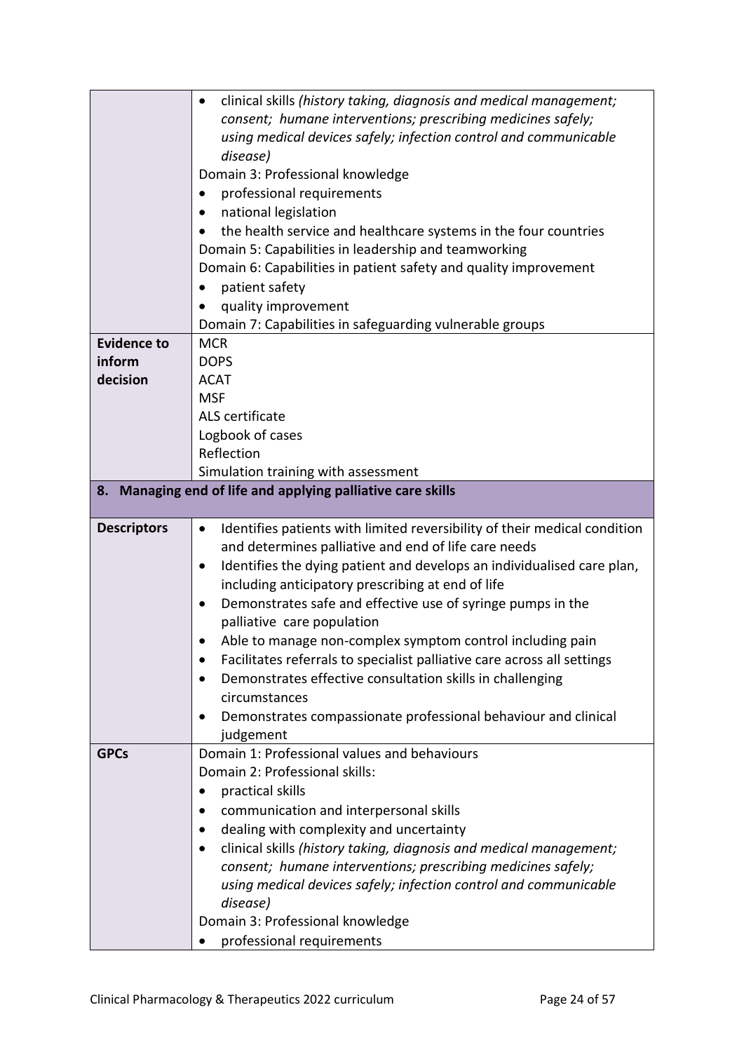| | |
|---|---|
| | • clinical skills *(history taking, diagnosis and medical management; consent; humane interventions; prescribing medicines safely; using medical devices safely; infection control and communicable disease)*<br>Domain 3: Professional knowledge<br>• professional requirements<br>• national legislation<br>• the health service and healthcare systems in the four countries<br>Domain 5: Capabilities in leadership and teamworking<br>Domain 6: Capabilities in patient safety and quality improvement<br>• patient safety<br>• quality improvement<br>Domain 7: Capabilities in safeguarding vulnerable groups |
| **Evidence to inform decision** | MCR<br>DOPS<br>ACAT<br>MSF<br>ALS certificate<br>Logbook of cases<br>Reflection<br>Simulation training with assessment |
| **8. Managing end of life and applying palliative care skills** | |
| **Descriptors** | • Identifies patients with limited reversibility of their medical condition and determines palliative and end of life care needs<br>• Identifies the dying patient and develops an individualised care plan, including anticipatory prescribing at end of life<br>• Demonstrates safe and effective use of syringe pumps in the palliative care population<br>• Able to manage non-complex symptom control including pain<br>• Facilitates referrals to specialist palliative care across all settings<br>• Demonstrates effective consultation skills in challenging circumstances<br>• Demonstrates compassionate professional behaviour and clinical judgement |
| **GPCs** | Domain 1: Professional values and behaviours<br>Domain 2: Professional skills:<br>• practical skills<br>• communication and interpersonal skills<br>• dealing with complexity and uncertainty<br>• clinical skills *(history taking, diagnosis and medical management; consent; humane interventions; prescribing medicines safely; using medical devices safely; infection control and communicable disease)*<br>Domain 3: Professional knowledge<br>• professional requirements |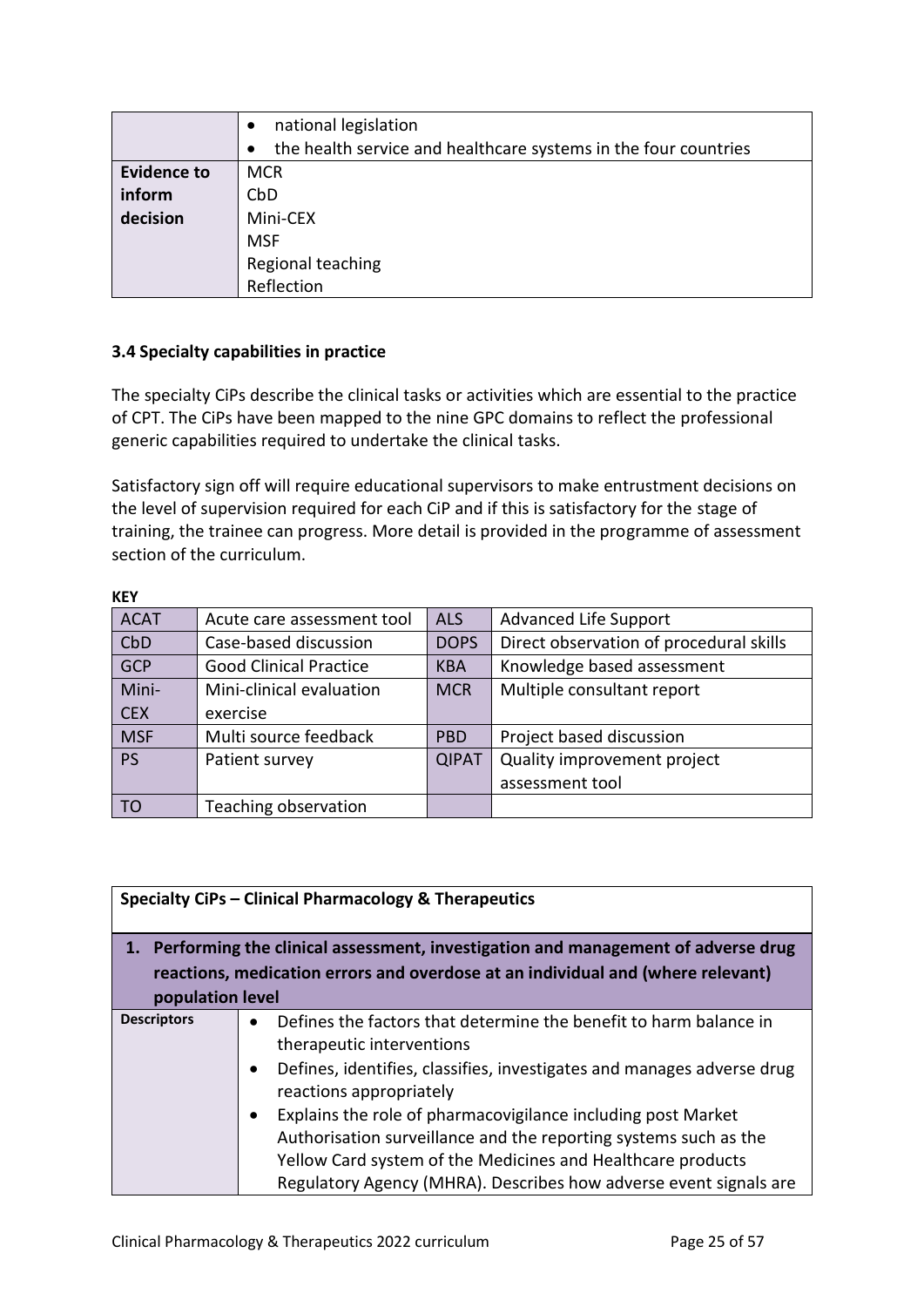| | • national legislation<br>• the health service and healthcare systems in the four countries |
|---|---|
| **Evidence to inform decision** | MCR<br>CbD<br>Mini-CEX<br>MSF<br>Regional teaching<br>Reflection |

### 3.4 Specialty capabilities in practice

The specialty CiPs describe the clinical tasks or activities which are essential to the practice of CPT. The CiPs have been mapped to the nine GPC domains to reflect the professional generic capabilities required to undertake the clinical tasks.

Satisfactory sign off will require educational supervisors to make entrustment decisions on the level of supervision required for each CiP and if this is satisfactory for the stage of training, the trainee can progress. More detail is provided in the programme of assessment section of the curriculum.

**KEY**

| ACAT | Acute care assessment tool | ALS | Advanced Life Support |
|---|---|---|---|
| CbD | Case-based discussion | DOPS | Direct observation of procedural skills |
| GCP | Good Clinical Practice | KBA | Knowledge based assessment |
| Mini-CEX | Mini-clinical evaluation exercise | MCR | Multiple consultant report |
| MSF | Multi source feedback | PBD | Project based discussion |
| PS | Patient survey | QIPAT | Quality improvement project assessment tool |
| TO | Teaching observation | | |

| **Specialty CiPs – Clinical Pharmacology & Therapeutics** | |
|---|---|
| **1. Performing the clinical assessment, investigation and management of adverse drug reactions, medication errors and overdose at an individual and (where relevant) population level** | |
| **Descriptors** | • Defines the factors that determine the benefit to harm balance in therapeutic interventions<br>• Defines, identifies, classifies, investigates and manages adverse drug reactions appropriately<br>• Explains the role of pharmacovigilance including post Market Authorisation surveillance and the reporting systems such as the Yellow Card system of the Medicines and Healthcare products Regulatory Agency (MHRA). Describes how adverse event signals are |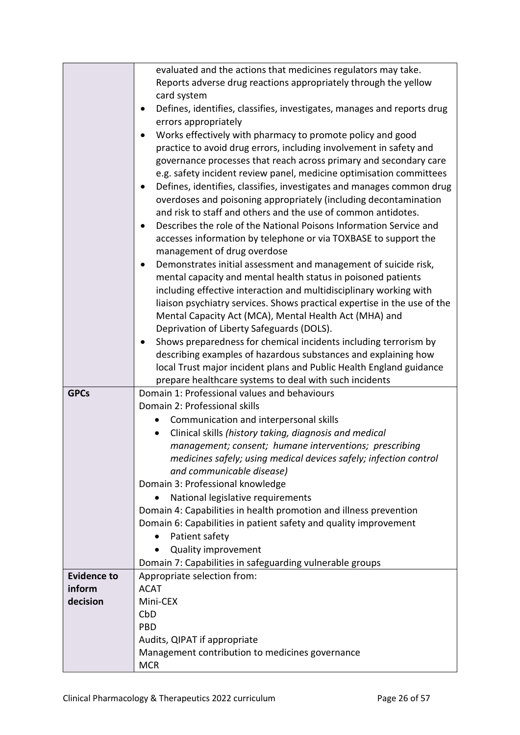|  |  |
| --- | --- |
|  | evaluated and the actions that medicines regulators may take. Reports adverse drug reactions appropriately through the yellow card system<br>• Defines, identifies, classifies, investigates, manages and reports drug errors appropriately<br>• Works effectively with pharmacy to promote policy and good practice to avoid drug errors, including involvement in safety and governance processes that reach across primary and secondary care e.g. safety incident review panel, medicine optimisation committees<br>• Defines, identifies, classifies, investigates and manages common drug overdoses and poisoning appropriately (including decontamination and risk to staff and others and the use of common antidotes.<br>• Describes the role of the National Poisons Information Service and accesses information by telephone or via TOXBASE to support the management of drug overdose<br>• Demonstrates initial assessment and management of suicide risk, mental capacity and mental health status in poisoned patients including effective interaction and multidisciplinary working with liaison psychiatry services. Shows practical expertise in the use of the Mental Capacity Act (MCA), Mental Health Act (MHA) and Deprivation of Liberty Safeguards (DOLS).<br>• Shows preparedness for chemical incidents including terrorism by describing examples of hazardous substances and explaining how local Trust major incident plans and Public Health England guidance prepare healthcare systems to deal with such incidents |
| **GPCs** | Domain 1: Professional values and behaviours<br>Domain 2: Professional skills<br>• Communication and interpersonal skills<br>• Clinical skills *(history taking, diagnosis and medical management; consent; humane interventions; prescribing medicines safely; using medical devices safely; infection control and communicable disease)*<br>Domain 3: Professional knowledge<br>• National legislative requirements<br>Domain 4: Capabilities in health promotion and illness prevention<br>Domain 6: Capabilities in patient safety and quality improvement<br>• Patient safety<br>• Quality improvement<br>Domain 7: Capabilities in safeguarding vulnerable groups |
| **Evidence to inform decision** | Appropriate selection from:<br>ACAT<br>Mini-CEX<br>CbD<br>PBD<br>Audits, QIPAT if appropriate<br>Management contribution to medicines governance<br>MCR |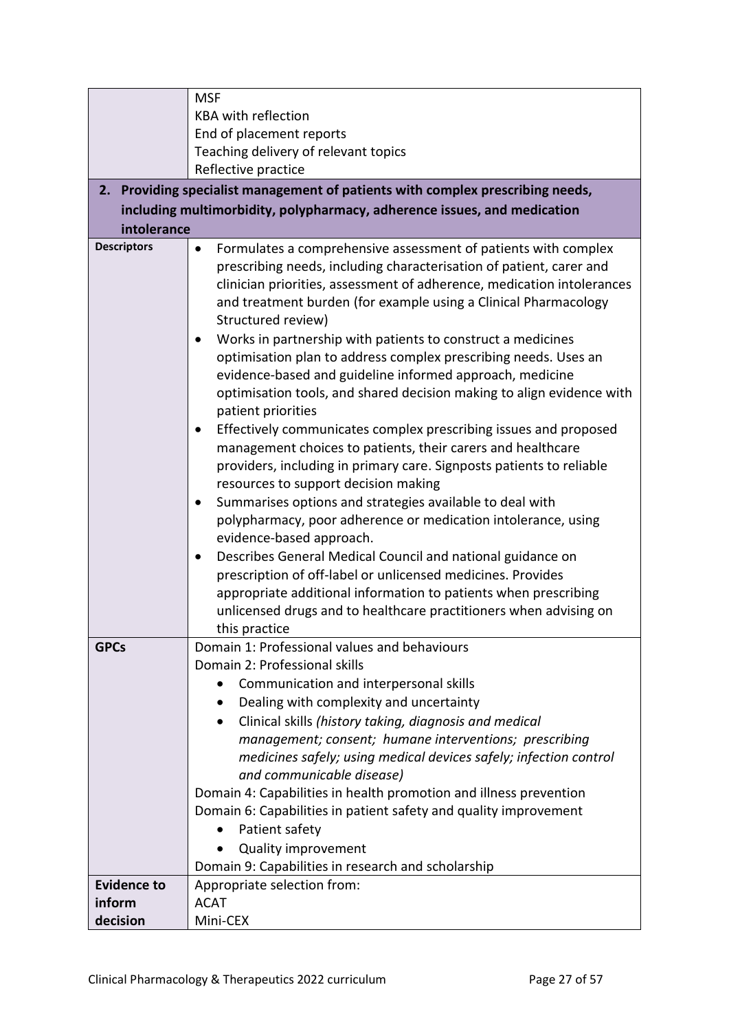| | |
|---|---|
| | MSF<br>KBA with reflection<br>End of placement reports<br>Teaching delivery of relevant topics<br>Reflective practice |
| **2. Providing specialist management of patients with complex prescribing needs, including multimorbidity, polypharmacy, adherence issues, and medication intolerance** | |
| **Descriptors** | • Formulates a comprehensive assessment of patients with complex prescribing needs, including characterisation of patient, carer and clinician priorities, assessment of adherence, medication intolerances and treatment burden (for example using a Clinical Pharmacology Structured review)<br>• Works in partnership with patients to construct a medicines optimisation plan to address complex prescribing needs. Uses an evidence-based and guideline informed approach, medicine optimisation tools, and shared decision making to align evidence with patient priorities<br>• Effectively communicates complex prescribing issues and proposed management choices to patients, their carers and healthcare providers, including in primary care. Signposts patients to reliable resources to support decision making<br>• Summarises options and strategies available to deal with polypharmacy, poor adherence or medication intolerance, using evidence-based approach.<br>• Describes General Medical Council and national guidance on prescription of off-label or unlicensed medicines. Provides appropriate additional information to patients when prescribing unlicensed drugs and to healthcare practitioners when advising on this practice |
| **GPCs** | Domain 1: Professional values and behaviours<br>Domain 2: Professional skills<br>• Communication and interpersonal skills<br>• Dealing with complexity and uncertainty<br>• Clinical skills *(history taking, diagnosis and medical management; consent; humane interventions; prescribing medicines safely; using medical devices safely; infection control and communicable disease)*<br>Domain 4: Capabilities in health promotion and illness prevention<br>Domain 6: Capabilities in patient safety and quality improvement<br>• Patient safety<br>• Quality improvement<br>Domain 9: Capabilities in research and scholarship |
| **Evidence to inform decision** | Appropriate selection from:<br>ACAT<br>Mini-CEX |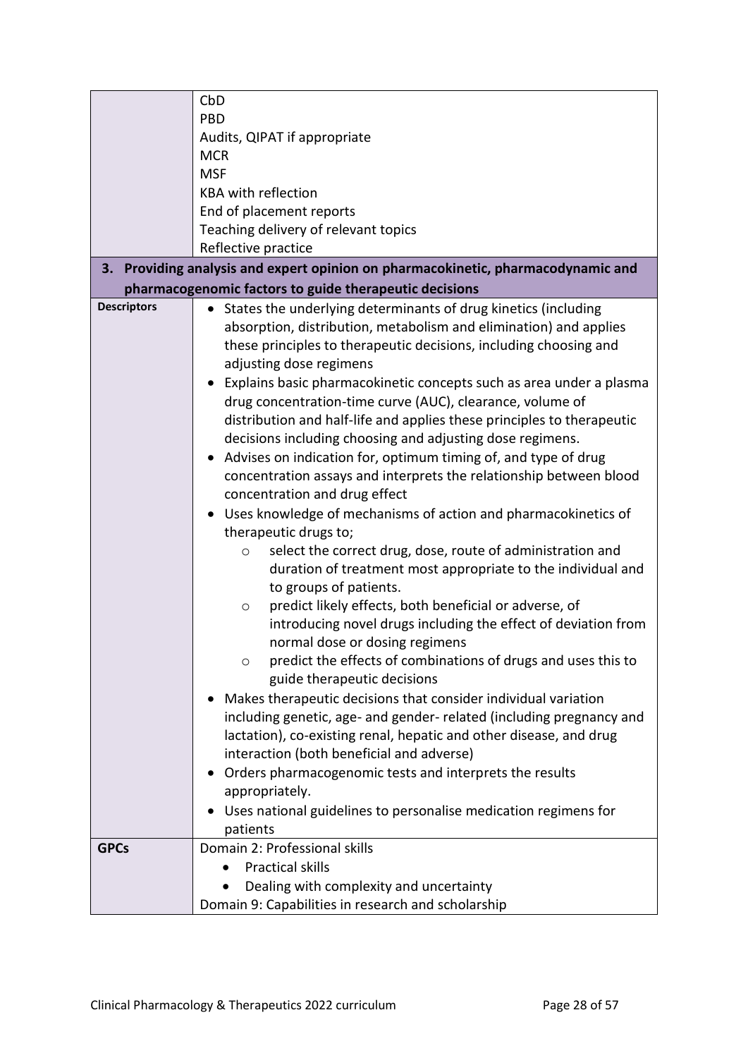| | |
|---|---|
| | CbD<br>PBD<br>Audits, QIPAT if appropriate<br>MCR<br>MSF<br>KBA with reflection<br>End of placement reports<br>Teaching delivery of relevant topics<br>Reflective practice |
| **3. Providing analysis and expert opinion on pharmacokinetic, pharmacodynamic and pharmacogenomic factors to guide therapeutic decisions** | |
| **Descriptors** | • States the underlying determinants of drug kinetics (including absorption, distribution, metabolism and elimination) and applies these principles to therapeutic decisions, including choosing and adjusting dose regimens<br>• Explains basic pharmacokinetic concepts such as area under a plasma drug concentration-time curve (AUC), clearance, volume of distribution and half-life and applies these principles to therapeutic decisions including choosing and adjusting dose regimens.<br>• Advises on indication for, optimum timing of, and type of drug concentration assays and interprets the relationship between blood concentration and drug effect<br>• Uses knowledge of mechanisms of action and pharmacokinetics of therapeutic drugs to;<br>&nbsp;&nbsp;&nbsp;&nbsp;○ select the correct drug, dose, route of administration and duration of treatment most appropriate to the individual and to groups of patients.<br>&nbsp;&nbsp;&nbsp;&nbsp;○ predict likely effects, both beneficial or adverse, of introducing novel drugs including the effect of deviation from normal dose or dosing regimens<br>&nbsp;&nbsp;&nbsp;&nbsp;○ predict the effects of combinations of drugs and uses this to guide therapeutic decisions<br>• Makes therapeutic decisions that consider individual variation including genetic, age- and gender- related (including pregnancy and lactation), co-existing renal, hepatic and other disease, and drug interaction (both beneficial and adverse)<br>• Orders pharmacogenomic tests and interprets the results appropriately.<br>• Uses national guidelines to personalise medication regimens for patients |
| **GPCs** | Domain 2: Professional skills<br>• Practical skills<br>• Dealing with complexity and uncertainty<br>Domain 9: Capabilities in research and scholarship |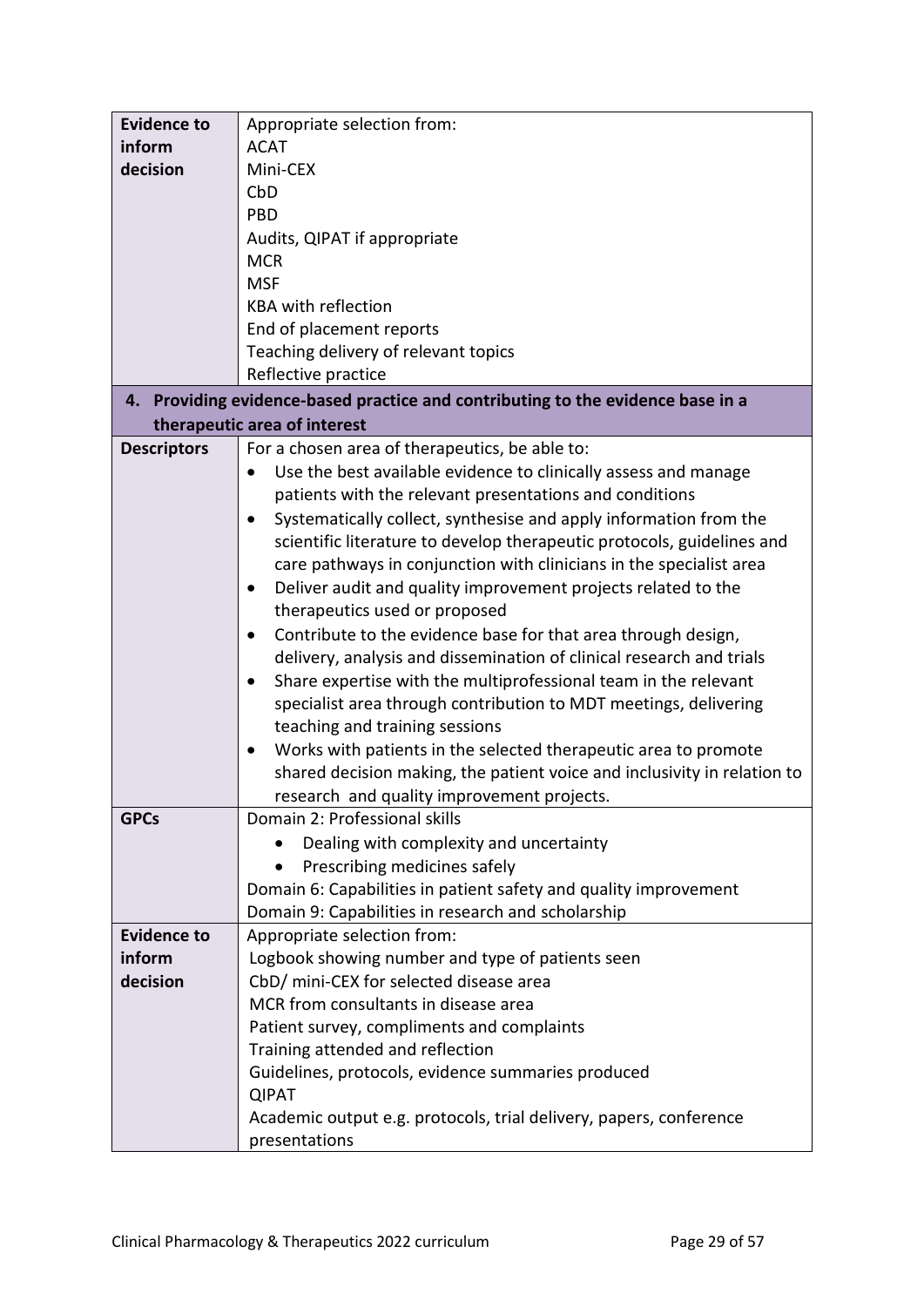| | |
|---|---|
| **Evidence to inform decision** | Appropriate selection from:<br>ACAT<br>Mini-CEX<br>CbD<br>PBD<br>Audits, QIPAT if appropriate<br>MCR<br>MSF<br>KBA with reflection<br>End of placement reports<br>Teaching delivery of relevant topics<br>Reflective practice |
| **4. Providing evidence-based practice and contributing to the evidence base in a therapeutic area of interest** | |
| **Descriptors** | For a chosen area of therapeutics, be able to:<br>• Use the best available evidence to clinically assess and manage patients with the relevant presentations and conditions<br>• Systematically collect, synthesise and apply information from the scientific literature to develop therapeutic protocols, guidelines and care pathways in conjunction with clinicians in the specialist area<br>• Deliver audit and quality improvement projects related to the therapeutics used or proposed<br>• Contribute to the evidence base for that area through design, delivery, analysis and dissemination of clinical research and trials<br>• Share expertise with the multiprofessional team in the relevant specialist area through contribution to MDT meetings, delivering teaching and training sessions<br>• Works with patients in the selected therapeutic area to promote shared decision making, the patient voice and inclusivity in relation to research and quality improvement projects. |
| **GPCs** | Domain 2: Professional skills<br>• Dealing with complexity and uncertainty<br>• Prescribing medicines safely<br>Domain 6: Capabilities in patient safety and quality improvement<br>Domain 9: Capabilities in research and scholarship |
| **Evidence to inform decision** | Appropriate selection from:<br>Logbook showing number and type of patients seen<br>CbD/ mini-CEX for selected disease area<br>MCR from consultants in disease area<br>Patient survey, compliments and complaints<br>Training attended and reflection<br>Guidelines, protocols, evidence summaries produced<br>QIPAT<br>Academic output e.g. protocols, trial delivery, papers, conference presentations |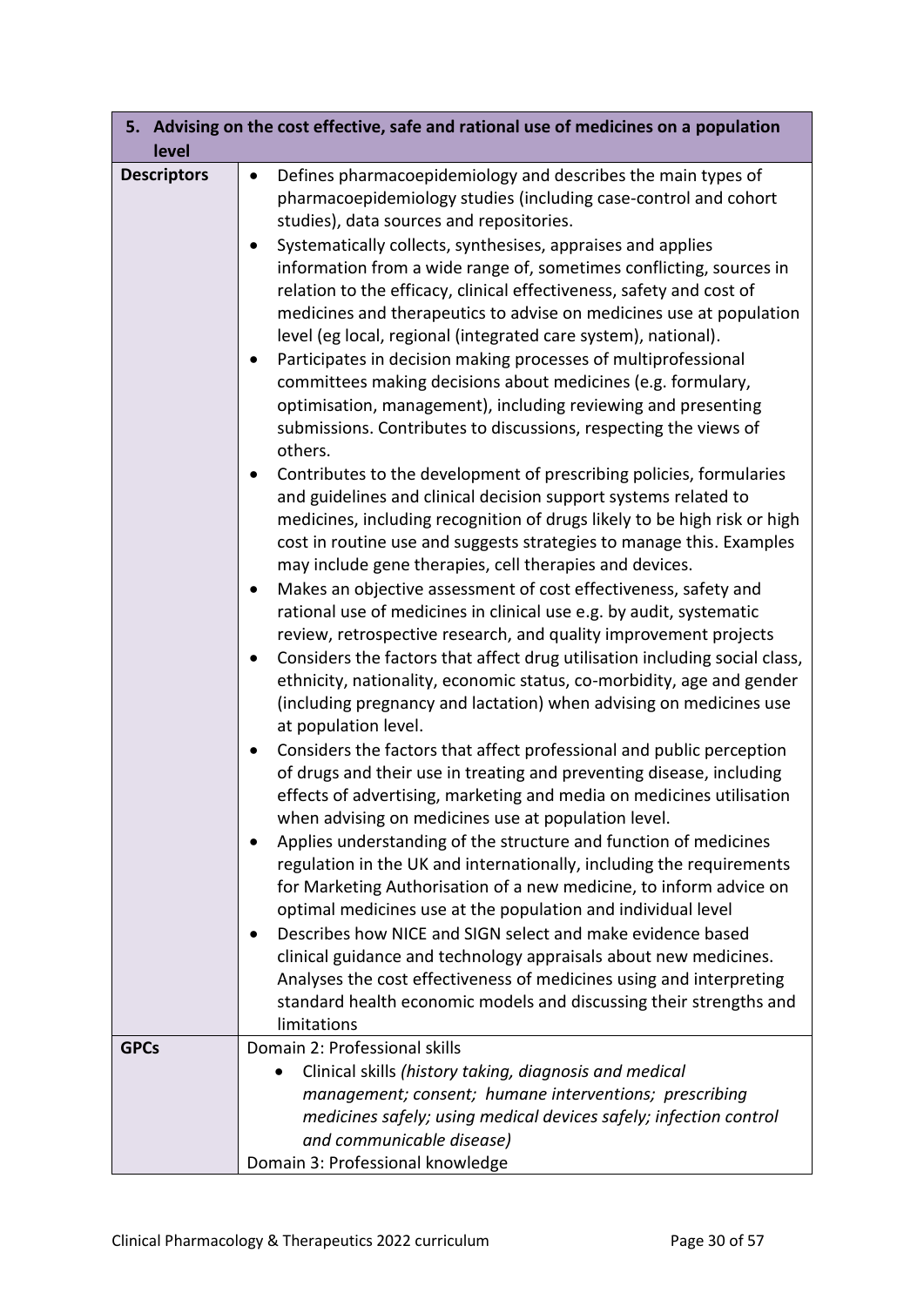| 5. Advising on the cost effective, safe and rational use of medicines on a population level | |
|---|---|
| **Descriptors** | • Defines pharmacoepidemiology and describes the main types of pharmacoepidemiology studies (including case-control and cohort studies), data sources and repositories.<br>• Systematically collects, synthesises, appraises and applies information from a wide range of, sometimes conflicting, sources in relation to the efficacy, clinical effectiveness, safety and cost of medicines and therapeutics to advise on medicines use at population level (eg local, regional (integrated care system), national).<br>• Participates in decision making processes of multiprofessional committees making decisions about medicines (e.g. formulary, optimisation, management), including reviewing and presenting submissions. Contributes to discussions, respecting the views of others.<br>• Contributes to the development of prescribing policies, formularies and guidelines and clinical decision support systems related to medicines, including recognition of drugs likely to be high risk or high cost in routine use and suggests strategies to manage this. Examples may include gene therapies, cell therapies and devices.<br>• Makes an objective assessment of cost effectiveness, safety and rational use of medicines in clinical use e.g. by audit, systematic review, retrospective research, and quality improvement projects<br>• Considers the factors that affect drug utilisation including social class, ethnicity, nationality, economic status, co-morbidity, age and gender (including pregnancy and lactation) when advising on medicines use at population level.<br>• Considers the factors that affect professional and public perception of drugs and their use in treating and preventing disease, including effects of advertising, marketing and media on medicines utilisation when advising on medicines use at population level.<br>• Applies understanding of the structure and function of medicines regulation in the UK and internationally, including the requirements for Marketing Authorisation of a new medicine, to inform advice on optimal medicines use at the population and individual level<br>• Describes how NICE and SIGN select and make evidence based clinical guidance and technology appraisals about new medicines. Analyses the cost effectiveness of medicines using and interpreting standard health economic models and discussing their strengths and limitations |
| **GPCs** | Domain 2: Professional skills<br>• Clinical skills *(history taking, diagnosis and medical management; consent; humane interventions; prescribing medicines safely; using medical devices safely; infection control and communicable disease)*<br>Domain 3: Professional knowledge |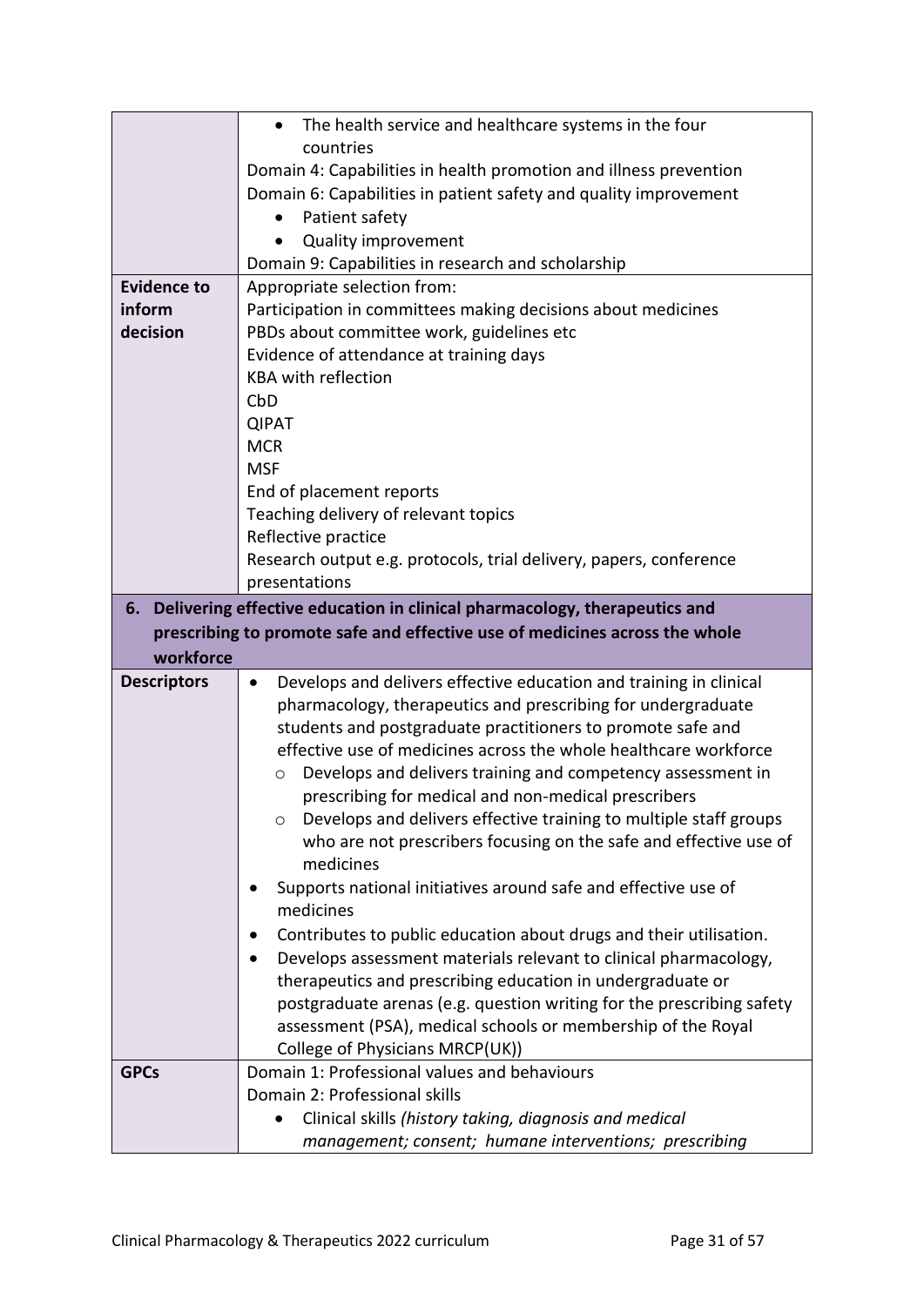| | |
|---|---|
| | • The health service and healthcare systems in the four countries<br>Domain 4: Capabilities in health promotion and illness prevention<br>Domain 6: Capabilities in patient safety and quality improvement<br>• Patient safety<br>• Quality improvement<br>Domain 9: Capabilities in research and scholarship |
| **Evidence to inform decision** | Appropriate selection from:<br>Participation in committees making decisions about medicines<br>PBDs about committee work, guidelines etc<br>Evidence of attendance at training days<br>KBA with reflection<br>CbD<br>QIPAT<br>MCR<br>MSF<br>End of placement reports<br>Teaching delivery of relevant topics<br>Reflective practice<br>Research output e.g. protocols, trial delivery, papers, conference presentations |
| **6. Delivering effective education in clinical pharmacology, therapeutics and prescribing to promote safe and effective use of medicines across the whole workforce** | |
| **Descriptors** | • Develops and delivers effective education and training in clinical pharmacology, therapeutics and prescribing for undergraduate students and postgraduate practitioners to promote safe and effective use of medicines across the whole healthcare workforce<br>  ○ Develops and delivers training and competency assessment in prescribing for medical and non-medical prescribers<br>  ○ Develops and delivers effective training to multiple staff groups who are not prescribers focusing on the safe and effective use of medicines<br>• Supports national initiatives around safe and effective use of medicines<br>• Contributes to public education about drugs and their utilisation.<br>• Develops assessment materials relevant to clinical pharmacology, therapeutics and prescribing education in undergraduate or postgraduate arenas (e.g. question writing for the prescribing safety assessment (PSA), medical schools or membership of the Royal College of Physicians MRCP(UK)) |
| **GPCs** | Domain 1: Professional values and behaviours<br>Domain 2: Professional skills<br>• Clinical skills *(history taking, diagnosis and medical management; consent; humane interventions; prescribing* |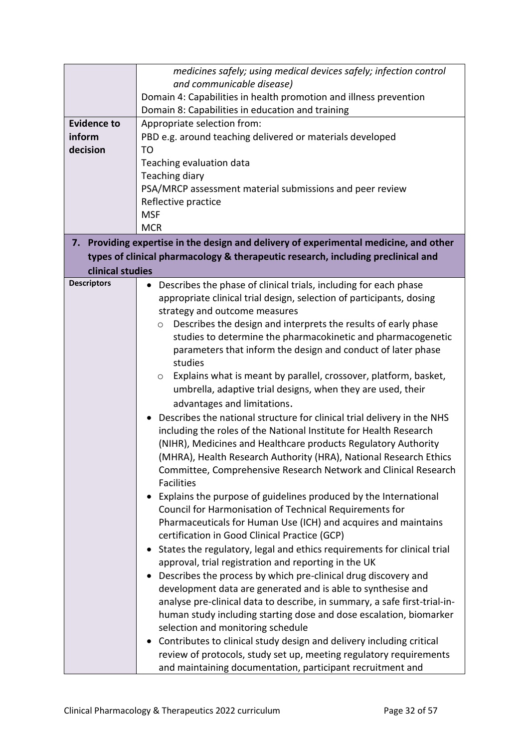| | |
|---|---|
| | *medicines safely; using medical devices safely; infection control and communicable disease)*<br>Domain 4: Capabilities in health promotion and illness prevention<br>Domain 8: Capabilities in education and training |
| **Evidence to inform decision** | Appropriate selection from:<br>PBD e.g. around teaching delivered or materials developed<br>TO<br>Teaching evaluation data<br>Teaching diary<br>PSA/MRCP assessment material submissions and peer review<br>Reflective practice<br>MSF<br>MCR |

| **7. Providing expertise in the design and delivery of experimental medicine, and other types of clinical pharmacology & therapeutic research, including preclinical and clinical studies** | |
|---|---|
| **Descriptors** | • Describes the phase of clinical trials, including for each phase appropriate clinical trial design, selection of participants, dosing strategy and outcome measures<br>&nbsp;&nbsp;&nbsp;&nbsp;○ Describes the design and interprets the results of early phase studies to determine the pharmacokinetic and pharmacogenetic parameters that inform the design and conduct of later phase studies<br>&nbsp;&nbsp;&nbsp;&nbsp;○ Explains what is meant by parallel, crossover, platform, basket, umbrella, adaptive trial designs, when they are used, their advantages and limitations.<br>• Describes the national structure for clinical trial delivery in the NHS including the roles of the National Institute for Health Research (NIHR), Medicines and Healthcare products Regulatory Authority (MHRA), Health Research Authority (HRA), National Research Ethics Committee, Comprehensive Research Network and Clinical Research Facilities<br>• Explains the purpose of guidelines produced by the International Council for Harmonisation of Technical Requirements for Pharmaceuticals for Human Use (ICH) and acquires and maintains certification in Good Clinical Practice (GCP)<br>• States the regulatory, legal and ethics requirements for clinical trial approval, trial registration and reporting in the UK<br>• Describes the process by which pre-clinical drug discovery and development data are generated and is able to synthesise and analyse pre-clinical data to describe, in summary, a safe first-trial-in-human study including starting dose and dose escalation, biomarker selection and monitoring schedule<br>• Contributes to clinical study design and delivery including critical review of protocols, study set up, meeting regulatory requirements and maintaining documentation, participant recruitment and |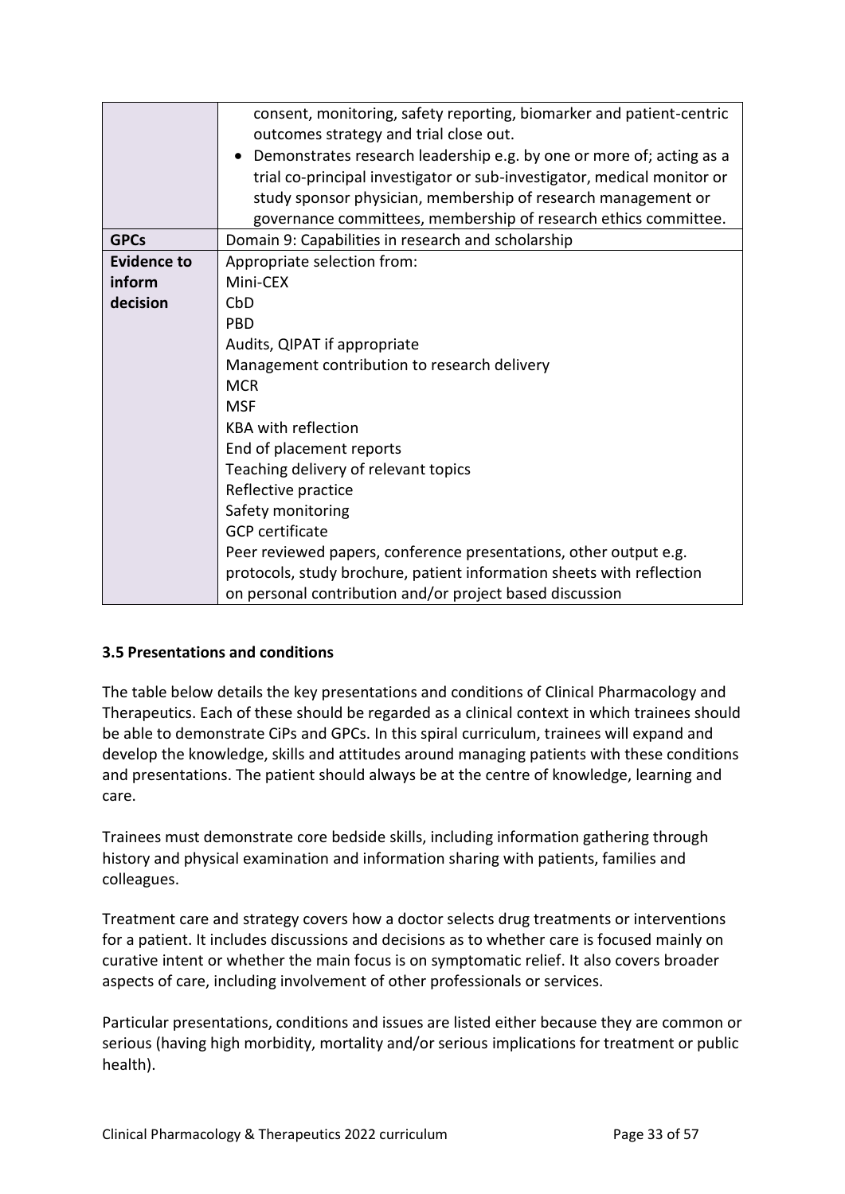| | |
|---|---|
| | consent, monitoring, safety reporting, biomarker and patient-centric outcomes strategy and trial close out.<br>• Demonstrates research leadership e.g. by one or more of; acting as a trial co-principal investigator or sub-investigator, medical monitor or study sponsor physician, membership of research management or governance committees, membership of research ethics committee. |
| **GPCs** | Domain 9: Capabilities in research and scholarship |
| **Evidence to inform decision** | Appropriate selection from:<br>Mini-CEX<br>CbD<br>PBD<br>Audits, QIPAT if appropriate<br>Management contribution to research delivery<br>MCR<br>MSF<br>KBA with reflection<br>End of placement reports<br>Teaching delivery of relevant topics<br>Reflective practice<br>Safety monitoring<br>GCP certificate<br>Peer reviewed papers, conference presentations, other output e.g. protocols, study brochure, patient information sheets with reflection on personal contribution and/or project based discussion |

### 3.5 Presentations and conditions

The table below details the key presentations and conditions of Clinical Pharmacology and Therapeutics. Each of these should be regarded as a clinical context in which trainees should be able to demonstrate CiPs and GPCs. In this spiral curriculum, trainees will expand and develop the knowledge, skills and attitudes around managing patients with these conditions and presentations. The patient should always be at the centre of knowledge, learning and care.

Trainees must demonstrate core bedside skills, including information gathering through history and physical examination and information sharing with patients, families and colleagues.

Treatment care and strategy covers how a doctor selects drug treatments or interventions for a patient. It includes discussions and decisions as to whether care is focused mainly on curative intent or whether the main focus is on symptomatic relief. It also covers broader aspects of care, including involvement of other professionals or services.

Particular presentations, conditions and issues are listed either because they are common or serious (having high morbidity, mortality and/or serious implications for treatment or public health).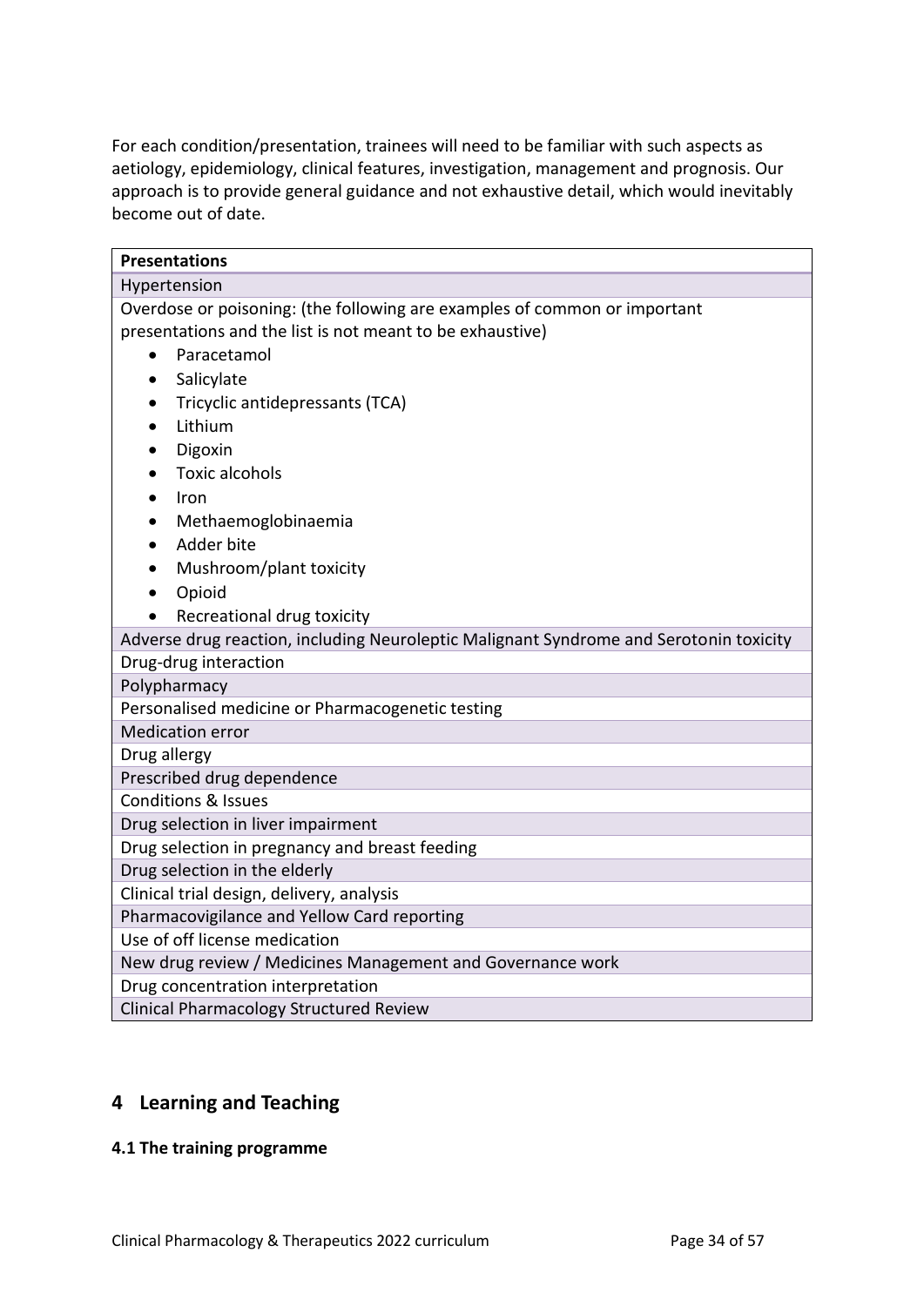For each condition/presentation, trainees will need to be familiar with such aspects as aetiology, epidemiology, clinical features, investigation, management and prognosis. Our approach is to provide general guidance and not exhaustive detail, which would inevitably become out of date.

| **Presentations** |
|---|
| Hypertension |
| Overdose or poisoning: (the following are examples of common or important presentations and the list is not meant to be exhaustive)<br>• Paracetamol<br>• Salicylate<br>• Tricyclic antidepressants (TCA)<br>• Lithium<br>• Digoxin<br>• Toxic alcohols<br>• Iron<br>• Methaemoglobinaemia<br>• Adder bite<br>• Mushroom/plant toxicity<br>• Opioid<br>• Recreational drug toxicity |
| Adverse drug reaction, including Neuroleptic Malignant Syndrome and Serotonin toxicity |
| Drug-drug interaction |
| Polypharmacy |
| Personalised medicine or Pharmacogenetic testing |
| Medication error |
| Drug allergy |
| Prescribed drug dependence |
| Conditions & Issues |
| Drug selection in liver impairment |
| Drug selection in pregnancy and breast feeding |
| Drug selection in the elderly |
| Clinical trial design, delivery, analysis |
| Pharmacovigilance and Yellow Card reporting |
| Use of off license medication |
| New drug review / Medicines Management and Governance work |
| Drug concentration interpretation |
| Clinical Pharmacology Structured Review |

## 4 Learning and Teaching

### 4.1 The training programme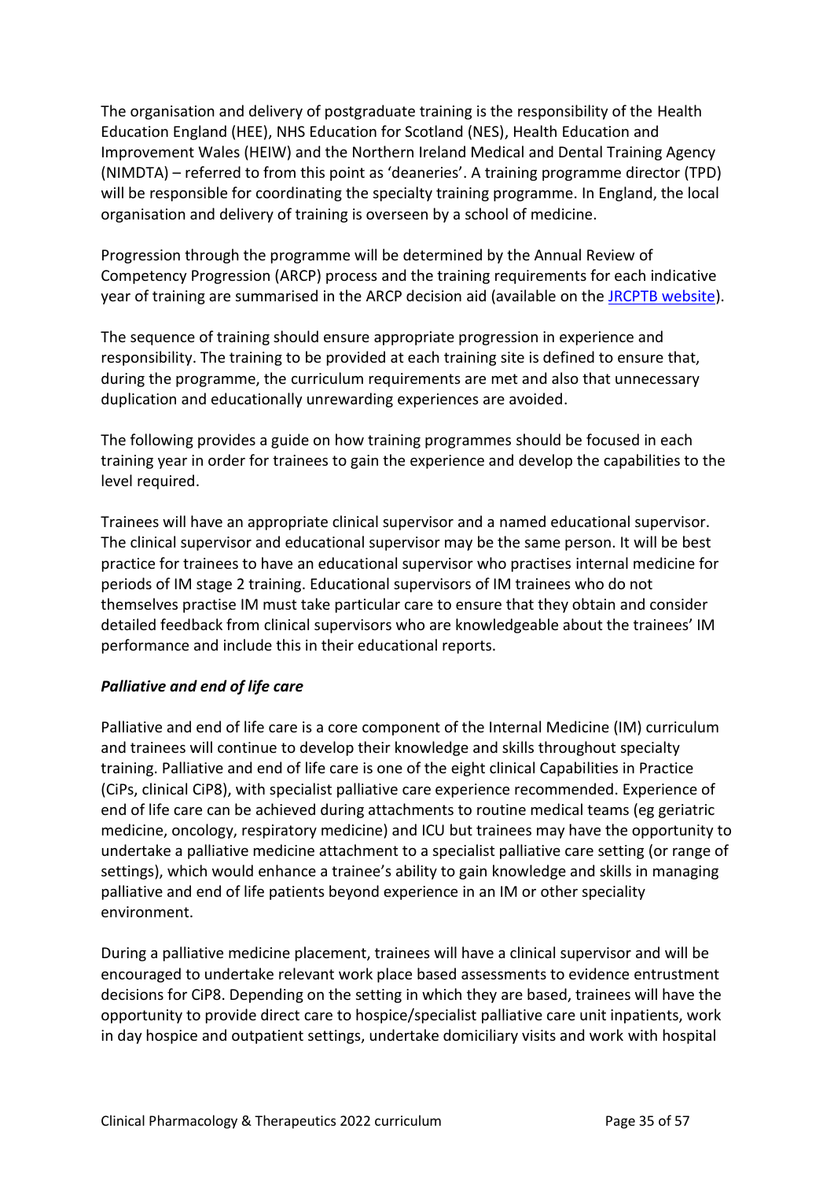The organisation and delivery of postgraduate training is the responsibility of the Health Education England (HEE), NHS Education for Scotland (NES), Health Education and Improvement Wales (HEIW) and the Northern Ireland Medical and Dental Training Agency (NIMDTA) – referred to from this point as 'deaneries'. A training programme director (TPD) will be responsible for coordinating the specialty training programme. In England, the local organisation and delivery of training is overseen by a school of medicine.

Progression through the programme will be determined by the Annual Review of Competency Progression (ARCP) process and the training requirements for each indicative year of training are summarised in the ARCP decision aid (available on the [JRCPTB website](https://www.jrcptb.org.uk)).

The sequence of training should ensure appropriate progression in experience and responsibility. The training to be provided at each training site is defined to ensure that, during the programme, the curriculum requirements are met and also that unnecessary duplication and educationally unrewarding experiences are avoided.

The following provides a guide on how training programmes should be focused in each training year in order for trainees to gain the experience and develop the capabilities to the level required.

Trainees will have an appropriate clinical supervisor and a named educational supervisor. The clinical supervisor and educational supervisor may be the same person. It will be best practice for trainees to have an educational supervisor who practises internal medicine for periods of IM stage 2 training. Educational supervisors of IM trainees who do not themselves practise IM must take particular care to ensure that they obtain and consider detailed feedback from clinical supervisors who are knowledgeable about the trainees' IM performance and include this in their educational reports.

***Palliative and end of life care***

Palliative and end of life care is a core component of the Internal Medicine (IM) curriculum and trainees will continue to develop their knowledge and skills throughout specialty training. Palliative and end of life care is one of the eight clinical Capabilities in Practice (CiPs, clinical CiP8), with specialist palliative care experience recommended. Experience of end of life care can be achieved during attachments to routine medical teams (eg geriatric medicine, oncology, respiratory medicine) and ICU but trainees may have the opportunity to undertake a palliative medicine attachment to a specialist palliative care setting (or range of settings), which would enhance a trainee's ability to gain knowledge and skills in managing palliative and end of life patients beyond experience in an IM or other speciality environment.

During a palliative medicine placement, trainees will have a clinical supervisor and will be encouraged to undertake relevant work place based assessments to evidence entrustment decisions for CiP8. Depending on the setting in which they are based, trainees will have the opportunity to provide direct care to hospice/specialist palliative care unit inpatients, work in day hospice and outpatient settings, undertake domiciliary visits and work with hospital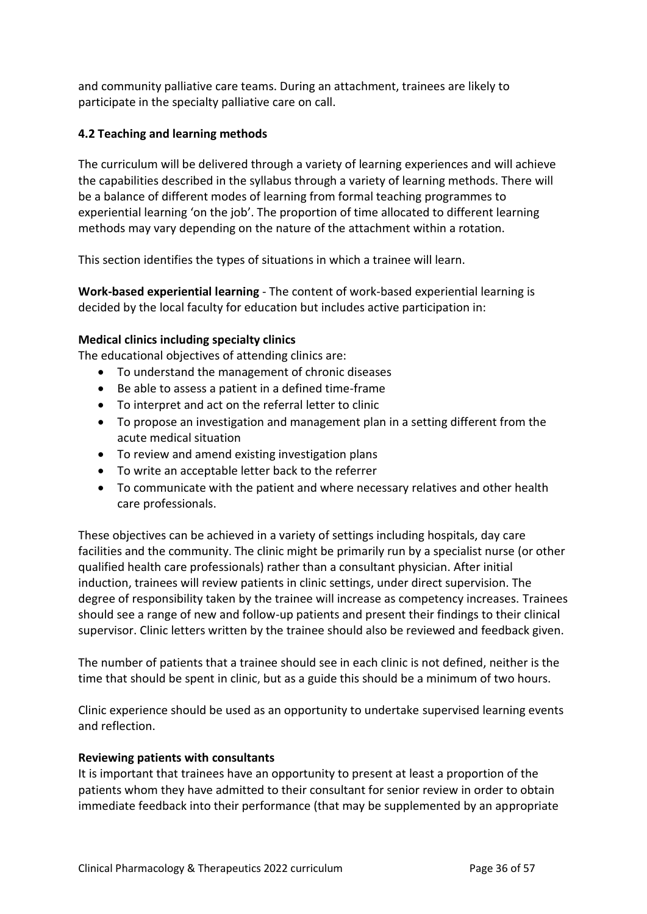and community palliative care teams. During an attachment, trainees are likely to participate in the specialty palliative care on call.

### 4.2 Teaching and learning methods

The curriculum will be delivered through a variety of learning experiences and will achieve the capabilities described in the syllabus through a variety of learning methods. There will be a balance of different modes of learning from formal teaching programmes to experiential learning 'on the job'. The proportion of time allocated to different learning methods may vary depending on the nature of the attachment within a rotation.

This section identifies the types of situations in which a trainee will learn.

**Work-based experiential learning** - The content of work-based experiential learning is decided by the local faculty for education but includes active participation in:

**Medical clinics including specialty clinics**

The educational objectives of attending clinics are:

- To understand the management of chronic diseases
- Be able to assess a patient in a defined time-frame
- To interpret and act on the referral letter to clinic
- To propose an investigation and management plan in a setting different from the acute medical situation
- To review and amend existing investigation plans
- To write an acceptable letter back to the referrer
- To communicate with the patient and where necessary relatives and other health care professionals.

These objectives can be achieved in a variety of settings including hospitals, day care facilities and the community. The clinic might be primarily run by a specialist nurse (or other qualified health care professionals) rather than a consultant physician. After initial induction, trainees will review patients in clinic settings, under direct supervision. The degree of responsibility taken by the trainee will increase as competency increases. Trainees should see a range of new and follow-up patients and present their findings to their clinical supervisor. Clinic letters written by the trainee should also be reviewed and feedback given.

The number of patients that a trainee should see in each clinic is not defined, neither is the time that should be spent in clinic, but as a guide this should be a minimum of two hours.

Clinic experience should be used as an opportunity to undertake supervised learning events and reflection.

**Reviewing patients with consultants**

It is important that trainees have an opportunity to present at least a proportion of the patients whom they have admitted to their consultant for senior review in order to obtain immediate feedback into their performance (that may be supplemented by an appropriate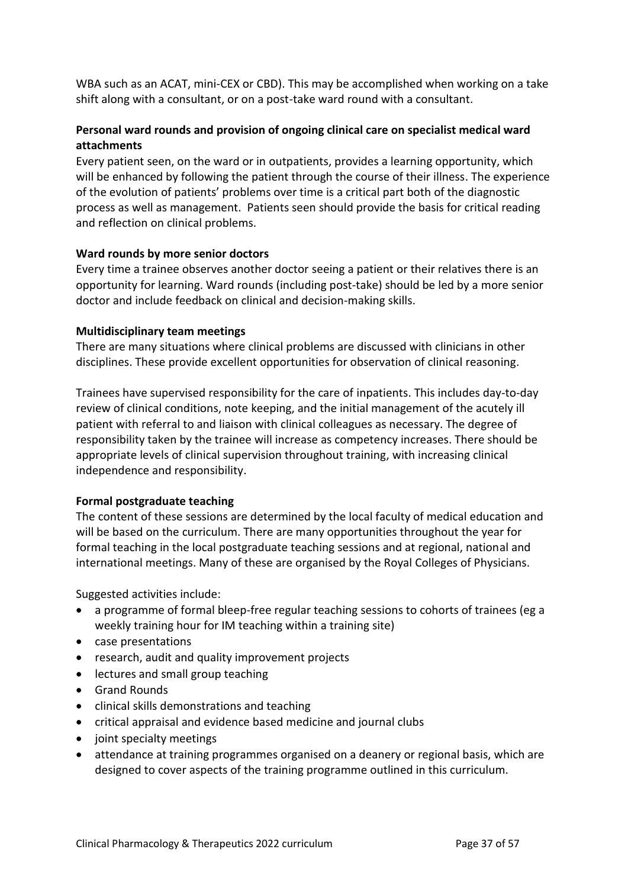WBA such as an ACAT, mini-CEX or CBD). This may be accomplished when working on a take shift along with a consultant, or on a post-take ward round with a consultant.

**Personal ward rounds and provision of ongoing clinical care on specialist medical ward attachments**

Every patient seen, on the ward or in outpatients, provides a learning opportunity, which will be enhanced by following the patient through the course of their illness. The experience of the evolution of patients' problems over time is a critical part both of the diagnostic process as well as management. Patients seen should provide the basis for critical reading and reflection on clinical problems.

**Ward rounds by more senior doctors**

Every time a trainee observes another doctor seeing a patient or their relatives there is an opportunity for learning. Ward rounds (including post-take) should be led by a more senior doctor and include feedback on clinical and decision-making skills.

**Multidisciplinary team meetings**

There are many situations where clinical problems are discussed with clinicians in other disciplines. These provide excellent opportunities for observation of clinical reasoning.

Trainees have supervised responsibility for the care of inpatients. This includes day-to-day review of clinical conditions, note keeping, and the initial management of the acutely ill patient with referral to and liaison with clinical colleagues as necessary. The degree of responsibility taken by the trainee will increase as competency increases. There should be appropriate levels of clinical supervision throughout training, with increasing clinical independence and responsibility.

**Formal postgraduate teaching**

The content of these sessions are determined by the local faculty of medical education and will be based on the curriculum. There are many opportunities throughout the year for formal teaching in the local postgraduate teaching sessions and at regional, national and international meetings. Many of these are organised by the Royal Colleges of Physicians.

Suggested activities include:

- a programme of formal bleep-free regular teaching sessions to cohorts of trainees (eg a weekly training hour for IM teaching within a training site)
- case presentations
- research, audit and quality improvement projects
- lectures and small group teaching
- Grand Rounds
- clinical skills demonstrations and teaching
- critical appraisal and evidence based medicine and journal clubs
- joint specialty meetings
- attendance at training programmes organised on a deanery or regional basis, which are designed to cover aspects of the training programme outlined in this curriculum.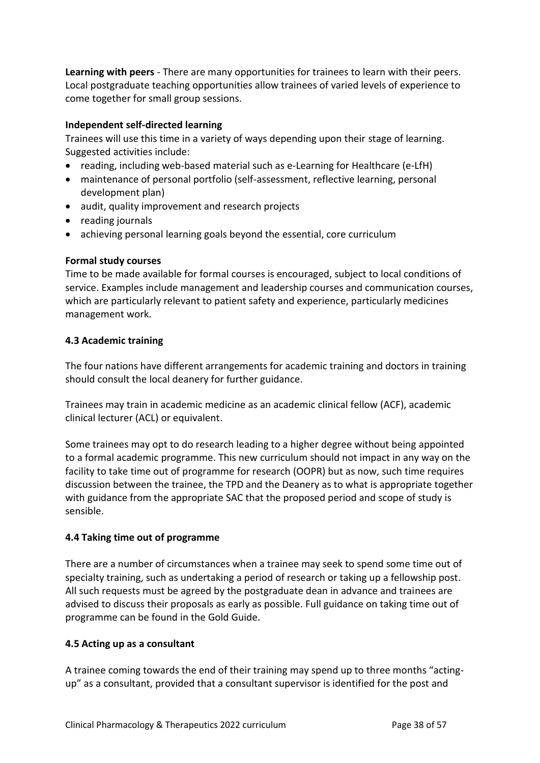**Learning with peers** - There are many opportunities for trainees to learn with their peers. Local postgraduate teaching opportunities allow trainees of varied levels of experience to come together for small group sessions.

**Independent self-directed learning**

Trainees will use this time in a variety of ways depending upon their stage of learning. Suggested activities include:

- reading, including web-based material such as e-Learning for Healthcare (e-LfH)
- maintenance of personal portfolio (self-assessment, reflective learning, personal development plan)
- audit, quality improvement and research projects
- reading journals
- achieving personal learning goals beyond the essential, core curriculum

**Formal study courses**

Time to be made available for formal courses is encouraged, subject to local conditions of service. Examples include management and leadership courses and communication courses, which are particularly relevant to patient safety and experience, particularly medicines management work.

### 4.3 Academic training

The four nations have different arrangements for academic training and doctors in training should consult the local deanery for further guidance.

Trainees may train in academic medicine as an academic clinical fellow (ACF), academic clinical lecturer (ACL) or equivalent.

Some trainees may opt to do research leading to a higher degree without being appointed to a formal academic programme. This new curriculum should not impact in any way on the facility to take time out of programme for research (OOPR) but as now, such time requires discussion between the trainee, the TPD and the Deanery as to what is appropriate together with guidance from the appropriate SAC that the proposed period and scope of study is sensible.

### 4.4 Taking time out of programme

There are a number of circumstances when a trainee may seek to spend some time out of specialty training, such as undertaking a period of research or taking up a fellowship post. All such requests must be agreed by the postgraduate dean in advance and trainees are advised to discuss their proposals as early as possible. Full guidance on taking time out of programme can be found in the Gold Guide.

### 4.5 Acting up as a consultant

A trainee coming towards the end of their training may spend up to three months "acting-up" as a consultant, provided that a consultant supervisor is identified for the post and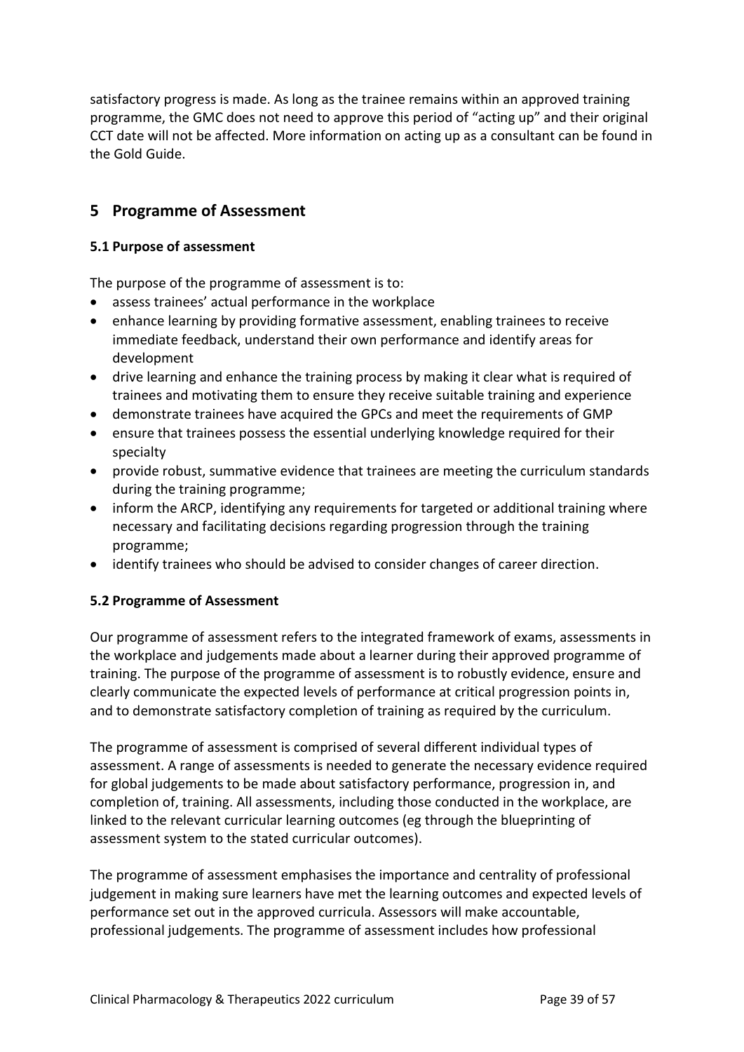satisfactory progress is made. As long as the trainee remains within an approved training programme, the GMC does not need to approve this period of "acting up" and their original CCT date will not be affected. More information on acting up as a consultant can be found in the Gold Guide.

## 5 Programme of Assessment

### 5.1 Purpose of assessment

The purpose of the programme of assessment is to:

- assess trainees' actual performance in the workplace
- enhance learning by providing formative assessment, enabling trainees to receive immediate feedback, understand their own performance and identify areas for development
- drive learning and enhance the training process by making it clear what is required of trainees and motivating them to ensure they receive suitable training and experience
- demonstrate trainees have acquired the GPCs and meet the requirements of GMP
- ensure that trainees possess the essential underlying knowledge required for their specialty
- provide robust, summative evidence that trainees are meeting the curriculum standards during the training programme;
- inform the ARCP, identifying any requirements for targeted or additional training where necessary and facilitating decisions regarding progression through the training programme;
- identify trainees who should be advised to consider changes of career direction.

### 5.2 Programme of Assessment

Our programme of assessment refers to the integrated framework of exams, assessments in the workplace and judgements made about a learner during their approved programme of training. The purpose of the programme of assessment is to robustly evidence, ensure and clearly communicate the expected levels of performance at critical progression points in, and to demonstrate satisfactory completion of training as required by the curriculum.

The programme of assessment is comprised of several different individual types of assessment. A range of assessments is needed to generate the necessary evidence required for global judgements to be made about satisfactory performance, progression in, and completion of, training. All assessments, including those conducted in the workplace, are linked to the relevant curricular learning outcomes (eg through the blueprinting of assessment system to the stated curricular outcomes).

The programme of assessment emphasises the importance and centrality of professional judgement in making sure learners have met the learning outcomes and expected levels of performance set out in the approved curricula. Assessors will make accountable, professional judgements. The programme of assessment includes how professional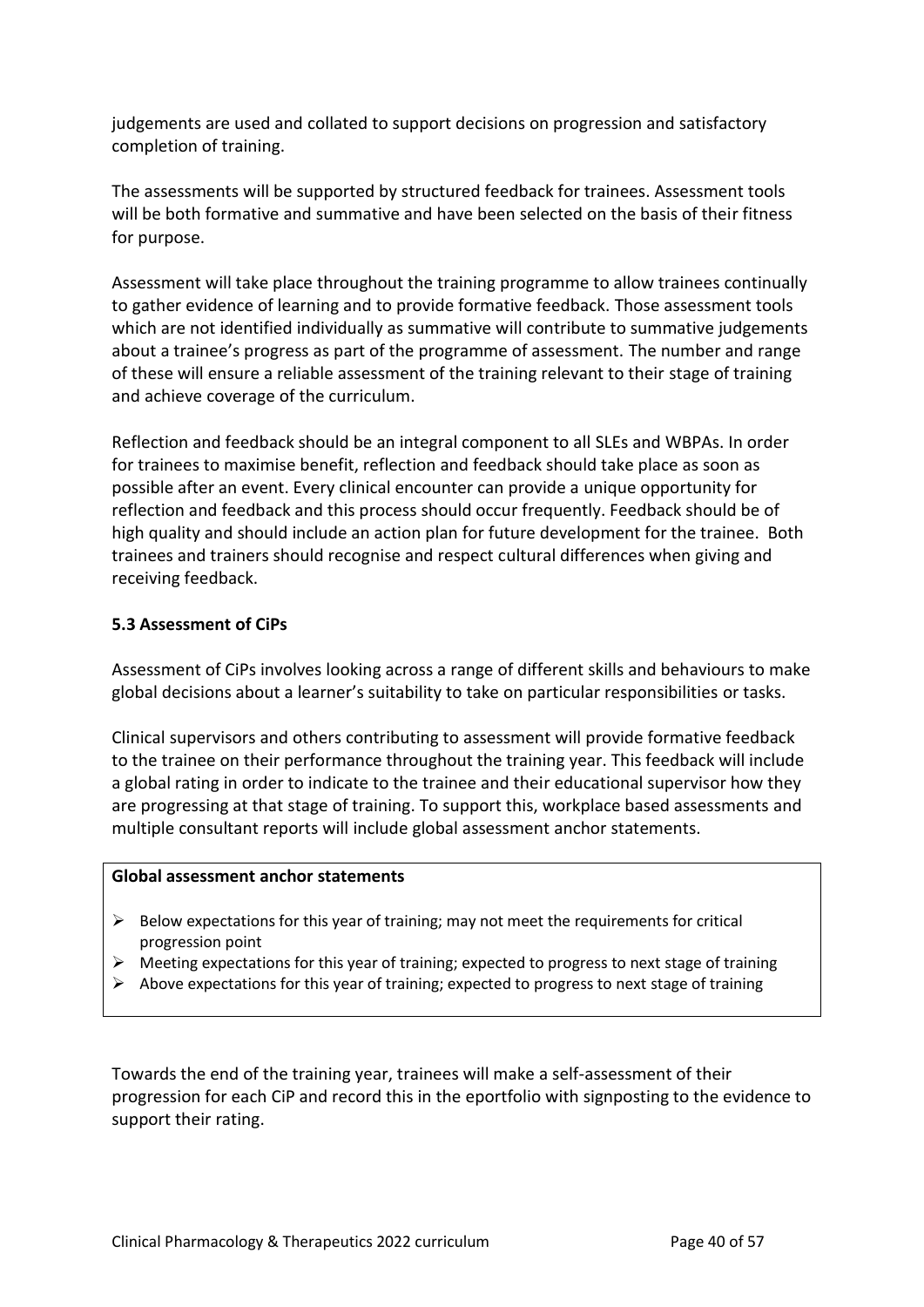judgements are used and collated to support decisions on progression and satisfactory completion of training.

The assessments will be supported by structured feedback for trainees. Assessment tools will be both formative and summative and have been selected on the basis of their fitness for purpose.

Assessment will take place throughout the training programme to allow trainees continually to gather evidence of learning and to provide formative feedback. Those assessment tools which are not identified individually as summative will contribute to summative judgements about a trainee's progress as part of the programme of assessment. The number and range of these will ensure a reliable assessment of the training relevant to their stage of training and achieve coverage of the curriculum.

Reflection and feedback should be an integral component to all SLEs and WBPAs. In order for trainees to maximise benefit, reflection and feedback should take place as soon as possible after an event. Every clinical encounter can provide a unique opportunity for reflection and feedback and this process should occur frequently. Feedback should be of high quality and should include an action plan for future development for the trainee. Both trainees and trainers should recognise and respect cultural differences when giving and receiving feedback.

### 5.3 Assessment of CiPs

Assessment of CiPs involves looking across a range of different skills and behaviours to make global decisions about a learner's suitability to take on particular responsibilities or tasks.

Clinical supervisors and others contributing to assessment will provide formative feedback to the trainee on their performance throughout the training year. This feedback will include a global rating in order to indicate to the trainee and their educational supervisor how they are progressing at that stage of training. To support this, workplace based assessments and multiple consultant reports will include global assessment anchor statements.

**Global assessment anchor statements**

- Below expectations for this year of training; may not meet the requirements for critical progression point
- Meeting expectations for this year of training; expected to progress to next stage of training
- Above expectations for this year of training; expected to progress to next stage of training

Towards the end of the training year, trainees will make a self-assessment of their progression for each CiP and record this in the eportfolio with signposting to the evidence to support their rating.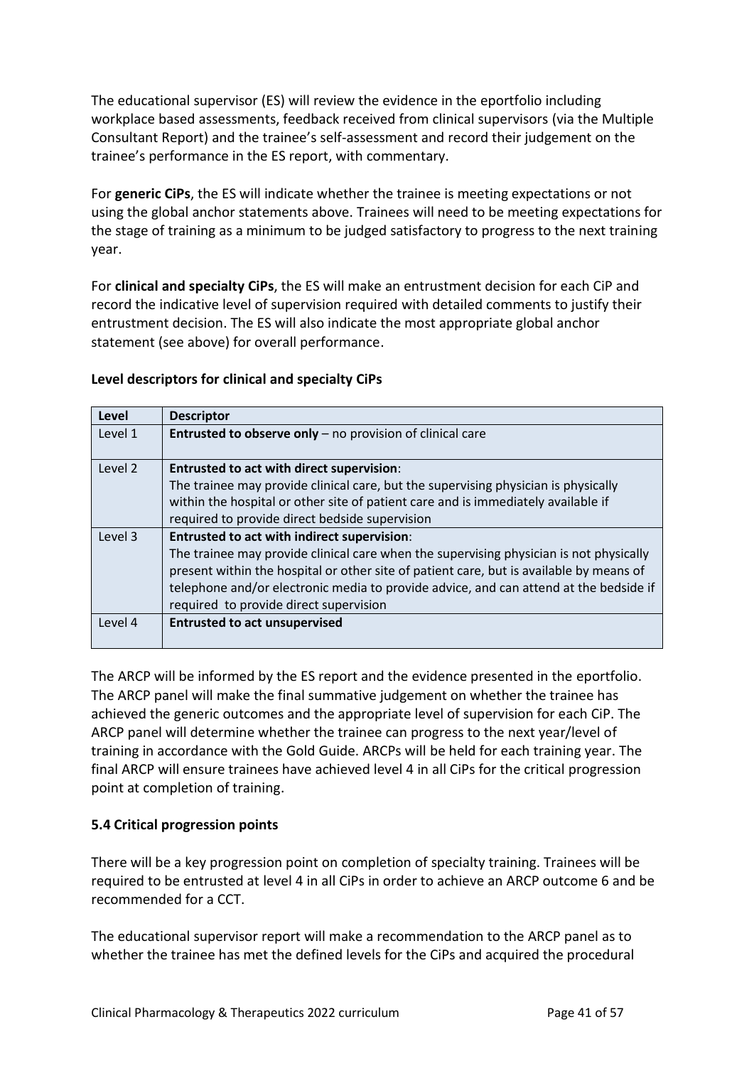The educational supervisor (ES) will review the evidence in the eportfolio including workplace based assessments, feedback received from clinical supervisors (via the Multiple Consultant Report) and the trainee's self-assessment and record their judgement on the trainee's performance in the ES report, with commentary.

For **generic CiPs**, the ES will indicate whether the trainee is meeting expectations or not using the global anchor statements above. Trainees will need to be meeting expectations for the stage of training as a minimum to be judged satisfactory to progress to the next training year.

For **clinical and specialty CiPs**, the ES will make an entrustment decision for each CiP and record the indicative level of supervision required with detailed comments to justify their entrustment decision. The ES will also indicate the most appropriate global anchor statement (see above) for overall performance.

**Level descriptors for clinical and specialty CiPs**

| Level | Descriptor |
| --- | --- |
| Level 1 | **Entrusted to observe only** – no provision of clinical care |
| Level 2 | **Entrusted to act with direct supervision**: The trainee may provide clinical care, but the supervising physician is physically within the hospital or other site of patient care and is immediately available if required to provide direct bedside supervision |
| Level 3 | **Entrusted to act with indirect supervision**: The trainee may provide clinical care when the supervising physician is not physically present within the hospital or other site of patient care, but is available by means of telephone and/or electronic media to provide advice, and can attend at the bedside if required to provide direct supervision |
| Level 4 | **Entrusted to act unsupervised** |

The ARCP will be informed by the ES report and the evidence presented in the eportfolio. The ARCP panel will make the final summative judgement on whether the trainee has achieved the generic outcomes and the appropriate level of supervision for each CiP. The ARCP panel will determine whether the trainee can progress to the next year/level of training in accordance with the Gold Guide. ARCPs will be held for each training year. The final ARCP will ensure trainees have achieved level 4 in all CiPs for the critical progression point at completion of training.

### 5.4 Critical progression points

There will be a key progression point on completion of specialty training. Trainees will be required to be entrusted at level 4 in all CiPs in order to achieve an ARCP outcome 6 and be recommended for a CCT.

The educational supervisor report will make a recommendation to the ARCP panel as to whether the trainee has met the defined levels for the CiPs and acquired the procedural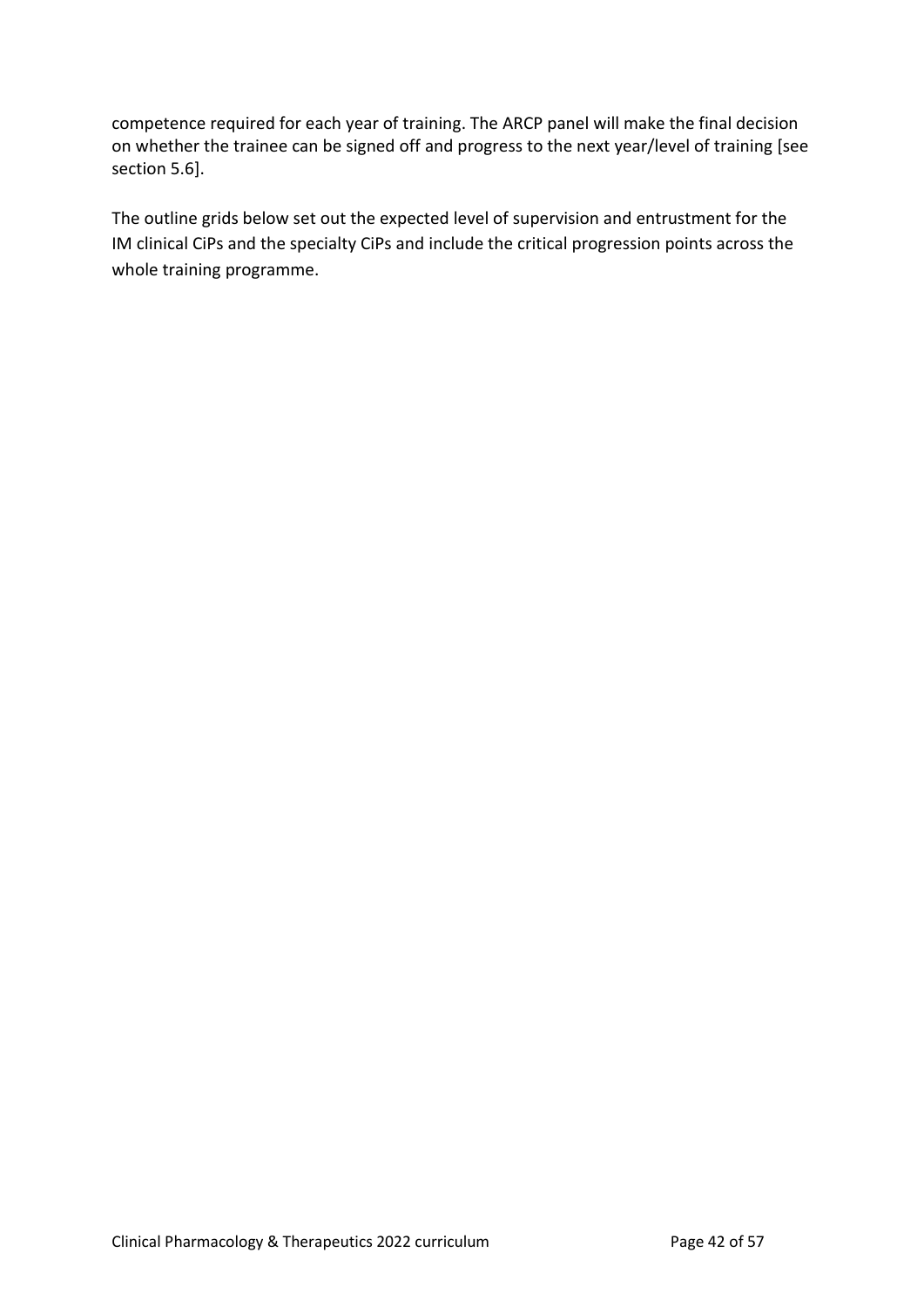competence required for each year of training. The ARCP panel will make the final decision on whether the trainee can be signed off and progress to the next year/level of training [see section 5.6].

The outline grids below set out the expected level of supervision and entrustment for the IM clinical CiPs and the specialty CiPs and include the critical progression points across the whole training programme.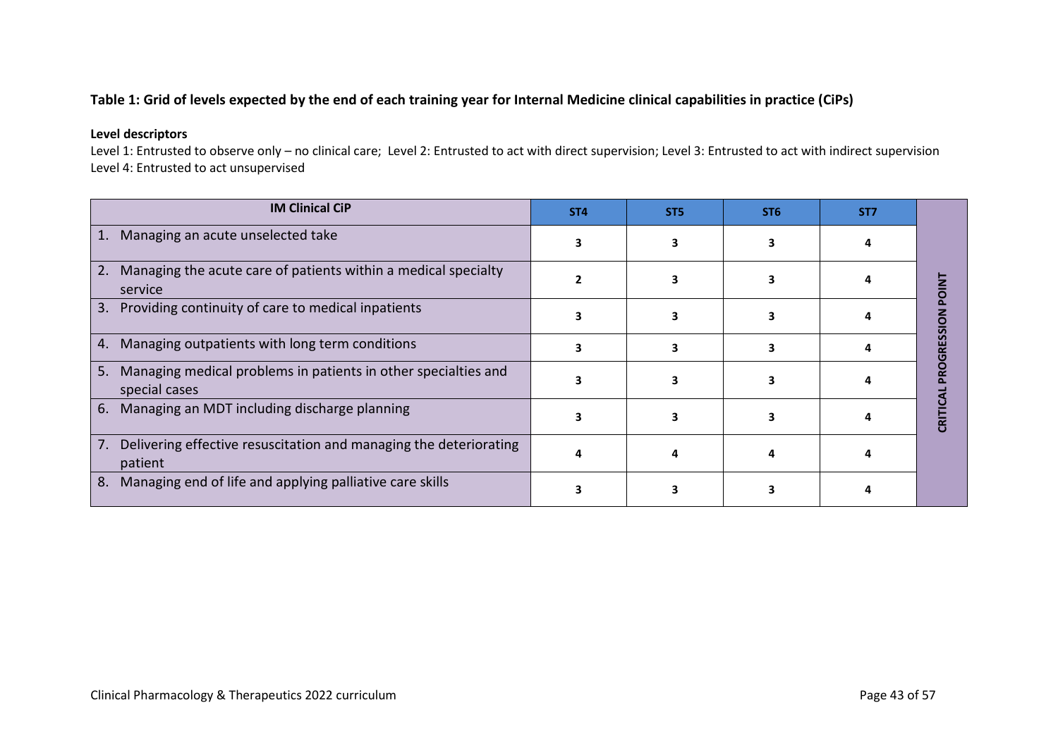**Table 1: Grid of levels expected by the end of each training year for Internal Medicine clinical capabilities in practice (CiPs)**

**Level descriptors**

Level 1: Entrusted to observe only – no clinical care; Level 2: Entrusted to act with direct supervision; Level 3: Entrusted to act with indirect supervision
Level 4: Entrusted to act unsupervised

| IM Clinical CiP | ST4 | ST5 | ST6 | ST7 | |
|---|---|---|---|---|---|
| 1. Managing an acute unselected take | 3 | 3 | 3 | 4 | CRITICAL PROGRESSION POINT |
| 2. Managing the acute care of patients within a medical specialty service | 2 | 3 | 3 | 4 | |
| 3. Providing continuity of care to medical inpatients | 3 | 3 | 3 | 4 | |
| 4. Managing outpatients with long term conditions | 3 | 3 | 3 | 4 | |
| 5. Managing medical problems in patients in other specialties and special cases | 3 | 3 | 3 | 4 | |
| 6. Managing an MDT including discharge planning | 3 | 3 | 3 | 4 | |
| 7. Delivering effective resuscitation and managing the deteriorating patient | 4 | 4 | 4 | 4 | |
| 8. Managing end of life and applying palliative care skills | 3 | 3 | 3 | 4 | |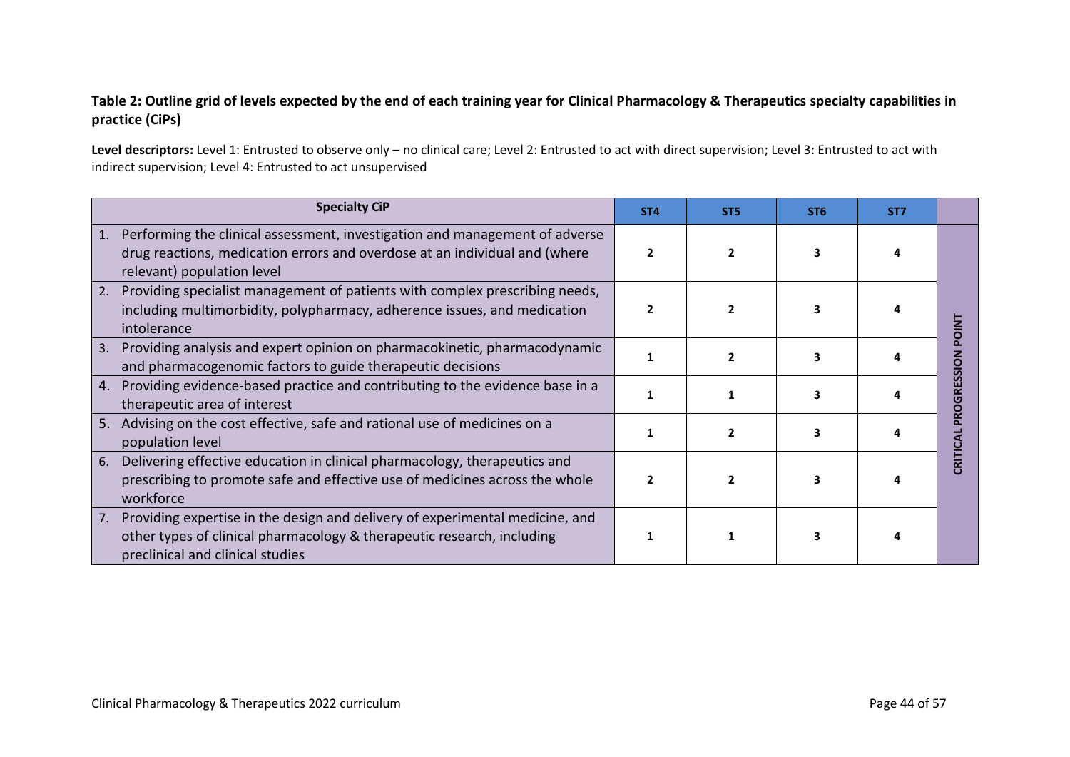**Table 2: Outline grid of levels expected by the end of each training year for Clinical Pharmacology & Therapeutics specialty capabilities in practice (CiPs)**

**Level descriptors:** Level 1: Entrusted to observe only – no clinical care; Level 2: Entrusted to act with direct supervision; Level 3: Entrusted to act with indirect supervision; Level 4: Entrusted to act unsupervised

| Specialty CiP | ST4 | ST5 | ST6 | ST7 | |
|---|---|---|---|---|---|
| 1. Performing the clinical assessment, investigation and management of adverse drug reactions, medication errors and overdose at an individual and (where relevant) population level | 2 | 2 | 3 | 4 | CRITICAL PROGRESSION POINT |
| 2. Providing specialist management of patients with complex prescribing needs, including multimorbidity, polypharmacy, adherence issues, and medication intolerance | 2 | 2 | 3 | 4 | |
| 3. Providing analysis and expert opinion on pharmacokinetic, pharmacodynamic and pharmacogenomic factors to guide therapeutic decisions | 1 | 2 | 3 | 4 | |
| 4. Providing evidence-based practice and contributing to the evidence base in a therapeutic area of interest | 1 | 1 | 3 | 4 | |
| 5. Advising on the cost effective, safe and rational use of medicines on a population level | 1 | 2 | 3 | 4 | |
| 6. Delivering effective education in clinical pharmacology, therapeutics and prescribing to promote safe and effective use of medicines across the whole workforce | 2 | 2 | 3 | 4 | |
| 7. Providing expertise in the design and delivery of experimental medicine, and other types of clinical pharmacology & therapeutic research, including preclinical and clinical studies | 1 | 1 | 3 | 4 | |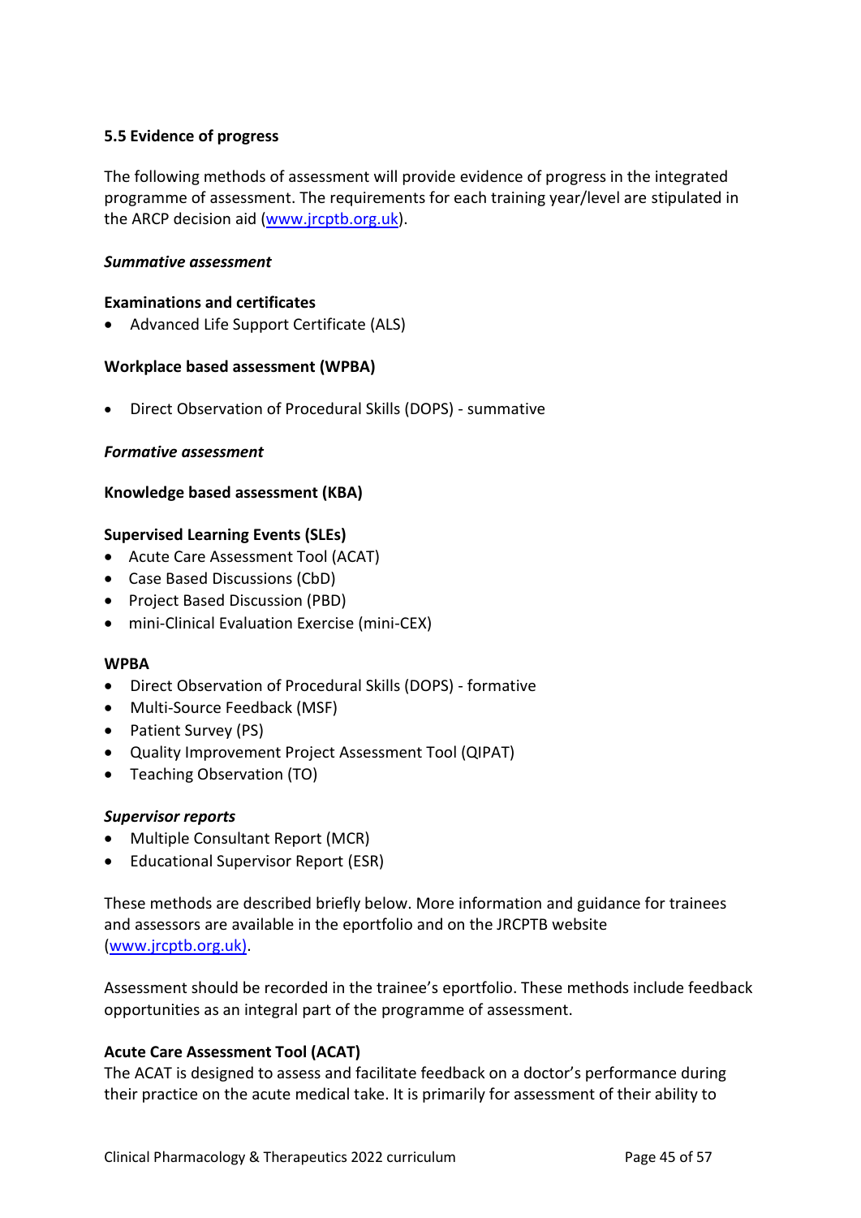### 5.5 Evidence of progress

The following methods of assessment will provide evidence of progress in the integrated programme of assessment. The requirements for each training year/level are stipulated in the ARCP decision aid (www.jrcptb.org.uk).

***Summative assessment***

**Examinations and certificates**

- Advanced Life Support Certificate (ALS)

**Workplace based assessment (WPBA)**

- Direct Observation of Procedural Skills (DOPS) - summative

***Formative assessment***

**Knowledge based assessment (KBA)**

**Supervised Learning Events (SLEs)**

- Acute Care Assessment Tool (ACAT)
- Case Based Discussions (CbD)
- Project Based Discussion (PBD)
- mini-Clinical Evaluation Exercise (mini-CEX)

**WPBA**

- Direct Observation of Procedural Skills (DOPS) - formative
- Multi-Source Feedback (MSF)
- Patient Survey (PS)
- Quality Improvement Project Assessment Tool (QIPAT)
- Teaching Observation (TO)

***Supervisor reports***

- Multiple Consultant Report (MCR)
- Educational Supervisor Report (ESR)

These methods are described briefly below. More information and guidance for trainees and assessors are available in the eportfolio and on the JRCPTB website (www.jrcptb.org.uk).

Assessment should be recorded in the trainee's eportfolio. These methods include feedback opportunities as an integral part of the programme of assessment.

**Acute Care Assessment Tool (ACAT)**

The ACAT is designed to assess and facilitate feedback on a doctor's performance during their practice on the acute medical take. It is primarily for assessment of their ability to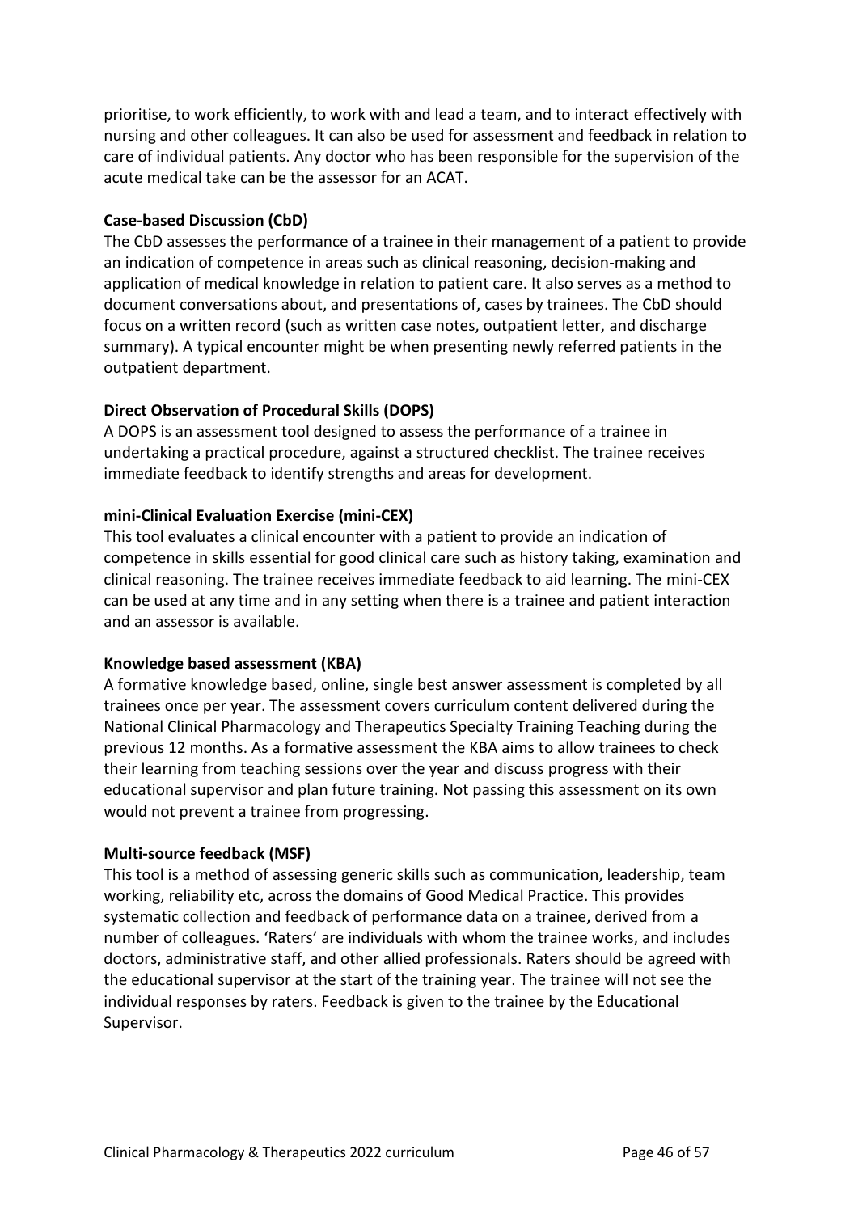prioritise, to work efficiently, to work with and lead a team, and to interact effectively with nursing and other colleagues. It can also be used for assessment and feedback in relation to care of individual patients. Any doctor who has been responsible for the supervision of the acute medical take can be the assessor for an ACAT.

**Case-based Discussion (CbD)**

The CbD assesses the performance of a trainee in their management of a patient to provide an indication of competence in areas such as clinical reasoning, decision-making and application of medical knowledge in relation to patient care. It also serves as a method to document conversations about, and presentations of, cases by trainees. The CbD should focus on a written record (such as written case notes, outpatient letter, and discharge summary). A typical encounter might be when presenting newly referred patients in the outpatient department.

**Direct Observation of Procedural Skills (DOPS)**

A DOPS is an assessment tool designed to assess the performance of a trainee in undertaking a practical procedure, against a structured checklist. The trainee receives immediate feedback to identify strengths and areas for development.

**mini-Clinical Evaluation Exercise (mini-CEX)**

This tool evaluates a clinical encounter with a patient to provide an indication of competence in skills essential for good clinical care such as history taking, examination and clinical reasoning. The trainee receives immediate feedback to aid learning. The mini-CEX can be used at any time and in any setting when there is a trainee and patient interaction and an assessor is available.

**Knowledge based assessment (KBA)**

A formative knowledge based, online, single best answer assessment is completed by all trainees once per year. The assessment covers curriculum content delivered during the National Clinical Pharmacology and Therapeutics Specialty Training Teaching during the previous 12 months. As a formative assessment the KBA aims to allow trainees to check their learning from teaching sessions over the year and discuss progress with their educational supervisor and plan future training. Not passing this assessment on its own would not prevent a trainee from progressing.

**Multi-source feedback (MSF)**

This tool is a method of assessing generic skills such as communication, leadership, team working, reliability etc, across the domains of Good Medical Practice. This provides systematic collection and feedback of performance data on a trainee, derived from a number of colleagues. 'Raters' are individuals with whom the trainee works, and includes doctors, administrative staff, and other allied professionals. Raters should be agreed with the educational supervisor at the start of the training year. The trainee will not see the individual responses by raters. Feedback is given to the trainee by the Educational Supervisor.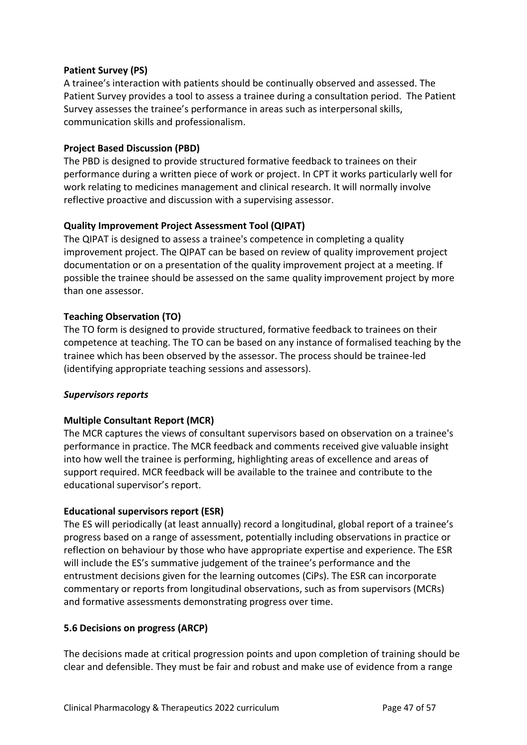**Patient Survey (PS)**
A trainee's interaction with patients should be continually observed and assessed. The Patient Survey provides a tool to assess a trainee during a consultation period. The Patient Survey assesses the trainee's performance in areas such as interpersonal skills, communication skills and professionalism.

**Project Based Discussion (PBD)**
The PBD is designed to provide structured formative feedback to trainees on their performance during a written piece of work or project. In CPT it works particularly well for work relating to medicines management and clinical research. It will normally involve reflective proactive and discussion with a supervising assessor.

**Quality Improvement Project Assessment Tool (QIPAT)**
The QIPAT is designed to assess a trainee's competence in completing a quality improvement project. The QIPAT can be based on review of quality improvement project documentation or on a presentation of the quality improvement project at a meeting. If possible the trainee should be assessed on the same quality improvement project by more than one assessor.

**Teaching Observation (TO)**
The TO form is designed to provide structured, formative feedback to trainees on their competence at teaching. The TO can be based on any instance of formalised teaching by the trainee which has been observed by the assessor. The process should be trainee-led (identifying appropriate teaching sessions and assessors).

***Supervisors reports***

**Multiple Consultant Report (MCR)**
The MCR captures the views of consultant supervisors based on observation on a trainee's performance in practice. The MCR feedback and comments received give valuable insight into how well the trainee is performing, highlighting areas of excellence and areas of support required. MCR feedback will be available to the trainee and contribute to the educational supervisor's report.

**Educational supervisors report (ESR)**
The ES will periodically (at least annually) record a longitudinal, global report of a trainee's progress based on a range of assessment, potentially including observations in practice or reflection on behaviour by those who have appropriate expertise and experience. The ESR will include the ES's summative judgement of the trainee's performance and the entrustment decisions given for the learning outcomes (CiPs). The ESR can incorporate commentary or reports from longitudinal observations, such as from supervisors (MCRs) and formative assessments demonstrating progress over time.

### 5.6 Decisions on progress (ARCP)

The decisions made at critical progression points and upon completion of training should be clear and defensible. They must be fair and robust and make use of evidence from a range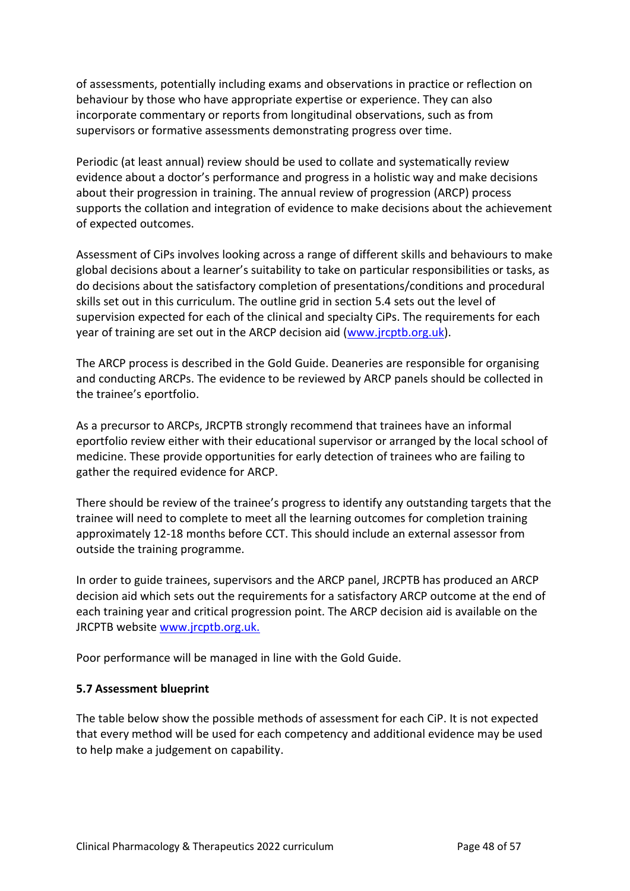of assessments, potentially including exams and observations in practice or reflection on behaviour by those who have appropriate expertise or experience. They can also incorporate commentary or reports from longitudinal observations, such as from supervisors or formative assessments demonstrating progress over time.

Periodic (at least annual) review should be used to collate and systematically review evidence about a doctor's performance and progress in a holistic way and make decisions about their progression in training. The annual review of progression (ARCP) process supports the collation and integration of evidence to make decisions about the achievement of expected outcomes.

Assessment of CiPs involves looking across a range of different skills and behaviours to make global decisions about a learner's suitability to take on particular responsibilities or tasks, as do decisions about the satisfactory completion of presentations/conditions and procedural skills set out in this curriculum. The outline grid in section 5.4 sets out the level of supervision expected for each of the clinical and specialty CiPs. The requirements for each year of training are set out in the ARCP decision aid (www.jrcptb.org.uk).

The ARCP process is described in the Gold Guide. Deaneries are responsible for organising and conducting ARCPs. The evidence to be reviewed by ARCP panels should be collected in the trainee's eportfolio.

As a precursor to ARCPs, JRCPTB strongly recommend that trainees have an informal eportfolio review either with their educational supervisor or arranged by the local school of medicine. These provide opportunities for early detection of trainees who are failing to gather the required evidence for ARCP.

There should be review of the trainee's progress to identify any outstanding targets that the trainee will need to complete to meet all the learning outcomes for completion training approximately 12-18 months before CCT. This should include an external assessor from outside the training programme.

In order to guide trainees, supervisors and the ARCP panel, JRCPTB has produced an ARCP decision aid which sets out the requirements for a satisfactory ARCP outcome at the end of each training year and critical progression point. The ARCP decision aid is available on the JRCPTB website www.jrcptb.org.uk.

Poor performance will be managed in line with the Gold Guide.

**5.7 Assessment blueprint**

The table below show the possible methods of assessment for each CiP. It is not expected that every method will be used for each competency and additional evidence may be used to help make a judgement on capability.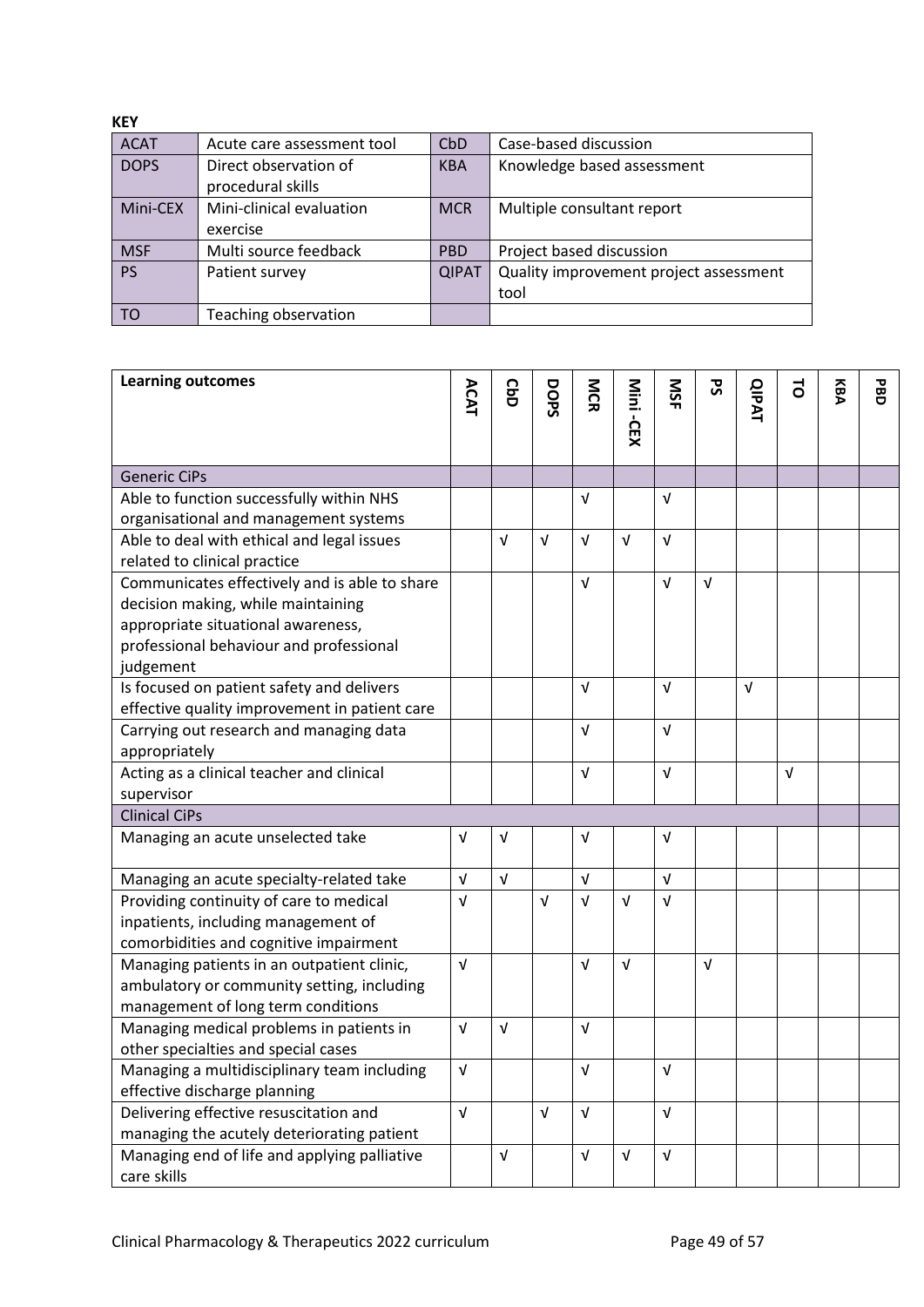**KEY**

| | | | |
|---|---|---|---|
| ACAT | Acute care assessment tool | CbD | Case-based discussion |
| DOPS | Direct observation of procedural skills | KBA | Knowledge based assessment |
| Mini-CEX | Mini-clinical evaluation exercise | MCR | Multiple consultant report |
| MSF | Multi source feedback | PBD | Project based discussion |
| PS | Patient survey | QIPAT | Quality improvement project assessment tool |
| TO | Teaching observation | | |

| Learning outcomes | ACAT | CbD | DOPS | MCR | Mini -CEX | MSF | PS | QIPAT | TO | KBA | PBD |
|---|---|---|---|---|---|---|---|---|---|---|---|
| Generic CiPs | | | | | | | | | | | |
| Able to function successfully within NHS organisational and management systems | | | | √ | | √ | | | | | |
| Able to deal with ethical and legal issues related to clinical practice | | √ | √ | √ | √ | √ | | | | | |
| Communicates effectively and is able to share decision making, while maintaining appropriate situational awareness, professional behaviour and professional judgement | | | | √ | | √ | √ | | | | |
| Is focused on patient safety and delivers effective quality improvement in patient care | | | | √ | | √ | | √ | | | |
| Carrying out research and managing data appropriately | | | | √ | | √ | | | | | |
| Acting as a clinical teacher and clinical supervisor | | | | √ | | √ | | | √ | | |
| Clinical CiPs | | | | | | | | | | | |
| Managing an acute unselected take | √ | √ | | √ | | √ | | | | | |
| Managing an acute specialty-related take | √ | √ | | √ | | √ | | | | | |
| Providing continuity of care to medical inpatients, including management of comorbidities and cognitive impairment | √ | | √ | √ | √ | √ | | | | | |
| Managing patients in an outpatient clinic, ambulatory or community setting, including management of long term conditions | √ | | | √ | √ | | √ | | | | |
| Managing medical problems in patients in other specialties and special cases | √ | √ | | √ | | | | | | | |
| Managing a multidisciplinary team including effective discharge planning | √ | | | √ | | √ | | | | | |
| Delivering effective resuscitation and managing the acutely deteriorating patient | √ | | √ | √ | | √ | | | | | |
| Managing end of life and applying palliative care skills | | √ | | √ | √ | √ | | | | | |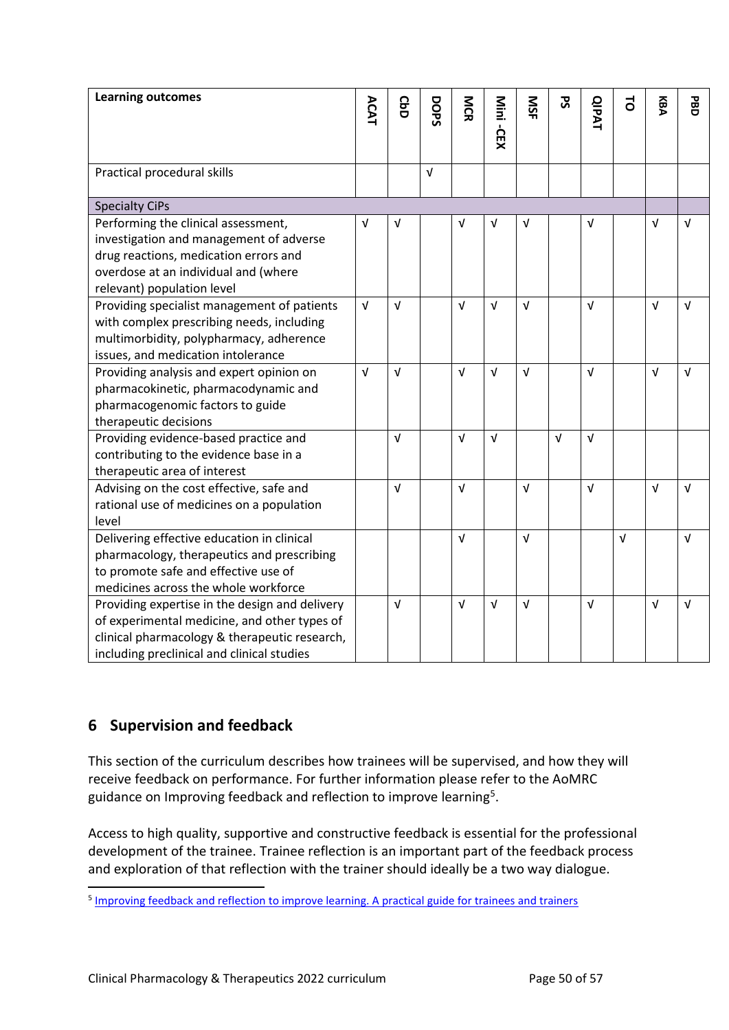| Learning outcomes | ACAT | CbD | DOPS | MCR | Mini -CEX | MSF | PS | QIPAT | TO | KBA | PBD |
|---|---|---|---|---|---|---|---|---|---|---|---|
| Practical procedural skills | | | √ | | | | | | | | |
| Specialty CiPs | | | | | | | | | | | |
| Performing the clinical assessment, investigation and management of adverse drug reactions, medication errors and overdose at an individual and (where relevant) population level | √ | √ | | √ | √ | √ | | √ | | √ | √ |
| Providing specialist management of patients with complex prescribing needs, including multimorbidity, polypharmacy, adherence issues, and medication intolerance | √ | √ | | √ | √ | √ | | √ | | √ | √ |
| Providing analysis and expert opinion on pharmacokinetic, pharmacodynamic and pharmacogenomic factors to guide therapeutic decisions | √ | √ | | √ | √ | √ | | √ | | √ | √ |
| Providing evidence-based practice and contributing to the evidence base in a therapeutic area of interest | | √ | | √ | √ | | √ | √ | | | |
| Advising on the cost effective, safe and rational use of medicines on a population level | | √ | | √ | | √ | | √ | | √ | √ |
| Delivering effective education in clinical pharmacology, therapeutics and prescribing to promote safe and effective use of medicines across the whole workforce | | | | √ | | √ | | | √ | | √ |
| Providing expertise in the design and delivery of experimental medicine, and other types of clinical pharmacology & therapeutic research, including preclinical and clinical studies | | √ | | √ | √ | √ | | √ | | √ | √ |

## 6 Supervision and feedback

This section of the curriculum describes how trainees will be supervised, and how they will receive feedback on performance. For further information please refer to the AoMRC guidance on Improving feedback and reflection to improve learning[5].

Access to high quality, supportive and constructive feedback is essential for the professional development of the trainee. Trainee reflection is an important part of the feedback process and exploration of that reflection with the trainer should ideally be a two way dialogue.

[5] Improving feedback and reflection to improve learning. A practical guide for trainees and trainers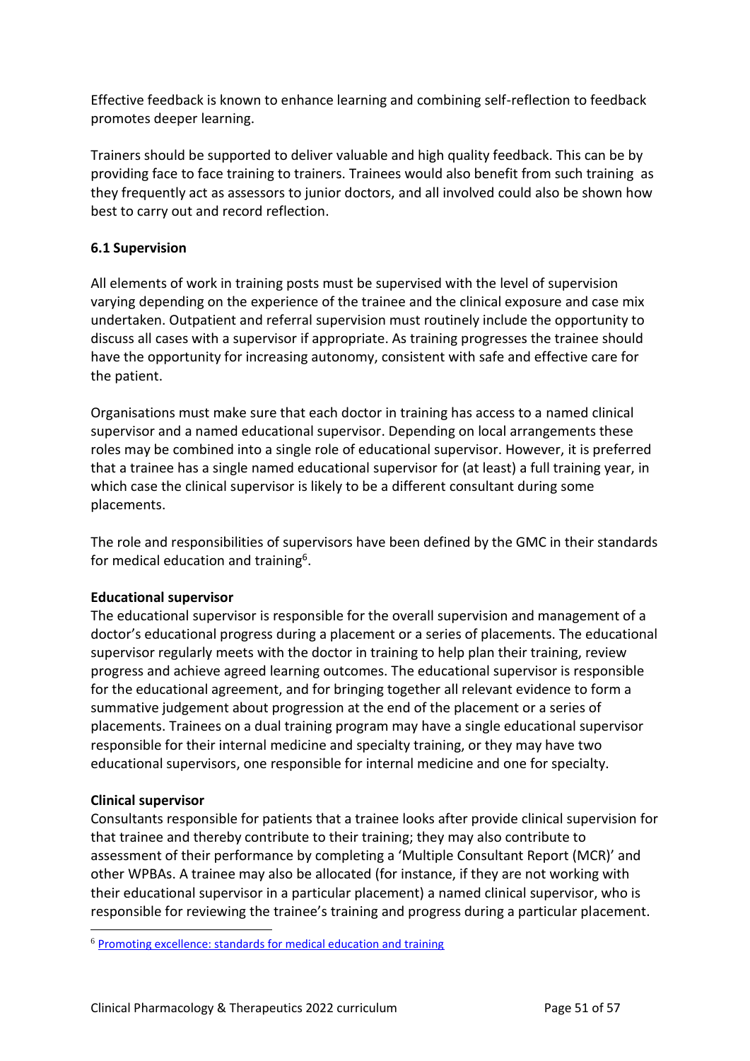Effective feedback is known to enhance learning and combining self-reflection to feedback promotes deeper learning.

Trainers should be supported to deliver valuable and high quality feedback. This can be by providing face to face training to trainers. Trainees would also benefit from such training as they frequently act as assessors to junior doctors, and all involved could also be shown how best to carry out and record reflection.

### 6.1 Supervision

All elements of work in training posts must be supervised with the level of supervision varying depending on the experience of the trainee and the clinical exposure and case mix undertaken. Outpatient and referral supervision must routinely include the opportunity to discuss all cases with a supervisor if appropriate. As training progresses the trainee should have the opportunity for increasing autonomy, consistent with safe and effective care for the patient.

Organisations must make sure that each doctor in training has access to a named clinical supervisor and a named educational supervisor. Depending on local arrangements these roles may be combined into a single role of educational supervisor. However, it is preferred that a trainee has a single named educational supervisor for (at least) a full training year, in which case the clinical supervisor is likely to be a different consultant during some placements.

The role and responsibilities of supervisors have been defined by the GMC in their standards for medical education and training[6].

**Educational supervisor**
The educational supervisor is responsible for the overall supervision and management of a doctor's educational progress during a placement or a series of placements. The educational supervisor regularly meets with the doctor in training to help plan their training, review progress and achieve agreed learning outcomes. The educational supervisor is responsible for the educational agreement, and for bringing together all relevant evidence to form a summative judgement about progression at the end of the placement or a series of placements. Trainees on a dual training program may have a single educational supervisor responsible for their internal medicine and specialty training, or they may have two educational supervisors, one responsible for internal medicine and one for specialty.

**Clinical supervisor**
Consultants responsible for patients that a trainee looks after provide clinical supervision for that trainee and thereby contribute to their training; they may also contribute to assessment of their performance by completing a 'Multiple Consultant Report (MCR)' and other WPBAs. A trainee may also be allocated (for instance, if they are not working with their educational supervisor in a particular placement) a named clinical supervisor, who is responsible for reviewing the trainee's training and progress during a particular placement.

[6] Promoting excellence: standards for medical education and training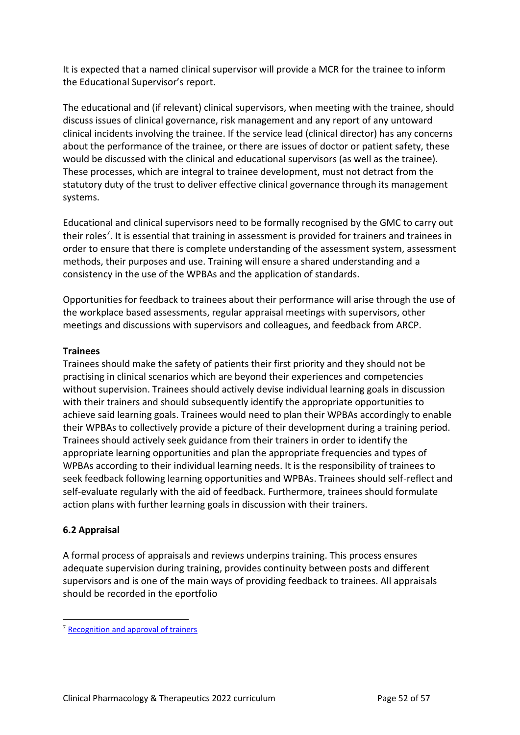It is expected that a named clinical supervisor will provide a MCR for the trainee to inform the Educational Supervisor's report.

The educational and (if relevant) clinical supervisors, when meeting with the trainee, should discuss issues of clinical governance, risk management and any report of any untoward clinical incidents involving the trainee. If the service lead (clinical director) has any concerns about the performance of the trainee, or there are issues of doctor or patient safety, these would be discussed with the clinical and educational supervisors (as well as the trainee). These processes, which are integral to trainee development, must not detract from the statutory duty of the trust to deliver effective clinical governance through its management systems.

Educational and clinical supervisors need to be formally recognised by the GMC to carry out their roles[7]. It is essential that training in assessment is provided for trainers and trainees in order to ensure that there is complete understanding of the assessment system, assessment methods, their purposes and use. Training will ensure a shared understanding and a consistency in the use of the WPBAs and the application of standards.

Opportunities for feedback to trainees about their performance will arise through the use of the workplace based assessments, regular appraisal meetings with supervisors, other meetings and discussions with supervisors and colleagues, and feedback from ARCP.

**Trainees**

Trainees should make the safety of patients their first priority and they should not be practising in clinical scenarios which are beyond their experiences and competencies without supervision. Trainees should actively devise individual learning goals in discussion with their trainers and should subsequently identify the appropriate opportunities to achieve said learning goals. Trainees would need to plan their WPBAs accordingly to enable their WPBAs to collectively provide a picture of their development during a training period. Trainees should actively seek guidance from their trainers in order to identify the appropriate learning opportunities and plan the appropriate frequencies and types of WPBAs according to their individual learning needs. It is the responsibility of trainees to seek feedback following learning opportunities and WPBAs. Trainees should self-reflect and self-evaluate regularly with the aid of feedback. Furthermore, trainees should formulate action plans with further learning goals in discussion with their trainers.

### 6.2 Appraisal

A formal process of appraisals and reviews underpins training. This process ensures adequate supervision during training, provides continuity between posts and different supervisors and is one of the main ways of providing feedback to trainees. All appraisals should be recorded in the eportfolio

---

[7] Recognition and approval of trainers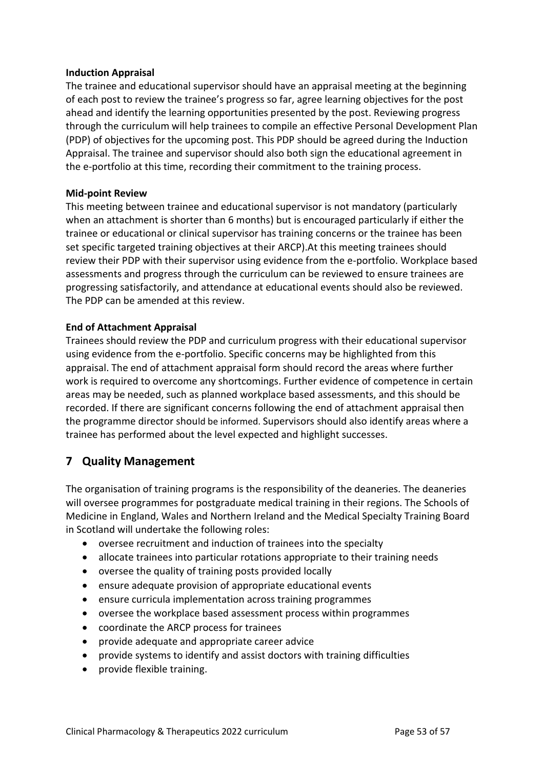**Induction Appraisal**

The trainee and educational supervisor should have an appraisal meeting at the beginning of each post to review the trainee's progress so far, agree learning objectives for the post ahead and identify the learning opportunities presented by the post. Reviewing progress through the curriculum will help trainees to compile an effective Personal Development Plan (PDP) of objectives for the upcoming post. This PDP should be agreed during the Induction Appraisal. The trainee and supervisor should also both sign the educational agreement in the e-portfolio at this time, recording their commitment to the training process.

**Mid-point Review**

This meeting between trainee and educational supervisor is not mandatory (particularly when an attachment is shorter than 6 months) but is encouraged particularly if either the trainee or educational or clinical supervisor has training concerns or the trainee has been set specific targeted training objectives at their ARCP).At this meeting trainees should review their PDP with their supervisor using evidence from the e-portfolio. Workplace based assessments and progress through the curriculum can be reviewed to ensure trainees are progressing satisfactorily, and attendance at educational events should also be reviewed. The PDP can be amended at this review.

**End of Attachment Appraisal**

Trainees should review the PDP and curriculum progress with their educational supervisor using evidence from the e-portfolio. Specific concerns may be highlighted from this appraisal. The end of attachment appraisal form should record the areas where further work is required to overcome any shortcomings. Further evidence of competence in certain areas may be needed, such as planned workplace based assessments, and this should be recorded. If there are significant concerns following the end of attachment appraisal then the programme director should be informed. Supervisors should also identify areas where a trainee has performed about the level expected and highlight successes.

## 7 Quality Management

The organisation of training programs is the responsibility of the deaneries. The deaneries will oversee programmes for postgraduate medical training in their regions. The Schools of Medicine in England, Wales and Northern Ireland and the Medical Specialty Training Board in Scotland will undertake the following roles:

- oversee recruitment and induction of trainees into the specialty
- allocate trainees into particular rotations appropriate to their training needs
- oversee the quality of training posts provided locally
- ensure adequate provision of appropriate educational events
- ensure curricula implementation across training programmes
- oversee the workplace based assessment process within programmes
- coordinate the ARCP process for trainees
- provide adequate and appropriate career advice
- provide systems to identify and assist doctors with training difficulties
- provide flexible training.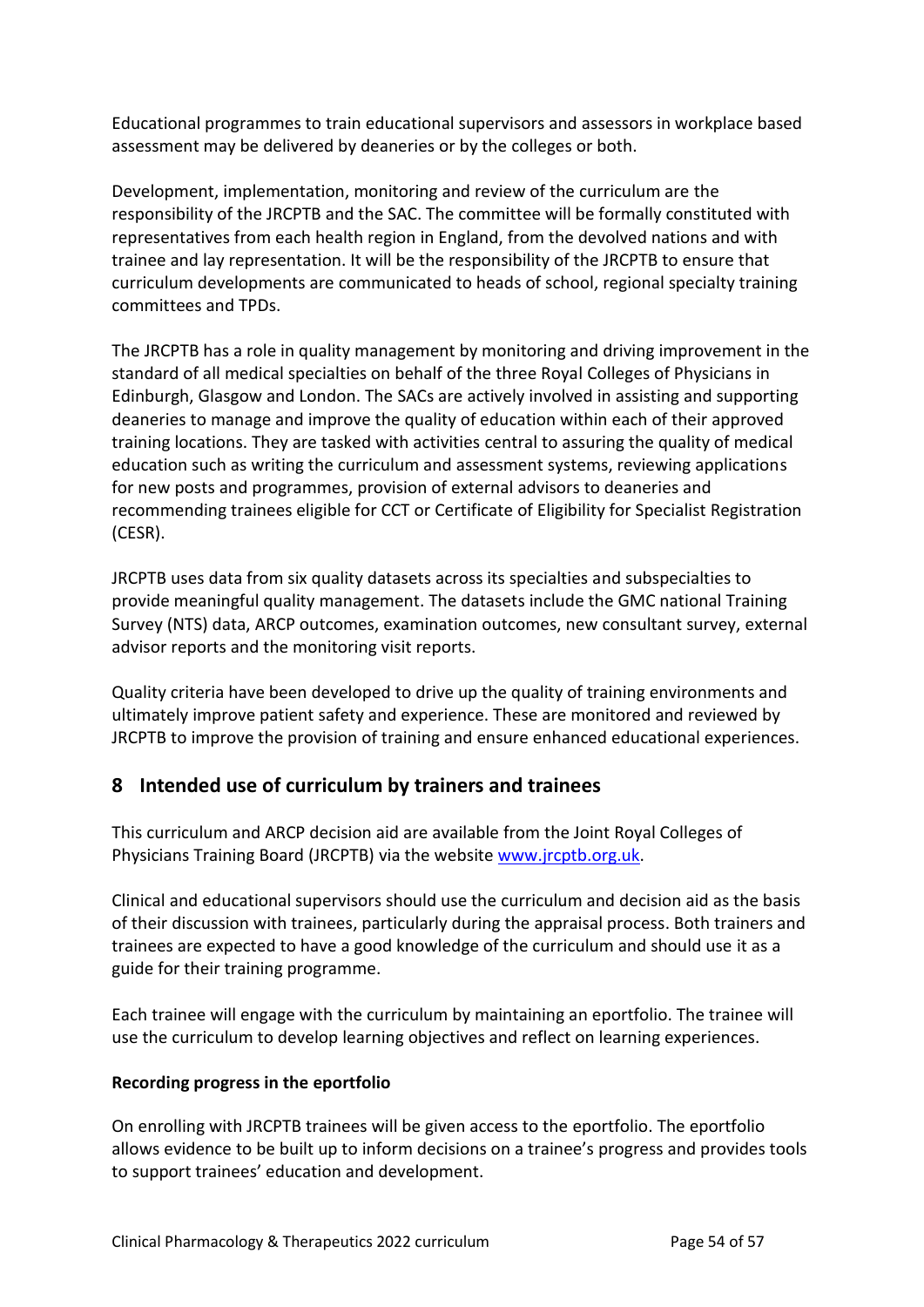Educational programmes to train educational supervisors and assessors in workplace based assessment may be delivered by deaneries or by the colleges or both.

Development, implementation, monitoring and review of the curriculum are the responsibility of the JRCPTB and the SAC. The committee will be formally constituted with representatives from each health region in England, from the devolved nations and with trainee and lay representation. It will be the responsibility of the JRCPTB to ensure that curriculum developments are communicated to heads of school, regional specialty training committees and TPDs.

The JRCPTB has a role in quality management by monitoring and driving improvement in the standard of all medical specialties on behalf of the three Royal Colleges of Physicians in Edinburgh, Glasgow and London. The SACs are actively involved in assisting and supporting deaneries to manage and improve the quality of education within each of their approved training locations. They are tasked with activities central to assuring the quality of medical education such as writing the curriculum and assessment systems, reviewing applications for new posts and programmes, provision of external advisors to deaneries and recommending trainees eligible for CCT or Certificate of Eligibility for Specialist Registration (CESR).

JRCPTB uses data from six quality datasets across its specialties and subspecialties to provide meaningful quality management. The datasets include the GMC national Training Survey (NTS) data, ARCP outcomes, examination outcomes, new consultant survey, external advisor reports and the monitoring visit reports.

Quality criteria have been developed to drive up the quality of training environments and ultimately improve patient safety and experience. These are monitored and reviewed by JRCPTB to improve the provision of training and ensure enhanced educational experiences.

## 8 Intended use of curriculum by trainers and trainees

This curriculum and ARCP decision aid are available from the Joint Royal Colleges of Physicians Training Board (JRCPTB) via the website [www.jrcptb.org.uk](www.jrcptb.org.uk).

Clinical and educational supervisors should use the curriculum and decision aid as the basis of their discussion with trainees, particularly during the appraisal process. Both trainers and trainees are expected to have a good knowledge of the curriculum and should use it as a guide for their training programme.

Each trainee will engage with the curriculum by maintaining an eportfolio. The trainee will use the curriculum to develop learning objectives and reflect on learning experiences.

**Recording progress in the eportfolio**

On enrolling with JRCPTB trainees will be given access to the eportfolio. The eportfolio allows evidence to be built up to inform decisions on a trainee's progress and provides tools to support trainees' education and development.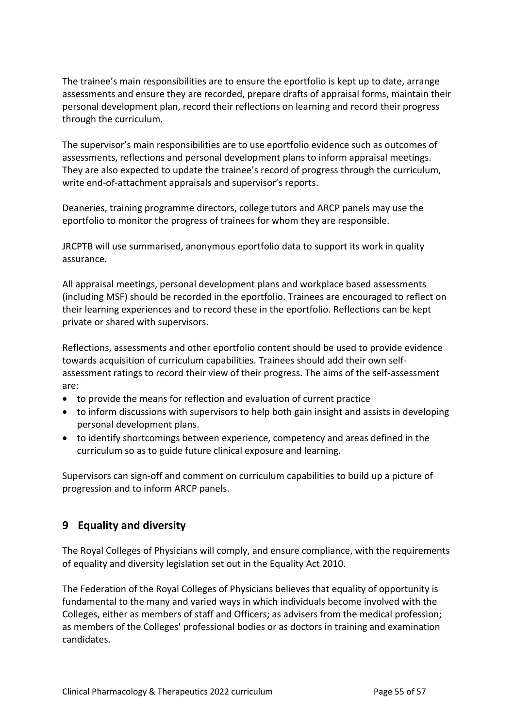The trainee's main responsibilities are to ensure the eportfolio is kept up to date, arrange assessments and ensure they are recorded, prepare drafts of appraisal forms, maintain their personal development plan, record their reflections on learning and record their progress through the curriculum.

The supervisor's main responsibilities are to use eportfolio evidence such as outcomes of assessments, reflections and personal development plans to inform appraisal meetings. They are also expected to update the trainee's record of progress through the curriculum, write end-of-attachment appraisals and supervisor's reports.

Deaneries, training programme directors, college tutors and ARCP panels may use the eportfolio to monitor the progress of trainees for whom they are responsible.

JRCPTB will use summarised, anonymous eportfolio data to support its work in quality assurance.

All appraisal meetings, personal development plans and workplace based assessments (including MSF) should be recorded in the eportfolio. Trainees are encouraged to reflect on their learning experiences and to record these in the eportfolio. Reflections can be kept private or shared with supervisors.

Reflections, assessments and other eportfolio content should be used to provide evidence towards acquisition of curriculum capabilities. Trainees should add their own self-assessment ratings to record their view of their progress. The aims of the self-assessment are:

- to provide the means for reflection and evaluation of current practice
- to inform discussions with supervisors to help both gain insight and assists in developing personal development plans.
- to identify shortcomings between experience, competency and areas defined in the curriculum so as to guide future clinical exposure and learning.

Supervisors can sign-off and comment on curriculum capabilities to build up a picture of progression and to inform ARCP panels.

## 9 Equality and diversity

The Royal Colleges of Physicians will comply, and ensure compliance, with the requirements of equality and diversity legislation set out in the Equality Act 2010.

The Federation of the Royal Colleges of Physicians believes that equality of opportunity is fundamental to the many and varied ways in which individuals become involved with the Colleges, either as members of staff and Officers; as advisers from the medical profession; as members of the Colleges' professional bodies or as doctors in training and examination candidates.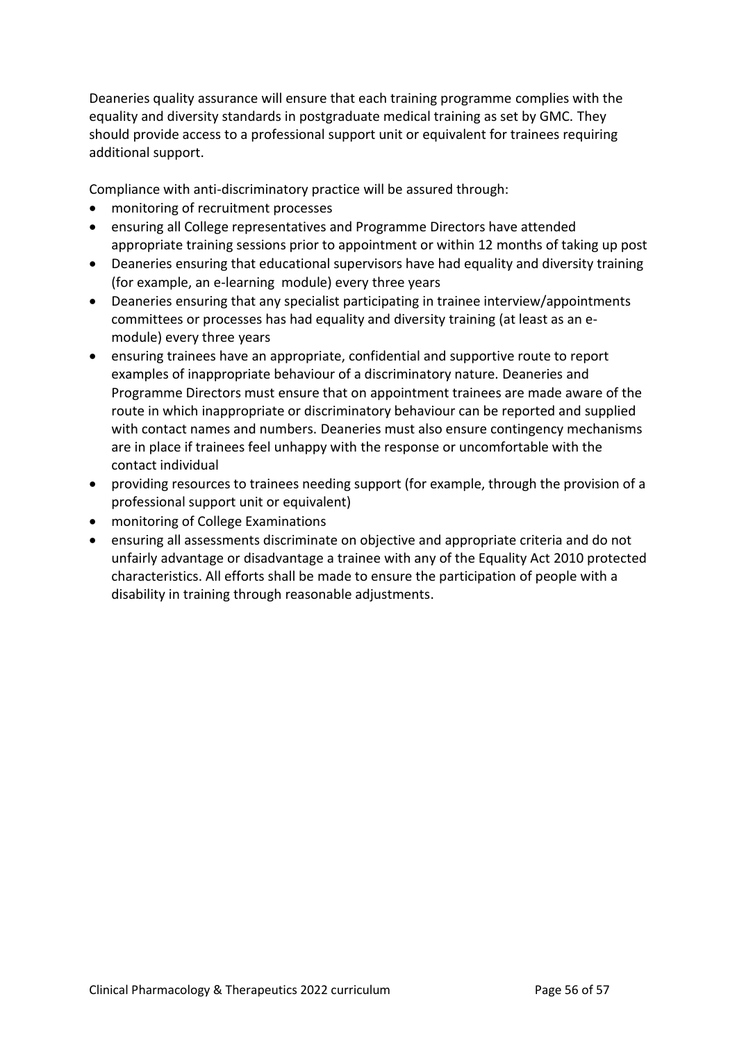Deaneries quality assurance will ensure that each training programme complies with the equality and diversity standards in postgraduate medical training as set by GMC. They should provide access to a professional support unit or equivalent for trainees requiring additional support.

Compliance with anti-discriminatory practice will be assured through:

- monitoring of recruitment processes
- ensuring all College representatives and Programme Directors have attended appropriate training sessions prior to appointment or within 12 months of taking up post
- Deaneries ensuring that educational supervisors have had equality and diversity training (for example, an e-learning module) every three years
- Deaneries ensuring that any specialist participating in trainee interview/appointments committees or processes has had equality and diversity training (at least as an e-module) every three years
- ensuring trainees have an appropriate, confidential and supportive route to report examples of inappropriate behaviour of a discriminatory nature. Deaneries and Programme Directors must ensure that on appointment trainees are made aware of the route in which inappropriate or discriminatory behaviour can be reported and supplied with contact names and numbers. Deaneries must also ensure contingency mechanisms are in place if trainees feel unhappy with the response or uncomfortable with the contact individual
- providing resources to trainees needing support (for example, through the provision of a professional support unit or equivalent)
- monitoring of College Examinations
- ensuring all assessments discriminate on objective and appropriate criteria and do not unfairly advantage or disadvantage a trainee with any of the Equality Act 2010 protected characteristics. All efforts shall be made to ensure the participation of people with a disability in training through reasonable adjustments.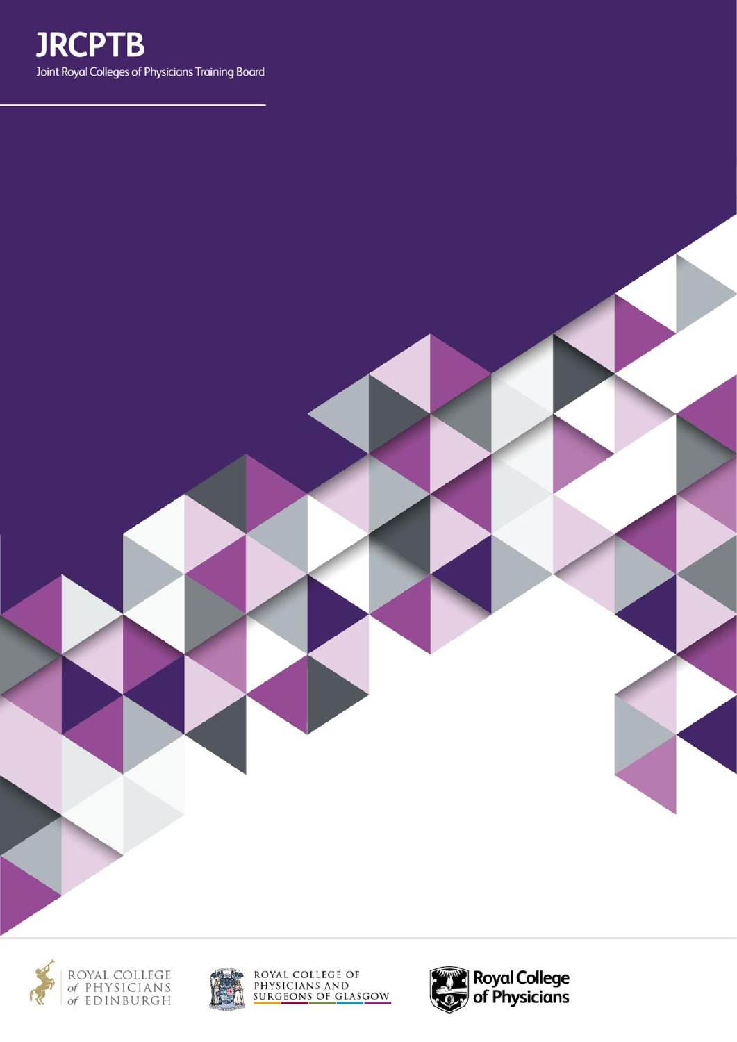# JRCPTB

Joint Royal Colleges of Physicians Training Board

ROYAL COLLEGE *of* PHYSICIANS *of* EDINBURGH

ROYAL COLLEGE OF PHYSICIANS AND SURGEONS OF GLASGOW

Royal College of Physicians